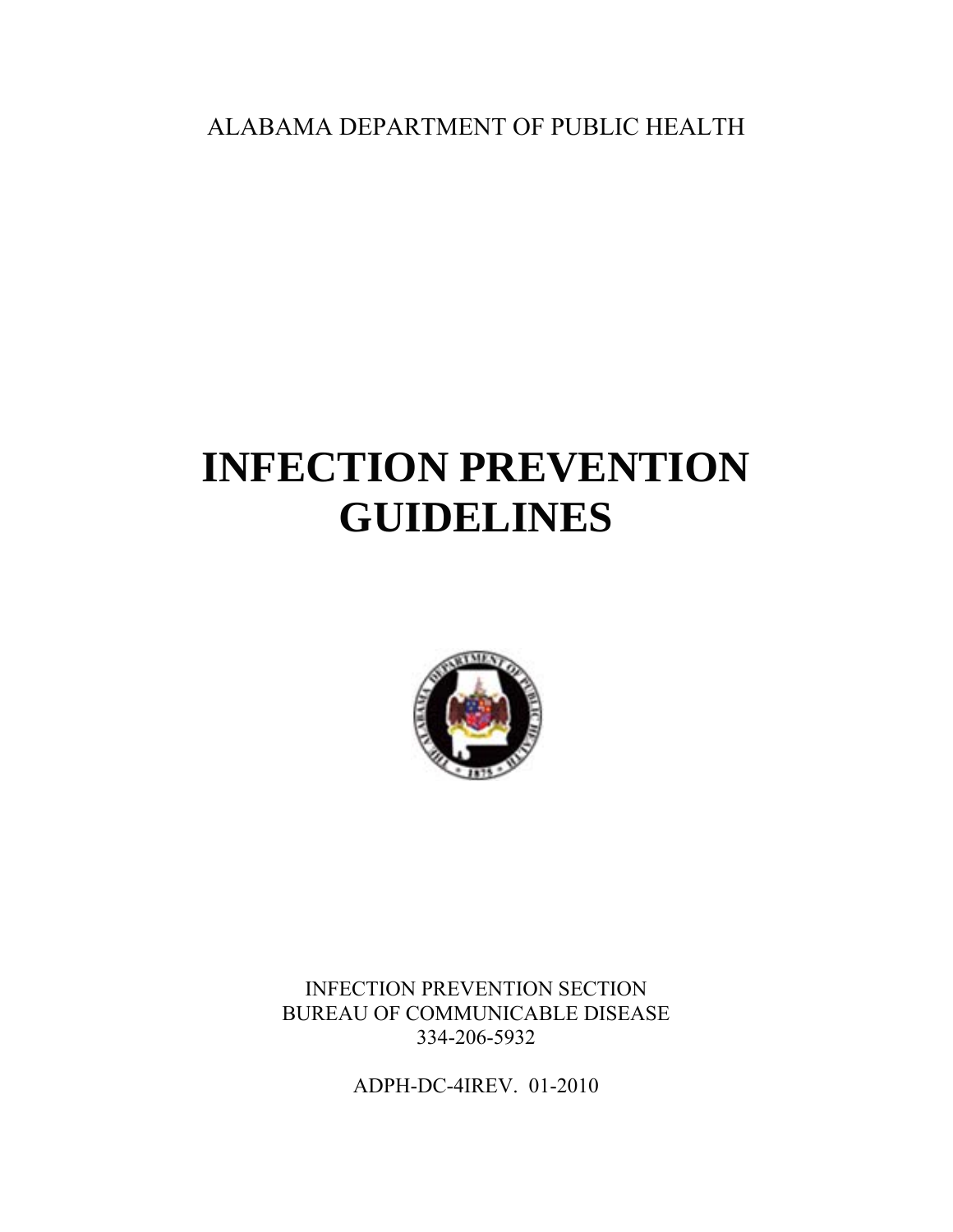ALABAMA DEPARTMENT OF PUBLIC HEALTH

# INFECTION PREVENTION GUIDELINES

INFECTION PREVENTION SECTION
BUREAU OF COMMUNICABLE DISEASE
334-206-5932

ADPH-DC-4IREV. 01-2010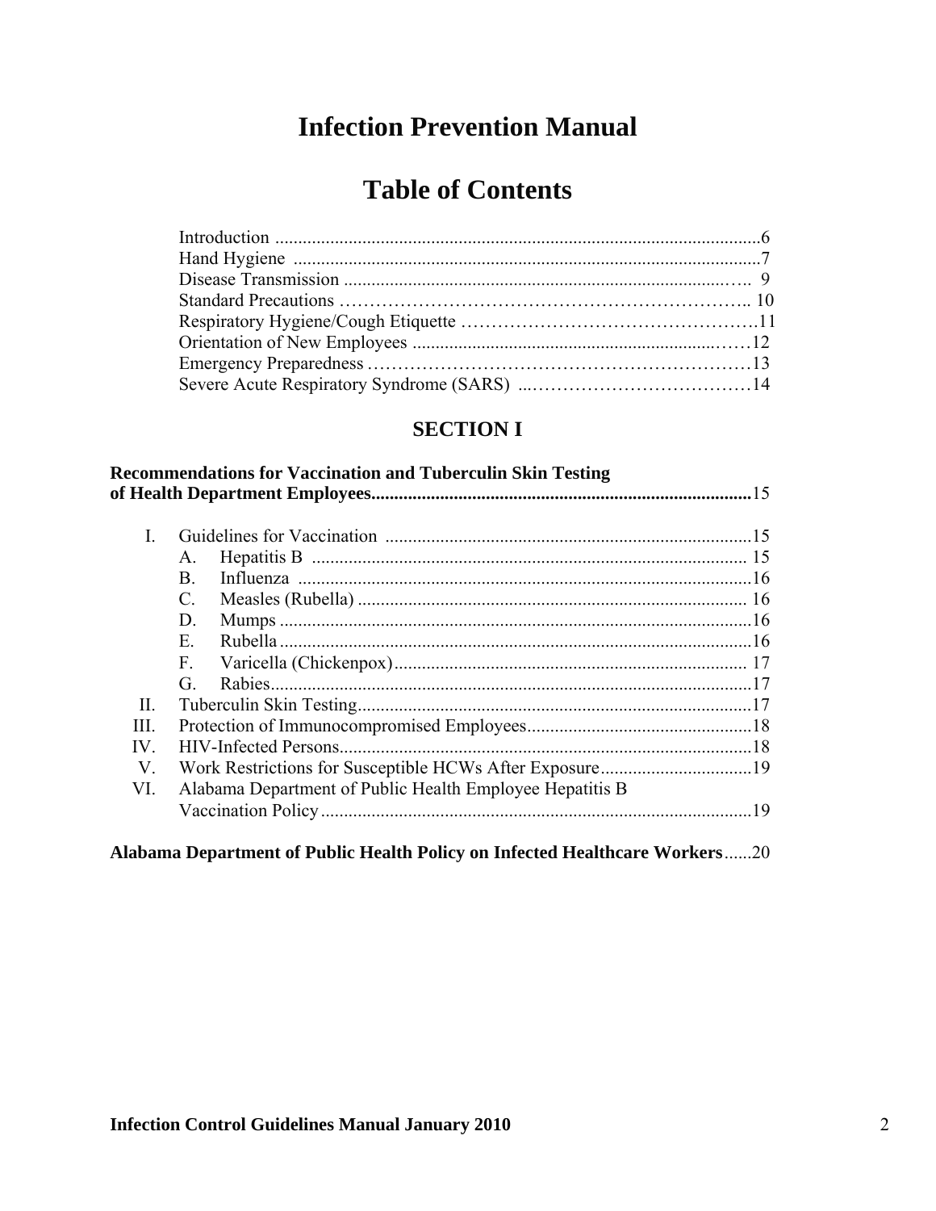# Infection Prevention Manual

## Table of Contents

Introduction ........................................................................................................6
Hand Hygiene .....................................................................................................7
Disease Transmission .......................................................................................9
Standard Precautions ......................................................................................10
Respiratory Hygiene/Cough Etiquette ..........................................................11
Orientation of New Employees .....................................................................12
Emergency Preparedness ..............................................................................13
Severe Acute Respiratory Syndrome (SARS) .............................................14

## SECTION I

**Recommendations for Vaccination and Tuberculin Skin Testing of Health Department Employees**..................................................................................15

- I. Guidelines for Vaccination ....................................................................15
  - A. Hepatitis B .........................................................................................15
  - B. Influenza ...........................................................................................16
  - C. Measles (Rubella) .............................................................................16
  - D. Mumps ...............................................................................................16
  - E. Rubella ...............................................................................................16
  - F. Varicella (Chickenpox) ....................................................................17
  - G. Rabies.................................................................................................17
- II. Tuberculin Skin Testing........................................................................17
- III. Protection of Immunocompromised Employees...............................18
- IV. HIV-Infected Persons...........................................................................18
- V. Work Restrictions for Susceptible HCWs After Exposure..................19
- VI. Alabama Department of Public Health Employee Hepatitis B Vaccination Policy...............................................................................19

**Alabama Department of Public Health Policy on Infected Healthcare Workers**......20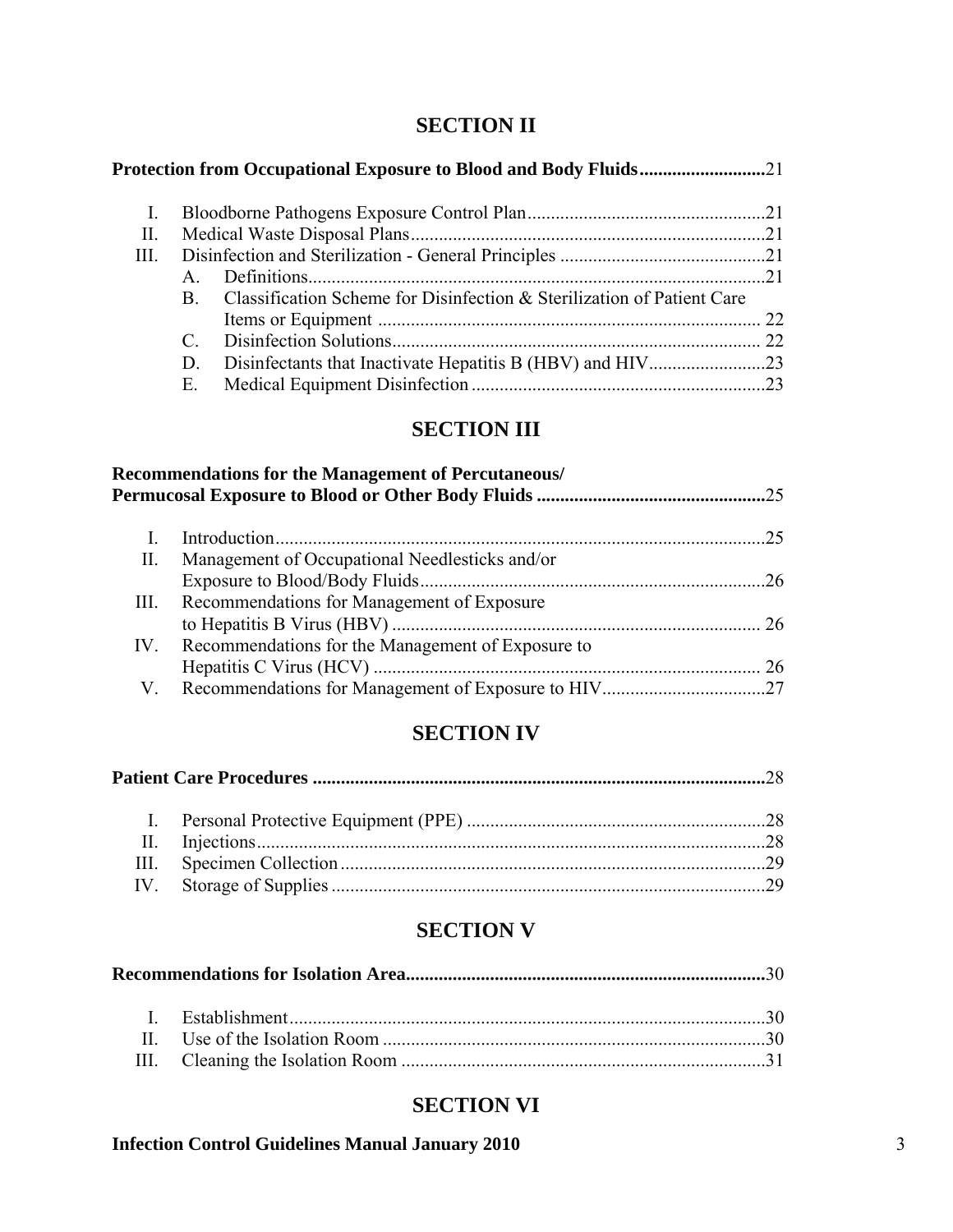## SECTION II

**Protection from Occupational Exposure to Blood and Body Fluids**..........................21

- I. Bloodborne Pathogens Exposure Control Plan..................................................21
- II. Medical Waste Disposal Plans...........................................................................21
- III. Disinfection and Sterilization - General Principles ...........................................21
  - A. Definitions.................................................................................................21
  - B. Classification Scheme for Disinfection & Sterilization of Patient Care Items or Equipment ................................................................................. 22
  - C. Disinfection Solutions.............................................................................. 22
  - D. Disinfectants that Inactivate Hepatitis B (HBV) and HIV.........................23
  - E. Medical Equipment Disinfection ..............................................................23

## SECTION III

**Recommendations for the Management of Percutaneous/ Permucosal Exposure to Blood or Other Body Fluids** ................................................25

- I. Introduction........................................................................................................25
- II. Management of Occupational Needlesticks and/or Exposure to Blood/Body Fluids.........................................................................26
- III. Recommendations for Management of Exposure to Hepatitis B Virus (HBV) .............................................................................. 26
- IV. Recommendations for the Management of Exposure to Hepatitis C Virus (HCV) .................................................................................. 26
- V. Recommendations for Management of Exposure to HIV..................................27

## SECTION IV

**Patient Care Procedures** .................................................................................................28

- I. Personal Protective Equipment (PPE) ...............................................................28
- II. Injections............................................................................................................28
- III. Specimen Collection..........................................................................................29
- IV. Storage of Supplies ............................................................................................29

## SECTION V

**Recommendations for Isolation Area**............................................................................30

- I. Establishment.....................................................................................................30
- II. Use of the Isolation Room .................................................................................30
- III. Cleaning the Isolation Room .............................................................................31

## SECTION VI

**Infection Control Guidelines Manual January 2010**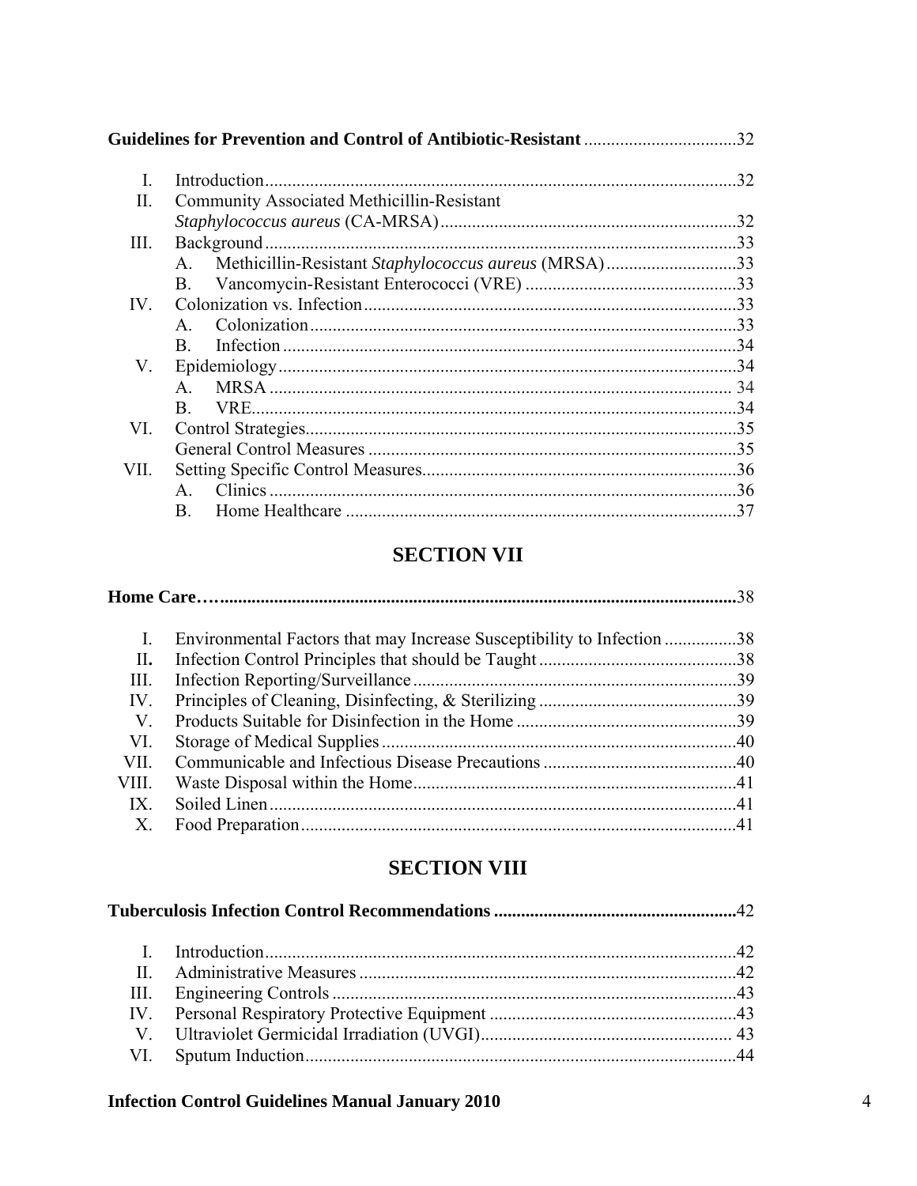**Guidelines for Prevention and Control of Antibiotic-Resistant** ..................................32

- I. Introduction.........................................................................................................32
- II. Community Associated Methicillin-Resistant *Staphylococcus aureus* (CA-MRSA)..................................................................32
- III. Background.........................................................................................................33
  - A. Methicillin-Resistant *Staphylococcus aureus* (MRSA).............................33
  - B. Vancomycin-Resistant Enterococci (VRE) ...............................................33
- IV. Colonization vs. Infection...................................................................................33
  - A. Colonization...............................................................................................33
  - B. Infection.....................................................................................................34
- V. Epidemiology......................................................................................................34
  - A. MRSA........................................................................................................ 34
  - B. VRE............................................................................................................34
- VI. Control Strategies................................................................................................35
  - General Control Measures ..................................................................................35
- VII. Setting Specific Control Measures......................................................................36
  - A. Clinics........................................................................................................36
  - B. Home Healthcare .......................................................................................37

## SECTION VII

**Home Care…**..................................................................................................................38

- I. Environmental Factors that may Increase Susceptibility to Infection ................38
- II. Infection Control Principles that should be Taught............................................38
- III. Infection Reporting/Surveillance........................................................................39
- IV. Principles of Cleaning, Disinfecting, & Sterilizing ............................................39
- V. Products Suitable for Disinfection in the Home .................................................39
- VI. Storage of Medical Supplies...............................................................................40
- VII. Communicable and Infectious Disease Precautions ...........................................40
- VIII. Waste Disposal within the Home.......................................................................41
- IX. Soiled Linen........................................................................................................41
- X. Food Preparation.................................................................................................41

## SECTION VIII

**Tuberculosis Infection Control Recommendations** .....................................................42

- I. Introduction.........................................................................................................42
- II. Administrative Measures ....................................................................................42
- III. Engineering Controls ..........................................................................................43
- IV. Personal Respiratory Protective Equipment .......................................................43
- V. Ultraviolet Germicidal Irradiation (UVGI)........................................................ 43
- VI. Sputum Induction................................................................................................44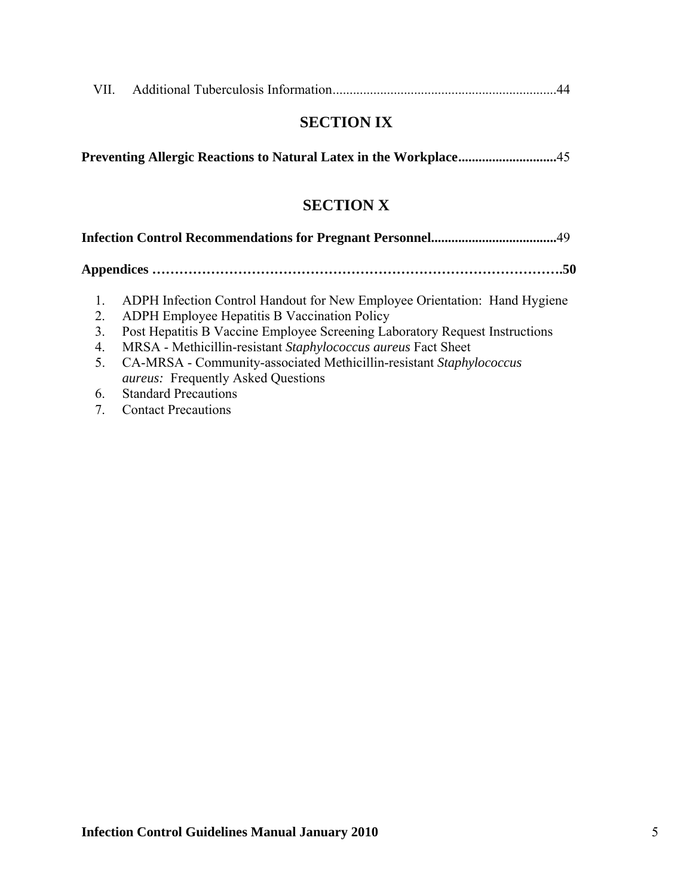VII. Additional Tuberculosis Information.................................................................44

## SECTION IX

**Preventing Allergic Reactions to Natural Latex in the Workplace............................**45

## SECTION X

**Infection Control Recommendations for Pregnant Personnel.....................................**49

**Appendices ……………………………………………………………………………….50**

1. ADPH Infection Control Handout for New Employee Orientation: Hand Hygiene
2. ADPH Employee Hepatitis B Vaccination Policy
3. Post Hepatitis B Vaccine Employee Screening Laboratory Request Instructions
4. MRSA - Methicillin-resistant *Staphylococcus aureus* Fact Sheet
5. CA-MRSA - Community-associated Methicillin-resistant *Staphylococcus aureus:* Frequently Asked Questions
6. Standard Precautions
7. Contact Precautions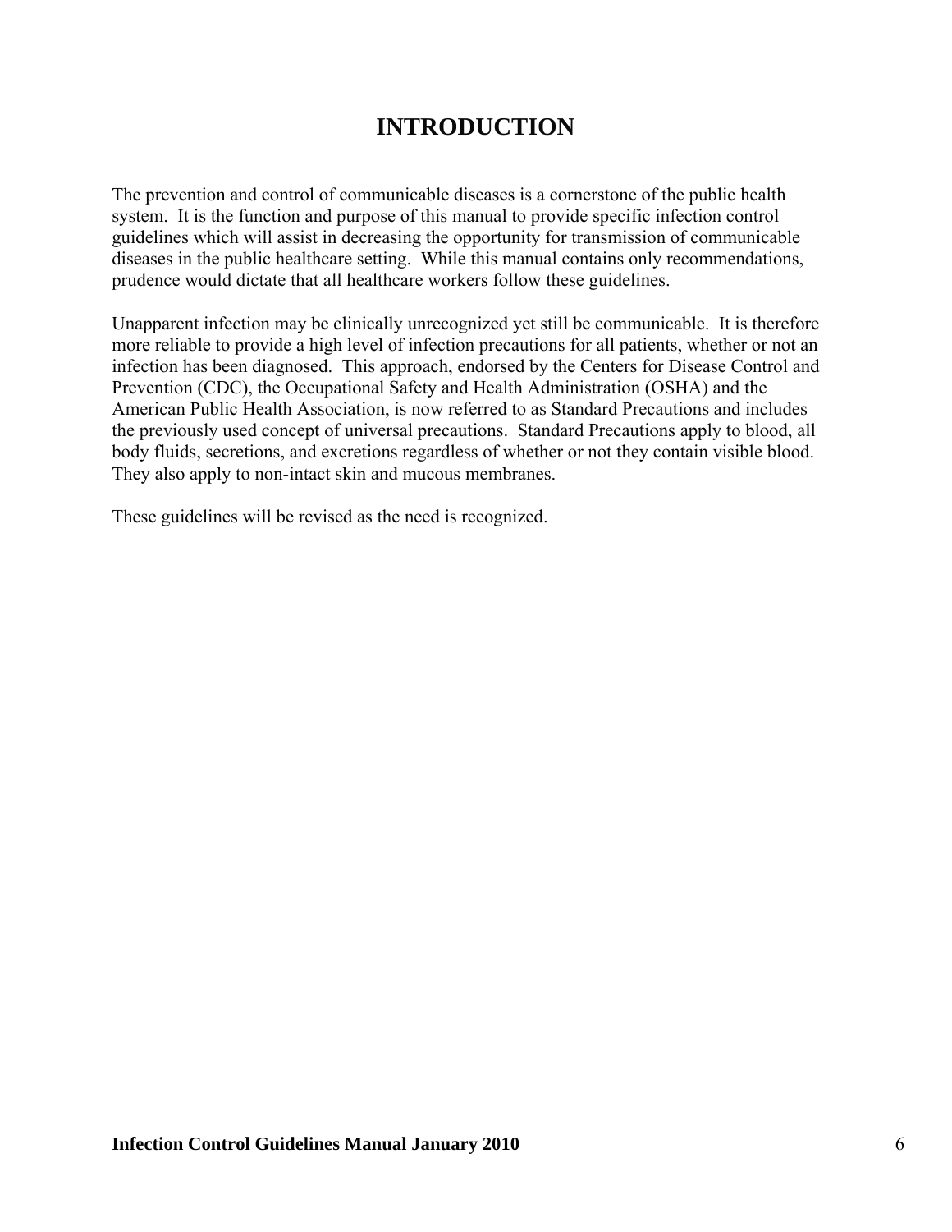# INTRODUCTION

The prevention and control of communicable diseases is a cornerstone of the public health system. It is the function and purpose of this manual to provide specific infection control guidelines which will assist in decreasing the opportunity for transmission of communicable diseases in the public healthcare setting. While this manual contains only recommendations, prudence would dictate that all healthcare workers follow these guidelines.

Unapparent infection may be clinically unrecognized yet still be communicable. It is therefore more reliable to provide a high level of infection precautions for all patients, whether or not an infection has been diagnosed. This approach, endorsed by the Centers for Disease Control and Prevention (CDC), the Occupational Safety and Health Administration (OSHA) and the American Public Health Association, is now referred to as Standard Precautions and includes the previously used concept of universal precautions. Standard Precautions apply to blood, all body fluids, secretions, and excretions regardless of whether or not they contain visible blood. They also apply to non-intact skin and mucous membranes.

These guidelines will be revised as the need is recognized.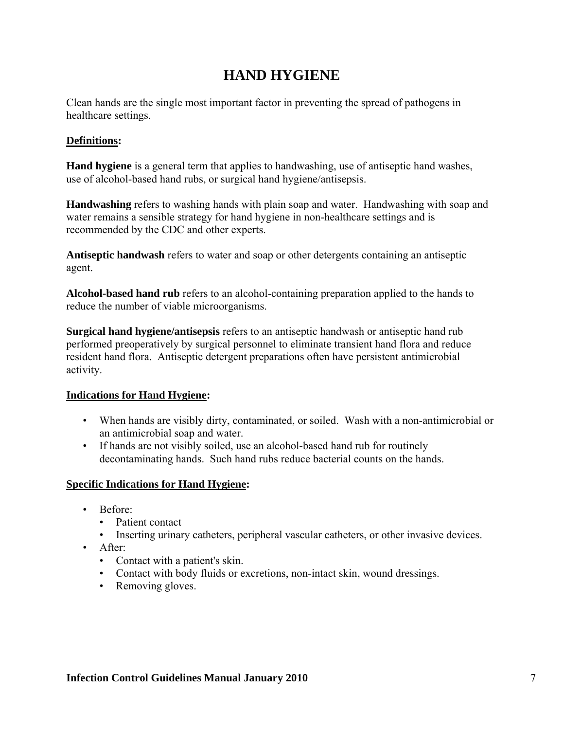# HAND HYGIENE

Clean hands are the single most important factor in preventing the spread of pathogens in healthcare settings.

**Definitions:**

**Hand hygiene** is a general term that applies to handwashing, use of antiseptic hand washes, use of alcohol-based hand rubs, or surgical hand hygiene/antisepsis.

**Handwashing** refers to washing hands with plain soap and water. Handwashing with soap and water remains a sensible strategy for hand hygiene in non-healthcare settings and is recommended by the CDC and other experts.

**Antiseptic handwash** refers to water and soap or other detergents containing an antiseptic agent.

**Alcohol-based hand rub** refers to an alcohol-containing preparation applied to the hands to reduce the number of viable microorganisms.

**Surgical hand hygiene/antisepsis** refers to an antiseptic handwash or antiseptic hand rub performed preoperatively by surgical personnel to eliminate transient hand flora and reduce resident hand flora. Antiseptic detergent preparations often have persistent antimicrobial activity.

**Indications for Hand Hygiene:**

- When hands are visibly dirty, contaminated, or soiled. Wash with a non-antimicrobial or an antimicrobial soap and water.
- If hands are not visibly soiled, use an alcohol-based hand rub for routinely decontaminating hands. Such hand rubs reduce bacterial counts on the hands.

**Specific Indications for Hand Hygiene:**

- Before:
  - Patient contact
  - Inserting urinary catheters, peripheral vascular catheters, or other invasive devices.
- After:
  - Contact with a patient's skin.
  - Contact with body fluids or excretions, non-intact skin, wound dressings.
  - Removing gloves.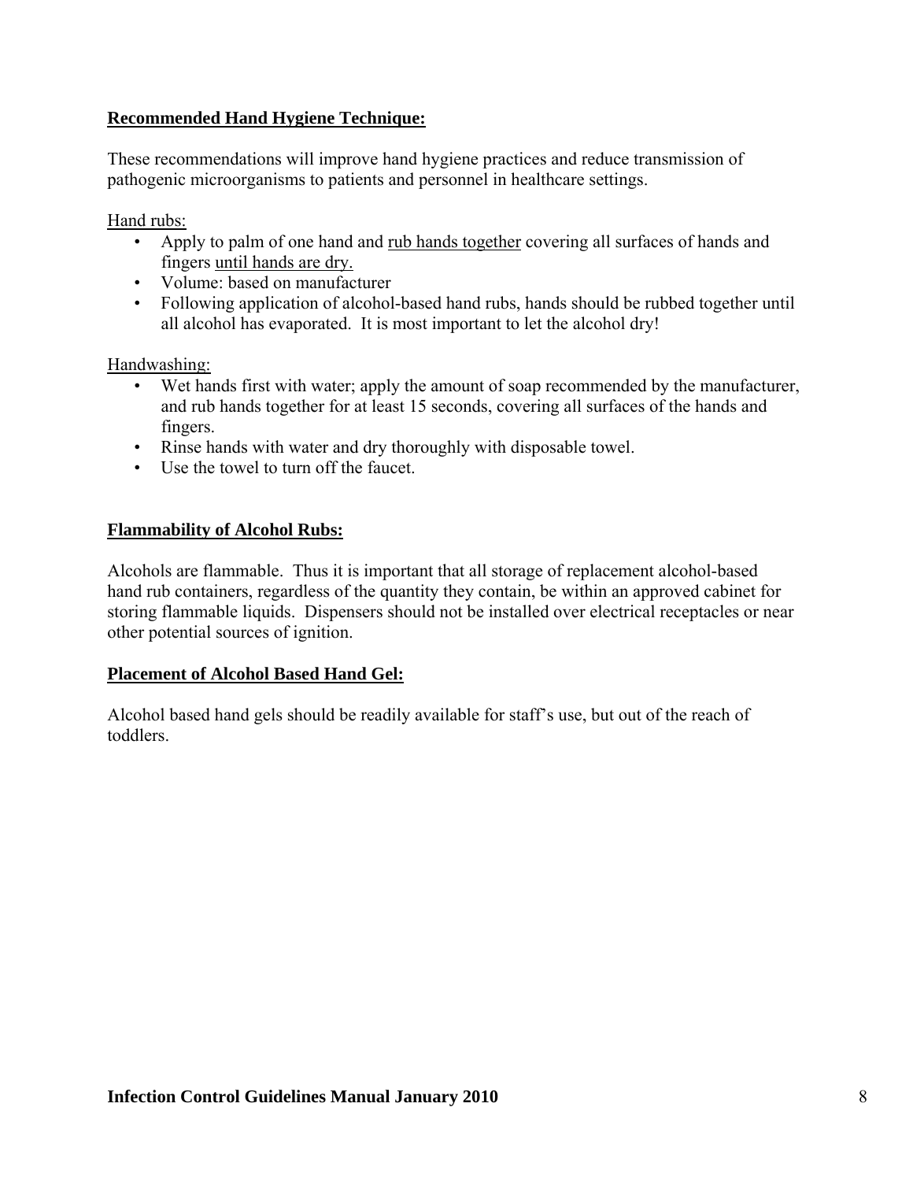## Recommended Hand Hygiene Technique:

These recommendations will improve hand hygiene practices and reduce transmission of pathogenic microorganisms to patients and personnel in healthcare settings.

Hand rubs:

- Apply to palm of one hand and rub hands together covering all surfaces of hands and fingers until hands are dry.
- Volume: based on manufacturer
- Following application of alcohol-based hand rubs, hands should be rubbed together until all alcohol has evaporated. It is most important to let the alcohol dry!

Handwashing:

- Wet hands first with water; apply the amount of soap recommended by the manufacturer, and rub hands together for at least 15 seconds, covering all surfaces of the hands and fingers.
- Rinse hands with water and dry thoroughly with disposable towel.
- Use the towel to turn off the faucet.

## Flammability of Alcohol Rubs:

Alcohols are flammable. Thus it is important that all storage of replacement alcohol-based hand rub containers, regardless of the quantity they contain, be within an approved cabinet for storing flammable liquids. Dispensers should not be installed over electrical receptacles or near other potential sources of ignition.

## Placement of Alcohol Based Hand Gel:

Alcohol based hand gels should be readily available for staff's use, but out of the reach of toddlers.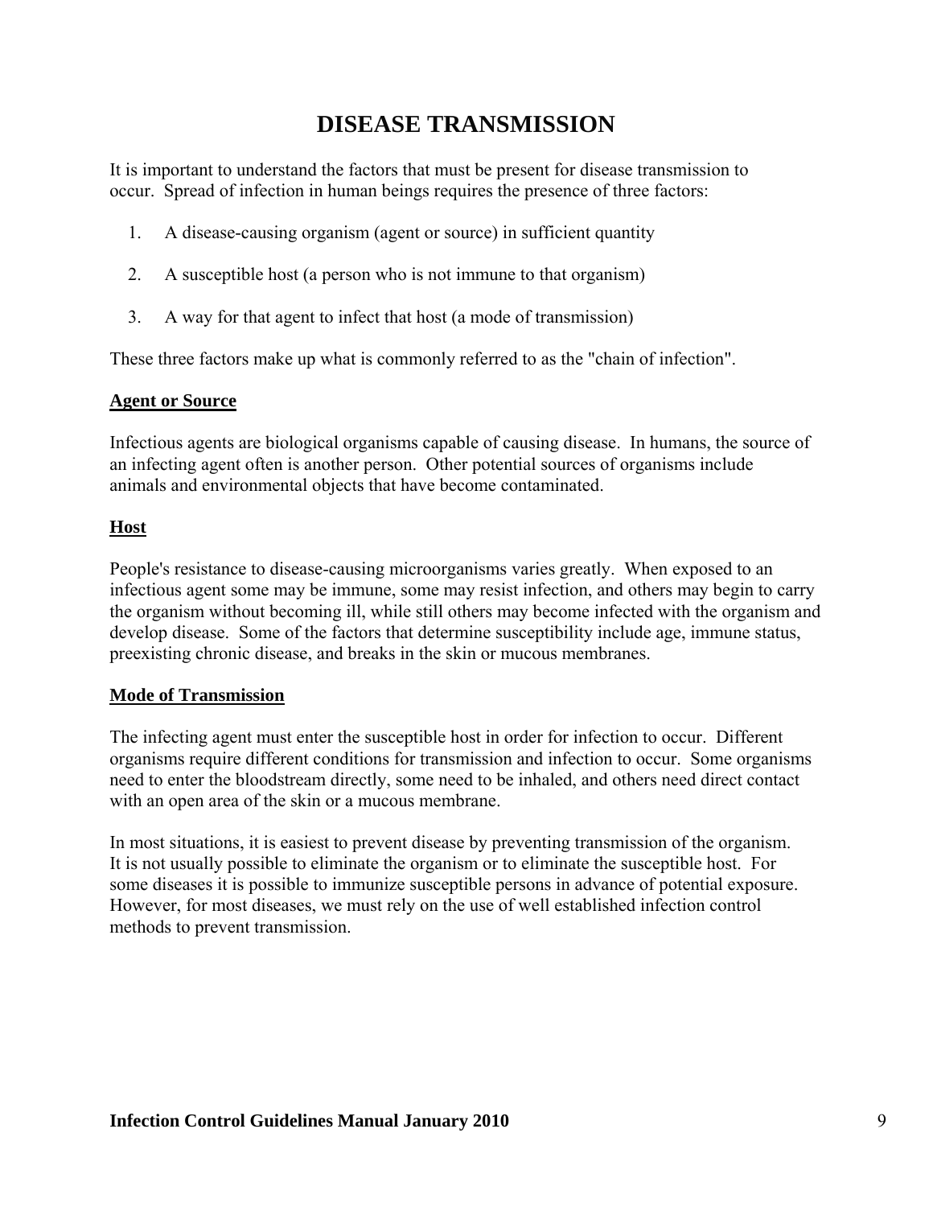# DISEASE TRANSMISSION

It is important to understand the factors that must be present for disease transmission to occur. Spread of infection in human beings requires the presence of three factors:

1. A disease-causing organism (agent or source) in sufficient quantity

2. A susceptible host (a person who is not immune to that organism)

3. A way for that agent to infect that host (a mode of transmission)

These three factors make up what is commonly referred to as the "chain of infection".

## Agent or Source

Infectious agents are biological organisms capable of causing disease. In humans, the source of an infecting agent often is another person. Other potential sources of organisms include animals and environmental objects that have become contaminated.

## Host

People's resistance to disease-causing microorganisms varies greatly. When exposed to an infectious agent some may be immune, some may resist infection, and others may begin to carry the organism without becoming ill, while still others may become infected with the organism and develop disease. Some of the factors that determine susceptibility include age, immune status, preexisting chronic disease, and breaks in the skin or mucous membranes.

## Mode of Transmission

The infecting agent must enter the susceptible host in order for infection to occur. Different organisms require different conditions for transmission and infection to occur. Some organisms need to enter the bloodstream directly, some need to be inhaled, and others need direct contact with an open area of the skin or a mucous membrane.

In most situations, it is easiest to prevent disease by preventing transmission of the organism. It is not usually possible to eliminate the organism or to eliminate the susceptible host. For some diseases it is possible to immunize susceptible persons in advance of potential exposure. However, for most diseases, we must rely on the use of well established infection control methods to prevent transmission.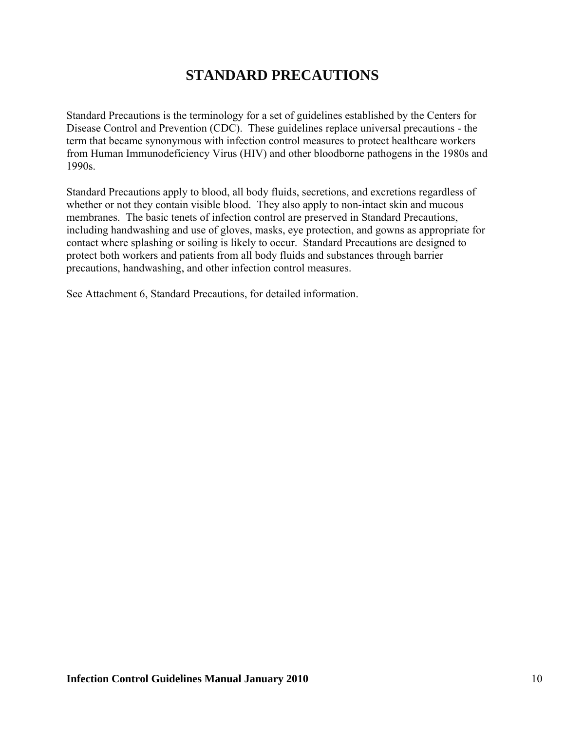# STANDARD PRECAUTIONS

Standard Precautions is the terminology for a set of guidelines established by the Centers for Disease Control and Prevention (CDC). These guidelines replace universal precautions - the term that became synonymous with infection control measures to protect healthcare workers from Human Immunodeficiency Virus (HIV) and other bloodborne pathogens in the 1980s and 1990s.

Standard Precautions apply to blood, all body fluids, secretions, and excretions regardless of whether or not they contain visible blood. They also apply to non-intact skin and mucous membranes. The basic tenets of infection control are preserved in Standard Precautions, including handwashing and use of gloves, masks, eye protection, and gowns as appropriate for contact where splashing or soiling is likely to occur. Standard Precautions are designed to protect both workers and patients from all body fluids and substances through barrier precautions, handwashing, and other infection control measures.

See Attachment 6, Standard Precautions, for detailed information.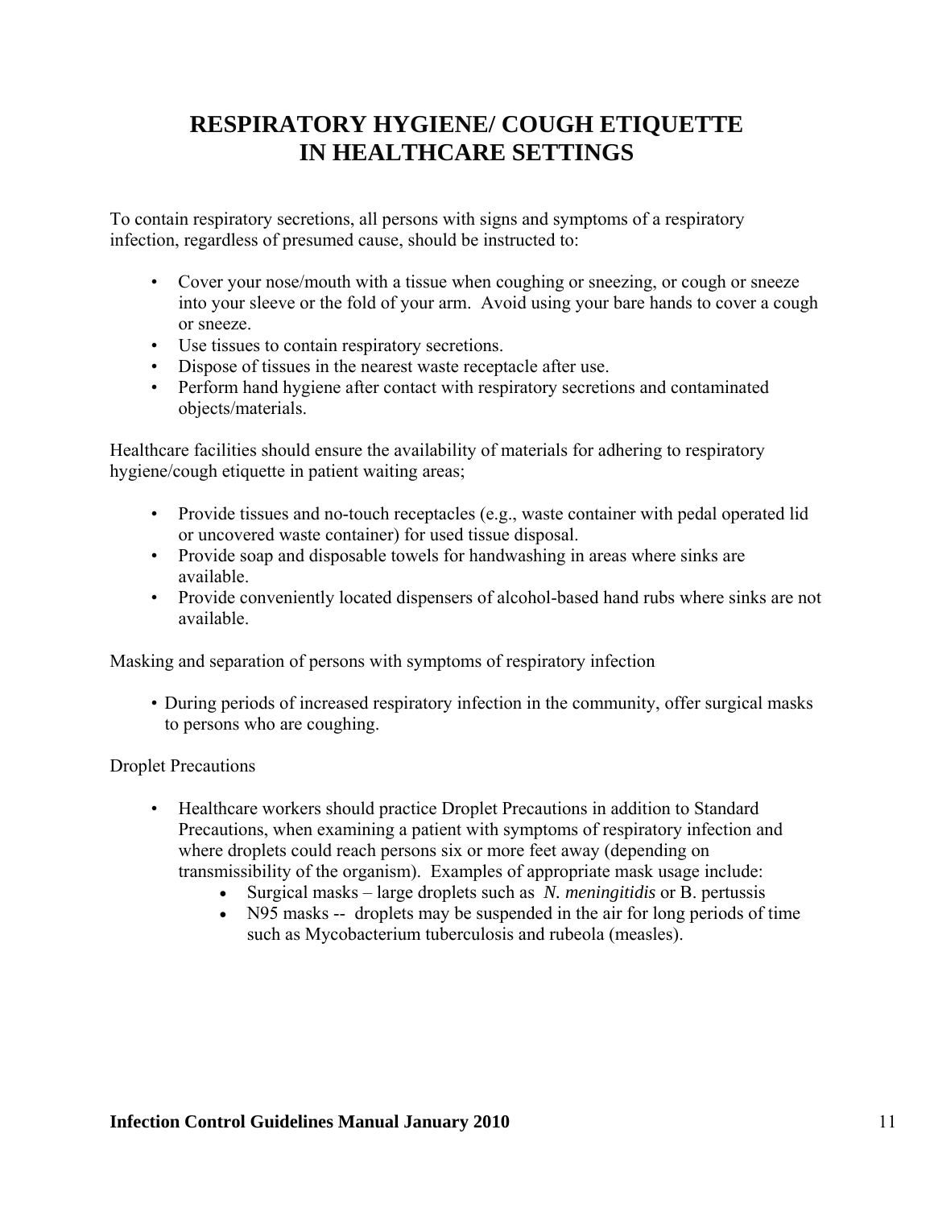# RESPIRATORY HYGIENE/ COUGH ETIQUETTE IN HEALTHCARE SETTINGS

To contain respiratory secretions, all persons with signs and symptoms of a respiratory infection, regardless of presumed cause, should be instructed to:

- Cover your nose/mouth with a tissue when coughing or sneezing, or cough or sneeze into your sleeve or the fold of your arm. Avoid using your bare hands to cover a cough or sneeze.
- Use tissues to contain respiratory secretions.
- Dispose of tissues in the nearest waste receptacle after use.
- Perform hand hygiene after contact with respiratory secretions and contaminated objects/materials.

Healthcare facilities should ensure the availability of materials for adhering to respiratory hygiene/cough etiquette in patient waiting areas;

- Provide tissues and no-touch receptacles (e.g., waste container with pedal operated lid or uncovered waste container) for used tissue disposal.
- Provide soap and disposable towels for handwashing in areas where sinks are available.
- Provide conveniently located dispensers of alcohol-based hand rubs where sinks are not available.

Masking and separation of persons with symptoms of respiratory infection

- During periods of increased respiratory infection in the community, offer surgical masks to persons who are coughing.

Droplet Precautions

- Healthcare workers should practice Droplet Precautions in addition to Standard Precautions, when examining a patient with symptoms of respiratory infection and where droplets could reach persons six or more feet away (depending on transmissibility of the organism). Examples of appropriate mask usage include:
    - Surgical masks – large droplets such as *N. meningitidis* or B. pertussis
    - N95 masks -- droplets may be suspended in the air for long periods of time such as Mycobacterium tuberculosis and rubeola (measles).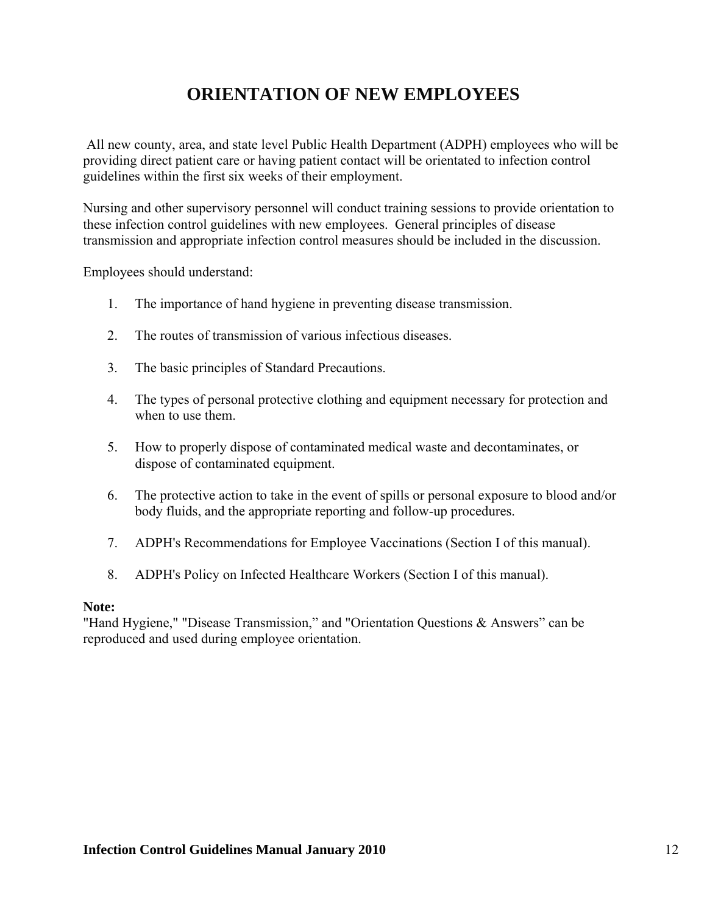# ORIENTATION OF NEW EMPLOYEES

All new county, area, and state level Public Health Department (ADPH) employees who will be providing direct patient care or having patient contact will be orientated to infection control guidelines within the first six weeks of their employment.

Nursing and other supervisory personnel will conduct training sessions to provide orientation to these infection control guidelines with new employees. General principles of disease transmission and appropriate infection control measures should be included in the discussion.

Employees should understand:

1. The importance of hand hygiene in preventing disease transmission.
2. The routes of transmission of various infectious diseases.
3. The basic principles of Standard Precautions.
4. The types of personal protective clothing and equipment necessary for protection and when to use them.
5. How to properly dispose of contaminated medical waste and decontaminates, or dispose of contaminated equipment.
6. The protective action to take in the event of spills or personal exposure to blood and/or body fluids, and the appropriate reporting and follow-up procedures.
7. ADPH's Recommendations for Employee Vaccinations (Section I of this manual).
8. ADPH's Policy on Infected Healthcare Workers (Section I of this manual).

**Note:**
"Hand Hygiene," "Disease Transmission," and "Orientation Questions & Answers" can be reproduced and used during employee orientation.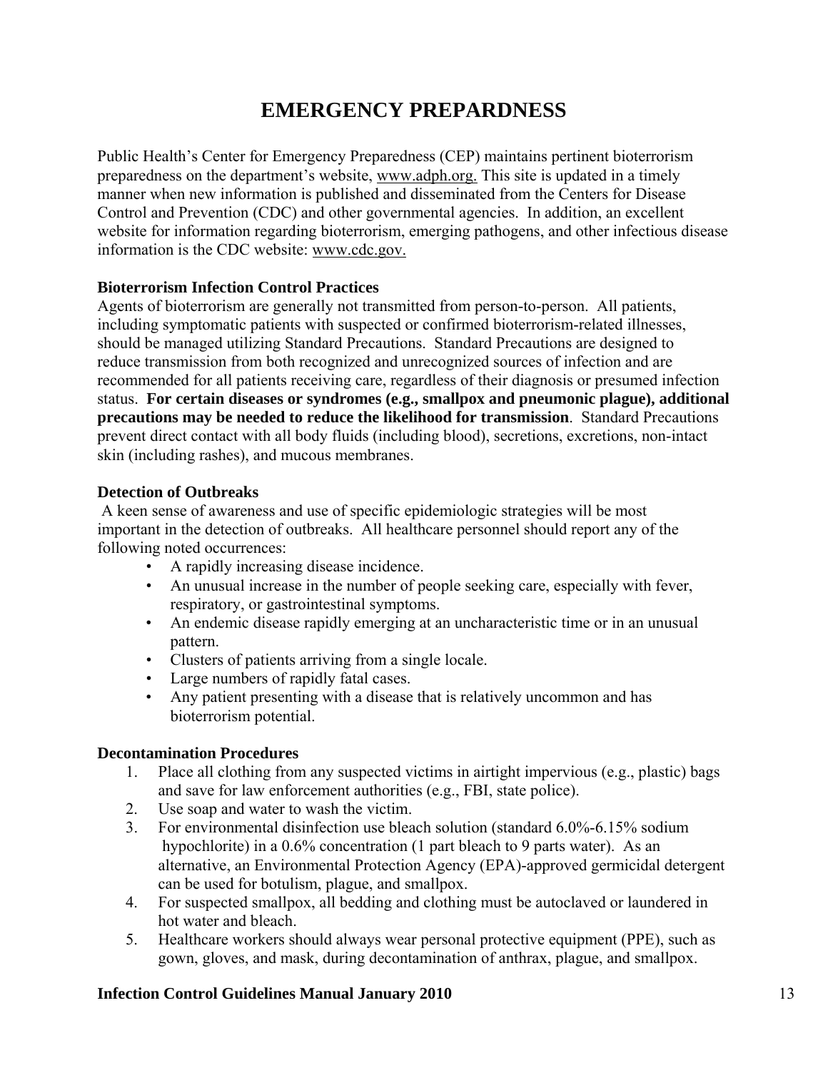# EMERGENCY PREPARDNESS

Public Health's Center for Emergency Preparedness (CEP) maintains pertinent bioterrorism preparedness on the department's website, www.adph.org. This site is updated in a timely manner when new information is published and disseminated from the Centers for Disease Control and Prevention (CDC) and other governmental agencies. In addition, an excellent website for information regarding bioterrorism, emerging pathogens, and other infectious disease information is the CDC website: www.cdc.gov.

**Bioterrorism Infection Control Practices**

Agents of bioterrorism are generally not transmitted from person-to-person. All patients, including symptomatic patients with suspected or confirmed bioterrorism-related illnesses, should be managed utilizing Standard Precautions. Standard Precautions are designed to reduce transmission from both recognized and unrecognized sources of infection and are recommended for all patients receiving care, regardless of their diagnosis or presumed infection status. **For certain diseases or syndromes (e.g., smallpox and pneumonic plague), additional precautions may be needed to reduce the likelihood for transmission**. Standard Precautions prevent direct contact with all body fluids (including blood), secretions, excretions, non-intact skin (including rashes), and mucous membranes.

**Detection of Outbreaks**

A keen sense of awareness and use of specific epidemiologic strategies will be most important in the detection of outbreaks. All healthcare personnel should report any of the following noted occurrences:

- A rapidly increasing disease incidence.
- An unusual increase in the number of people seeking care, especially with fever, respiratory, or gastrointestinal symptoms.
- An endemic disease rapidly emerging at an uncharacteristic time or in an unusual pattern.
- Clusters of patients arriving from a single locale.
- Large numbers of rapidly fatal cases.
- Any patient presenting with a disease that is relatively uncommon and has bioterrorism potential.

**Decontamination Procedures**

1. Place all clothing from any suspected victims in airtight impervious (e.g., plastic) bags and save for law enforcement authorities (e.g., FBI, state police).
2. Use soap and water to wash the victim.
3. For environmental disinfection use bleach solution (standard 6.0%-6.15% sodium hypochlorite) in a 0.6% concentration (1 part bleach to 9 parts water). As an alternative, an Environmental Protection Agency (EPA)-approved germicidal detergent can be used for botulism, plague, and smallpox.
4. For suspected smallpox, all bedding and clothing must be autoclaved or laundered in hot water and bleach.
5. Healthcare workers should always wear personal protective equipment (PPE), such as gown, gloves, and mask, during decontamination of anthrax, plague, and smallpox.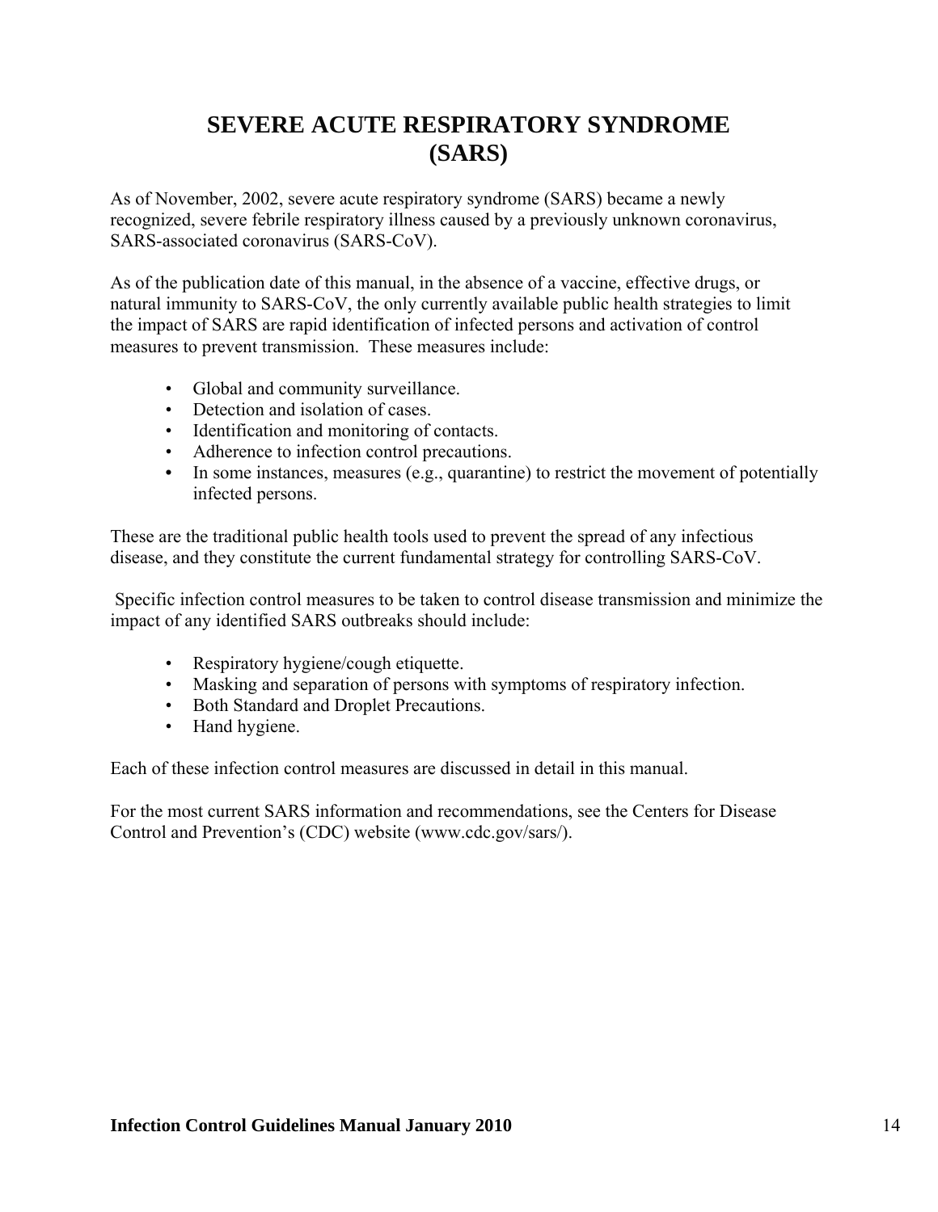# SEVERE ACUTE RESPIRATORY SYNDROME (SARS)

As of November, 2002, severe acute respiratory syndrome (SARS) became a newly recognized, severe febrile respiratory illness caused by a previously unknown coronavirus, SARS-associated coronavirus (SARS-CoV).

As of the publication date of this manual, in the absence of a vaccine, effective drugs, or natural immunity to SARS-CoV, the only currently available public health strategies to limit the impact of SARS are rapid identification of infected persons and activation of control measures to prevent transmission. These measures include:

- Global and community surveillance.
- Detection and isolation of cases.
- Identification and monitoring of contacts.
- Adherence to infection control precautions.
- In some instances, measures (e.g., quarantine) to restrict the movement of potentially infected persons.

These are the traditional public health tools used to prevent the spread of any infectious disease, and they constitute the current fundamental strategy for controlling SARS-CoV.

Specific infection control measures to be taken to control disease transmission and minimize the impact of any identified SARS outbreaks should include:

- Respiratory hygiene/cough etiquette.
- Masking and separation of persons with symptoms of respiratory infection.
- Both Standard and Droplet Precautions.
- Hand hygiene.

Each of these infection control measures are discussed in detail in this manual.

For the most current SARS information and recommendations, see the Centers for Disease Control and Prevention's (CDC) website (www.cdc.gov/sars/).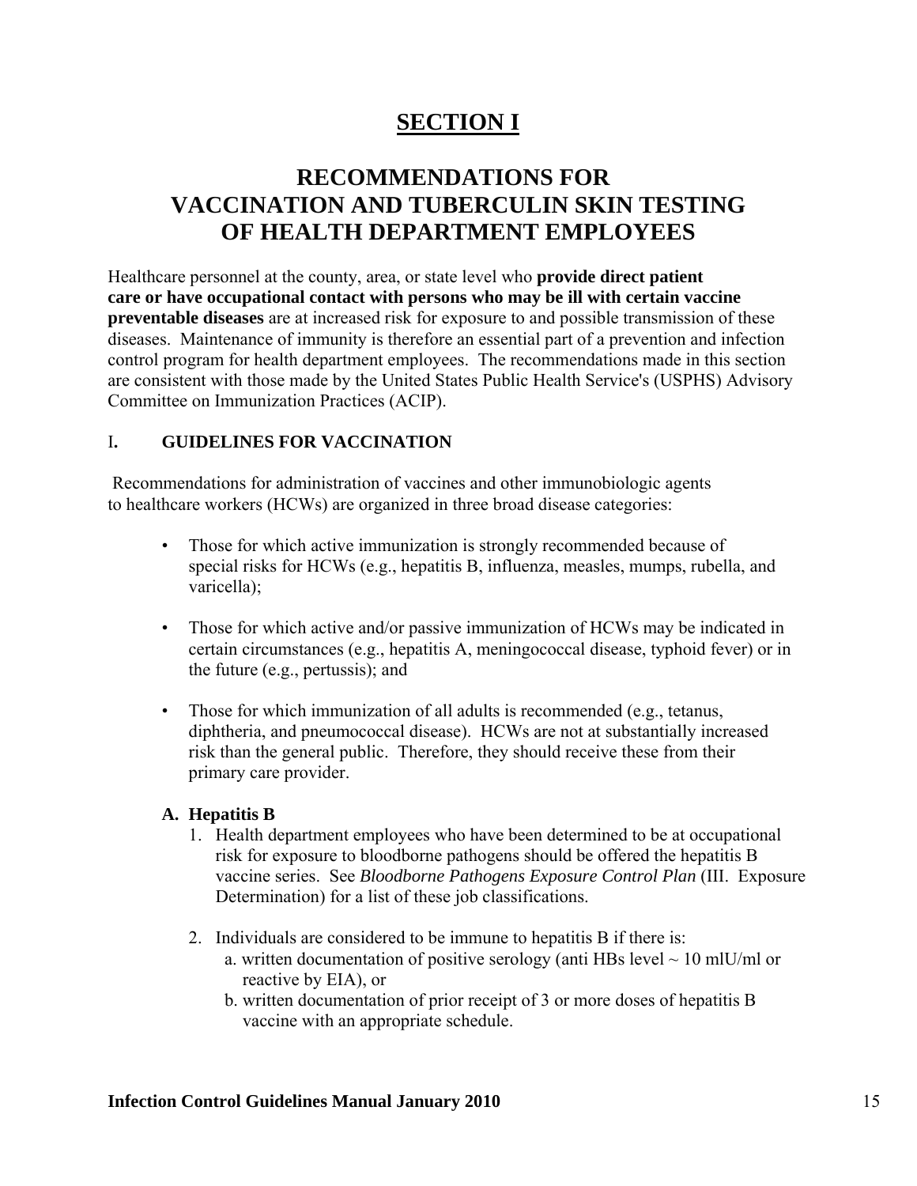# SECTION I

## RECOMMENDATIONS FOR VACCINATION AND TUBERCULIN SKIN TESTING OF HEALTH DEPARTMENT EMPLOYEES

Healthcare personnel at the county, area, or state level who **provide direct patient care or have occupational contact with persons who may be ill with certain vaccine preventable diseases** are at increased risk for exposure to and possible transmission of these diseases. Maintenance of immunity is therefore an essential part of a prevention and infection control program for health department employees. The recommendations made in this section are consistent with those made by the United States Public Health Service's (USPHS) Advisory Committee on Immunization Practices (ACIP).

### I. GUIDELINES FOR VACCINATION

Recommendations for administration of vaccines and other immunobiologic agents to healthcare workers (HCWs) are organized in three broad disease categories:

- Those for which active immunization is strongly recommended because of special risks for HCWs (e.g., hepatitis B, influenza, measles, mumps, rubella, and varicella);
- Those for which active and/or passive immunization of HCWs may be indicated in certain circumstances (e.g., hepatitis A, meningococcal disease, typhoid fever) or in the future (e.g., pertussis); and
- Those for which immunization of all adults is recommended (e.g., tetanus, diphtheria, and pneumococcal disease). HCWs are not at substantially increased risk than the general public. Therefore, they should receive these from their primary care provider.

#### A. Hepatitis B

1. Health department employees who have been determined to be at occupational risk for exposure to bloodborne pathogens should be offered the hepatitis B vaccine series. See *Bloodborne Pathogens Exposure Control Plan* (III. Exposure Determination) for a list of these job classifications.
2. Individuals are considered to be immune to hepatitis B if there is:
   a. written documentation of positive serology (anti HBs level ~ 10 mlU/ml or reactive by EIA), or
   b. written documentation of prior receipt of 3 or more doses of hepatitis B vaccine with an appropriate schedule.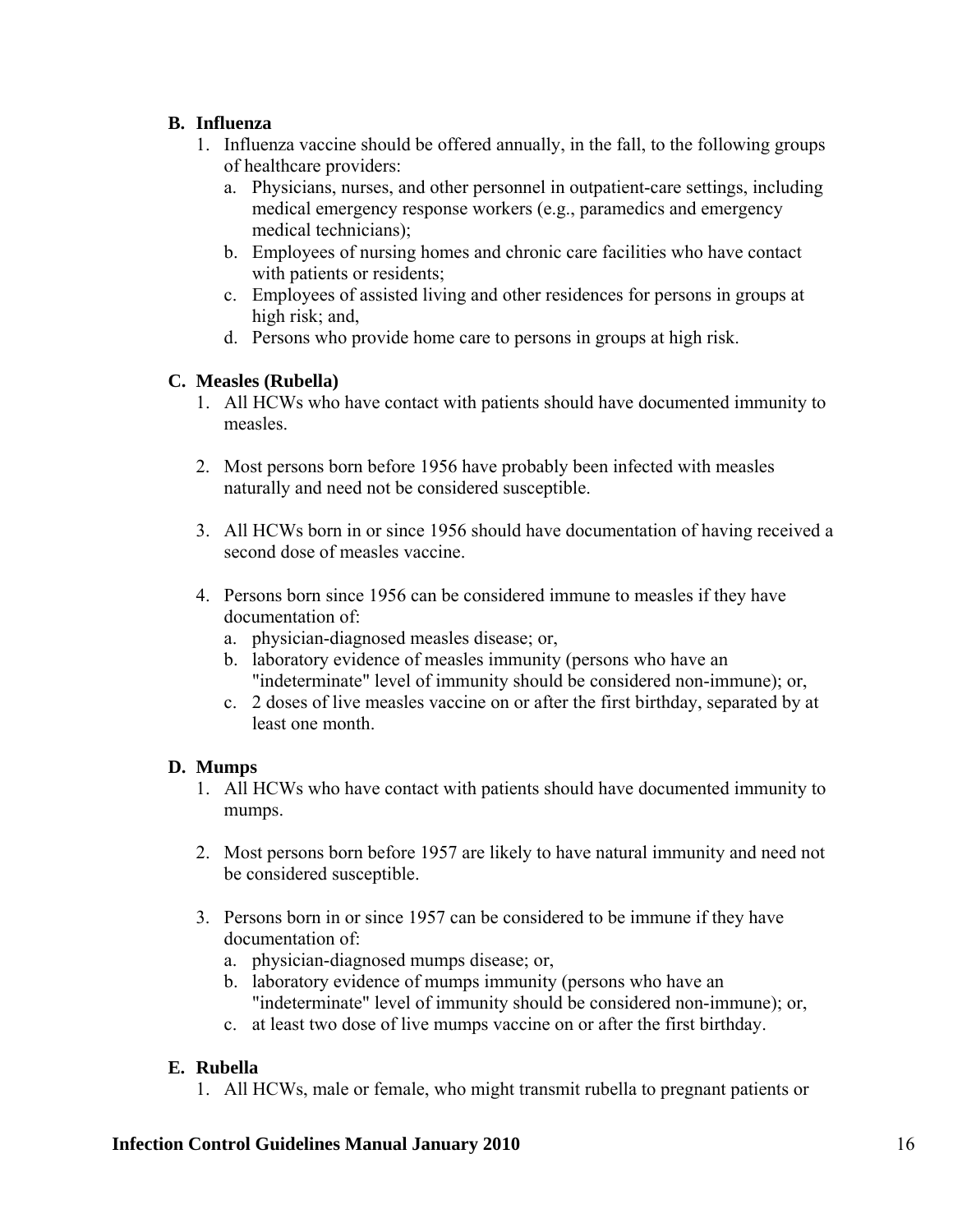**B. Influenza**

1. Influenza vaccine should be offered annually, in the fall, to the following groups of healthcare providers:
   a. Physicians, nurses, and other personnel in outpatient-care settings, including medical emergency response workers (e.g., paramedics and emergency medical technicians);
   b. Employees of nursing homes and chronic care facilities who have contact with patients or residents;
   c. Employees of assisted living and other residences for persons in groups at high risk; and,
   d. Persons who provide home care to persons in groups at high risk.

**C. Measles (Rubella)**

1. All HCWs who have contact with patients should have documented immunity to measles.

2. Most persons born before 1956 have probably been infected with measles naturally and need not be considered susceptible.

3. All HCWs born in or since 1956 should have documentation of having received a second dose of measles vaccine.

4. Persons born since 1956 can be considered immune to measles if they have documentation of:
   a. physician-diagnosed measles disease; or,
   b. laboratory evidence of measles immunity (persons who have an "indeterminate" level of immunity should be considered non-immune); or,
   c. 2 doses of live measles vaccine on or after the first birthday, separated by at least one month.

**D. Mumps**

1. All HCWs who have contact with patients should have documented immunity to mumps.

2. Most persons born before 1957 are likely to have natural immunity and need not be considered susceptible.

3. Persons born in or since 1957 can be considered to be immune if they have documentation of:
   a. physician-diagnosed mumps disease; or,
   b. laboratory evidence of mumps immunity (persons who have an "indeterminate" level of immunity should be considered non-immune); or,
   c. at least two dose of live mumps vaccine on or after the first birthday.

**E. Rubella**

1. All HCWs, male or female, who might transmit rubella to pregnant patients or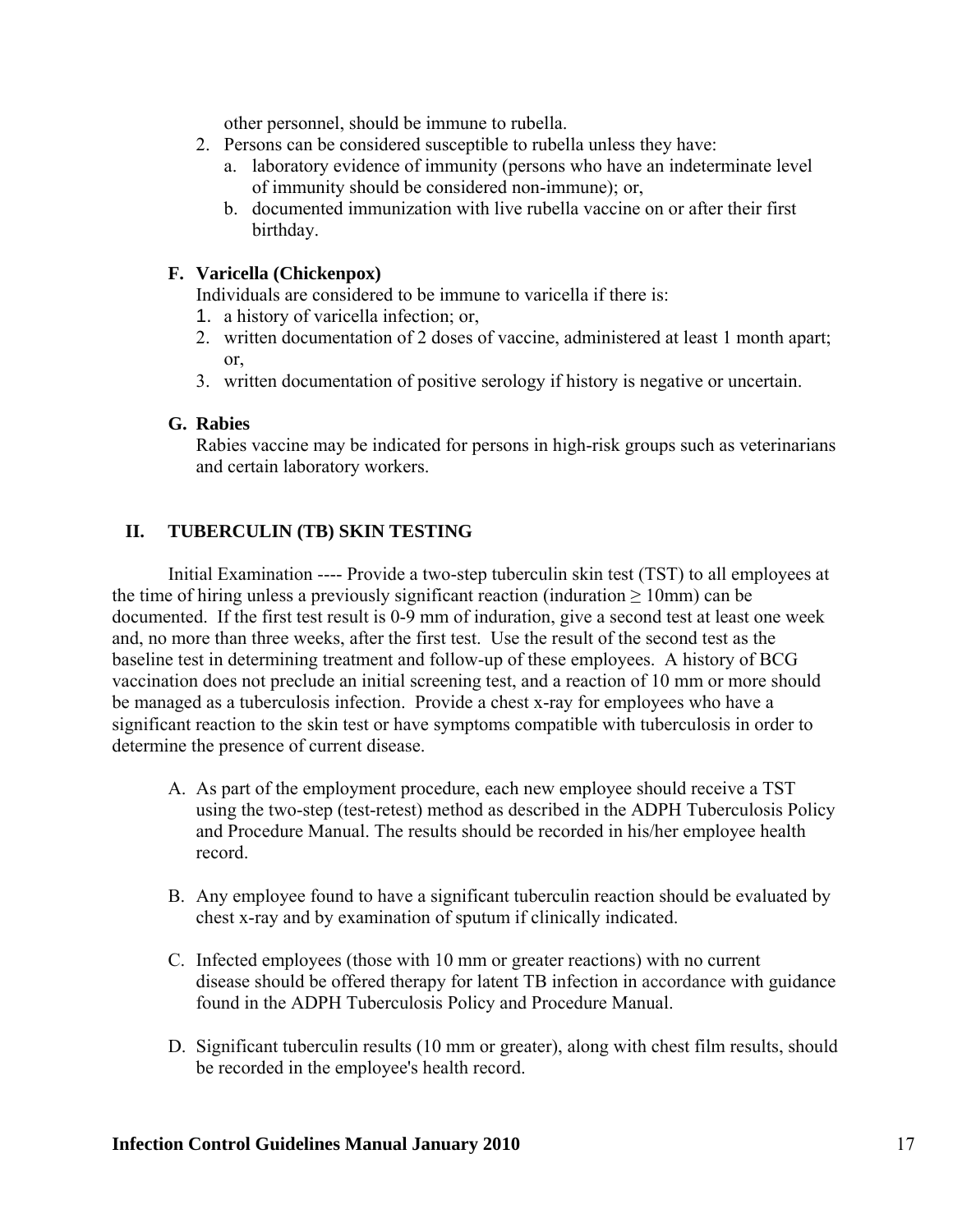other personnel, should be immune to rubella.

2. Persons can be considered susceptible to rubella unless they have:
   a. laboratory evidence of immunity (persons who have an indeterminate level of immunity should be considered non-immune); or,
   b. documented immunization with live rubella vaccine on or after their first birthday.

### F. Varicella (Chickenpox)

Individuals are considered to be immune to varicella if there is:

1. a history of varicella infection; or,
2. written documentation of 2 doses of vaccine, administered at least 1 month apart; or,
3. written documentation of positive serology if history is negative or uncertain.

### G. Rabies

Rabies vaccine may be indicated for persons in high-risk groups such as veterinarians and certain laboratory workers.

## II. TUBERCULIN (TB) SKIN TESTING

Initial Examination ---- Provide a two-step tuberculin skin test (TST) to all employees at the time of hiring unless a previously significant reaction (induration ≥ 10mm) can be documented. If the first test result is 0-9 mm of induration, give a second test at least one week and, no more than three weeks, after the first test. Use the result of the second test as the baseline test in determining treatment and follow-up of these employees. A history of BCG vaccination does not preclude an initial screening test, and a reaction of 10 mm or more should be managed as a tuberculosis infection. Provide a chest x-ray for employees who have a significant reaction to the skin test or have symptoms compatible with tuberculosis in order to determine the presence of current disease.

A. As part of the employment procedure, each new employee should receive a TST using the two-step (test-retest) method as described in the ADPH Tuberculosis Policy and Procedure Manual. The results should be recorded in his/her employee health record.

B. Any employee found to have a significant tuberculin reaction should be evaluated by chest x-ray and by examination of sputum if clinically indicated.

C. Infected employees (those with 10 mm or greater reactions) with no current disease should be offered therapy for latent TB infection in accordance with guidance found in the ADPH Tuberculosis Policy and Procedure Manual.

D. Significant tuberculin results (10 mm or greater), along with chest film results, should be recorded in the employee's health record.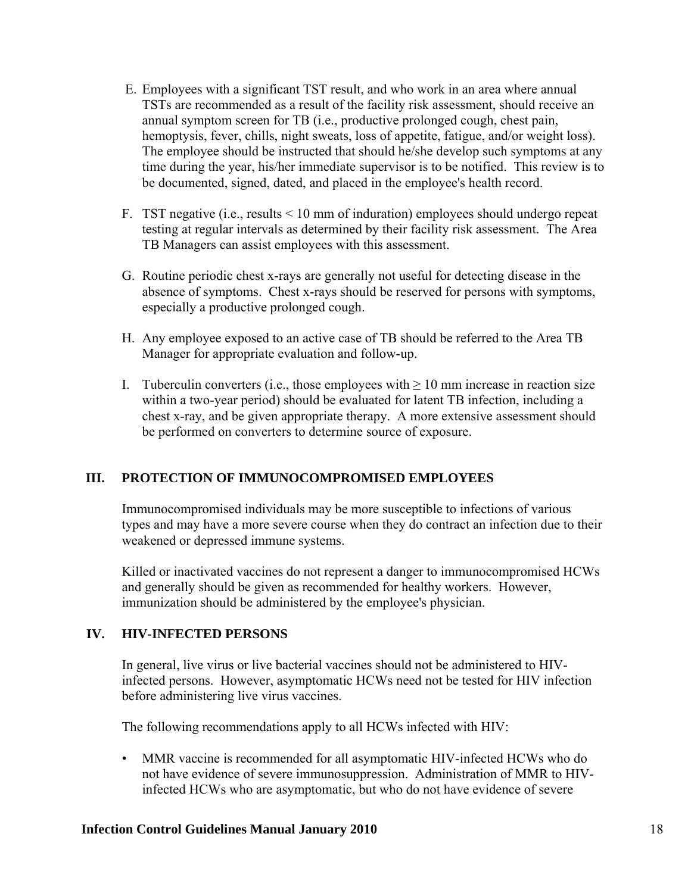E. Employees with a significant TST result, and who work in an area where annual TSTs are recommended as a result of the facility risk assessment, should receive an annual symptom screen for TB (i.e., productive prolonged cough, chest pain, hemoptysis, fever, chills, night sweats, loss of appetite, fatigue, and/or weight loss). The employee should be instructed that should he/she develop such symptoms at any time during the year, his/her immediate supervisor is to be notified. This review is to be documented, signed, dated, and placed in the employee's health record.

F. TST negative (i.e., results < 10 mm of induration) employees should undergo repeat testing at regular intervals as determined by their facility risk assessment. The Area TB Managers can assist employees with this assessment.

G. Routine periodic chest x-rays are generally not useful for detecting disease in the absence of symptoms. Chest x-rays should be reserved for persons with symptoms, especially a productive prolonged cough.

H. Any employee exposed to an active case of TB should be referred to the Area TB Manager for appropriate evaluation and follow-up.

I. Tuberculin converters (i.e., those employees with ≥ 10 mm increase in reaction size within a two-year period) should be evaluated for latent TB infection, including a chest x-ray, and be given appropriate therapy. A more extensive assessment should be performed on converters to determine source of exposure.

## III. PROTECTION OF IMMUNOCOMPROMISED EMPLOYEES

Immunocompromised individuals may be more susceptible to infections of various types and may have a more severe course when they do contract an infection due to their weakened or depressed immune systems.

Killed or inactivated vaccines do not represent a danger to immunocompromised HCWs and generally should be given as recommended for healthy workers. However, immunization should be administered by the employee's physician.

## IV. HIV-INFECTED PERSONS

In general, live virus or live bacterial vaccines should not be administered to HIV-infected persons. However, asymptomatic HCWs need not be tested for HIV infection before administering live virus vaccines.

The following recommendations apply to all HCWs infected with HIV:

- MMR vaccine is recommended for all asymptomatic HIV-infected HCWs who do not have evidence of severe immunosuppression. Administration of MMR to HIV-infected HCWs who are asymptomatic, but who do not have evidence of severe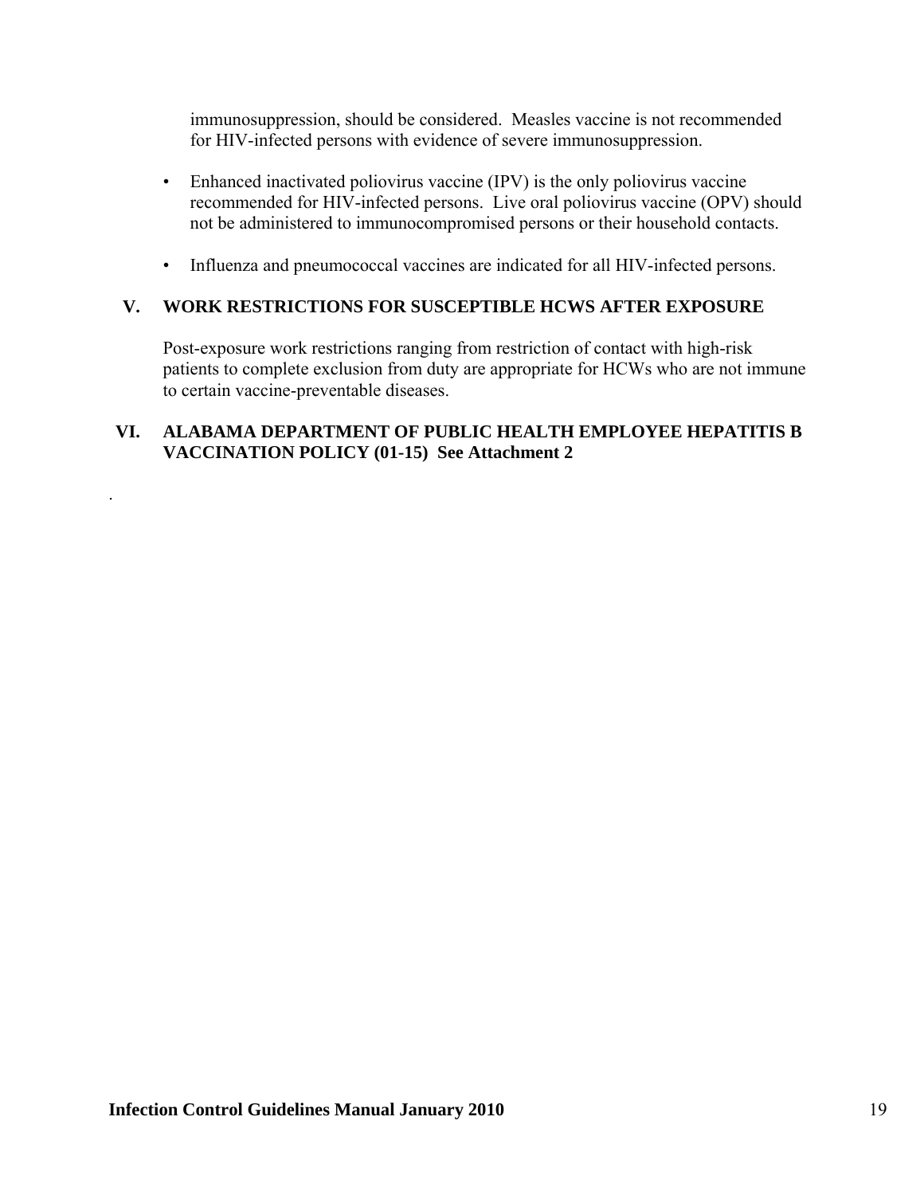immunosuppression, should be considered. Measles vaccine is not recommended for HIV-infected persons with evidence of severe immunosuppression.

- Enhanced inactivated poliovirus vaccine (IPV) is the only poliovirus vaccine recommended for HIV-infected persons. Live oral poliovirus vaccine (OPV) should not be administered to immunocompromised persons or their household contacts.

- Influenza and pneumococcal vaccines are indicated for all HIV-infected persons.

## V. WORK RESTRICTIONS FOR SUSCEPTIBLE HCWS AFTER EXPOSURE

Post-exposure work restrictions ranging from restriction of contact with high-risk patients to complete exclusion from duty are appropriate for HCWs who are not immune to certain vaccine-preventable diseases.

## VI. ALABAMA DEPARTMENT OF PUBLIC HEALTH EMPLOYEE HEPATITIS B VACCINATION POLICY (01-15) See Attachment 2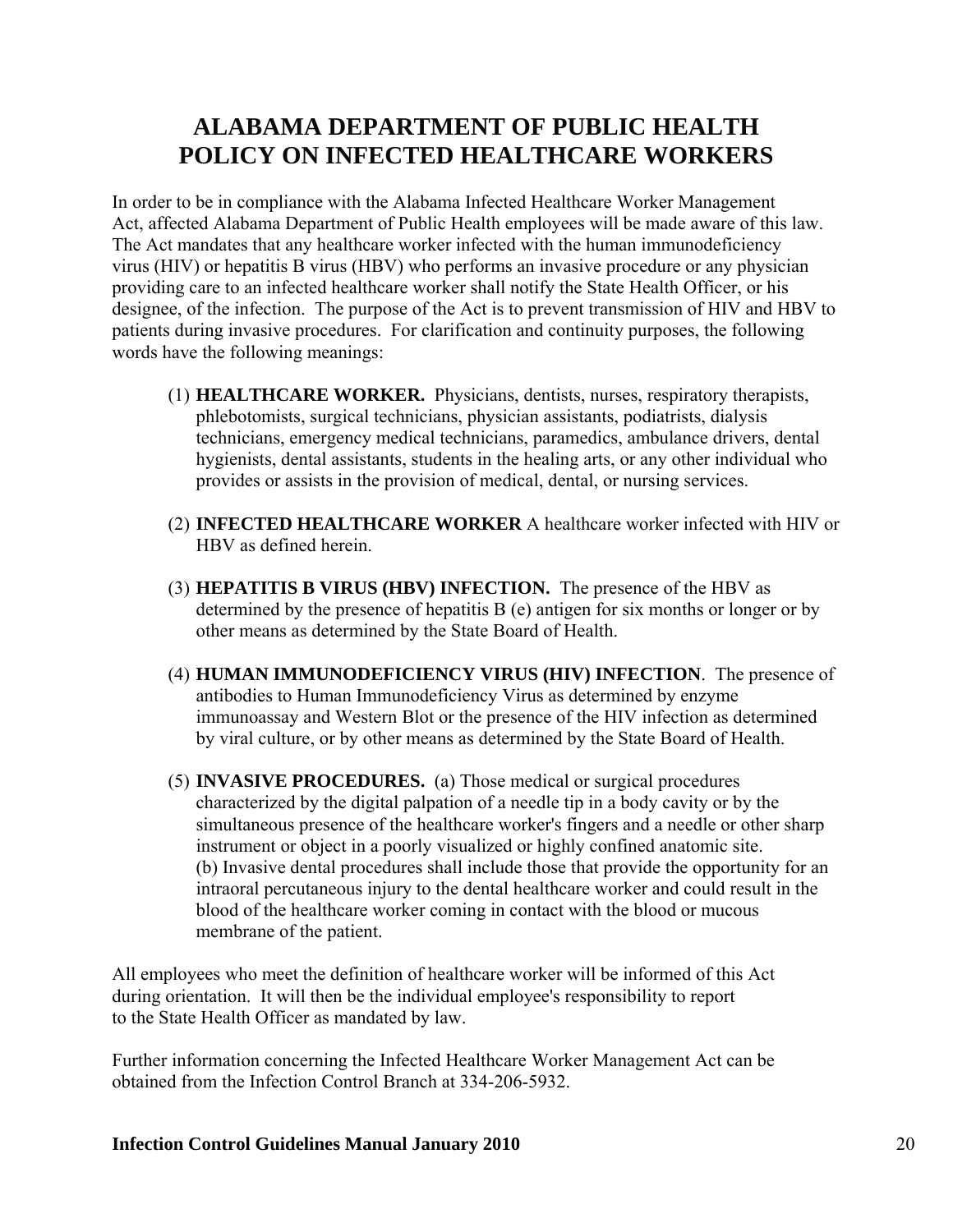# ALABAMA DEPARTMENT OF PUBLIC HEALTH POLICY ON INFECTED HEALTHCARE WORKERS

In order to be in compliance with the Alabama Infected Healthcare Worker Management Act, affected Alabama Department of Public Health employees will be made aware of this law. The Act mandates that any healthcare worker infected with the human immunodeficiency virus (HIV) or hepatitis B virus (HBV) who performs an invasive procedure or any physician providing care to an infected healthcare worker shall notify the State Health Officer, or his designee, of the infection. The purpose of the Act is to prevent transmission of HIV and HBV to patients during invasive procedures. For clarification and continuity purposes, the following words have the following meanings:

(1) **HEALTHCARE WORKER.** Physicians, dentists, nurses, respiratory therapists, phlebotomists, surgical technicians, physician assistants, podiatrists, dialysis technicians, emergency medical technicians, paramedics, ambulance drivers, dental hygienists, dental assistants, students in the healing arts, or any other individual who provides or assists in the provision of medical, dental, or nursing services.

(2) **INFECTED HEALTHCARE WORKER** A healthcare worker infected with HIV or HBV as defined herein.

(3) **HEPATITIS B VIRUS (HBV) INFECTION.** The presence of the HBV as determined by the presence of hepatitis B (e) antigen for six months or longer or by other means as determined by the State Board of Health.

(4) **HUMAN IMMUNODEFICIENCY VIRUS (HIV) INFECTION**. The presence of antibodies to Human Immunodeficiency Virus as determined by enzyme immunoassay and Western Blot or the presence of the HIV infection as determined by viral culture, or by other means as determined by the State Board of Health.

(5) **INVASIVE PROCEDURES.** (a) Those medical or surgical procedures characterized by the digital palpation of a needle tip in a body cavity or by the simultaneous presence of the healthcare worker's fingers and a needle or other sharp instrument or object in a poorly visualized or highly confined anatomic site. (b) Invasive dental procedures shall include those that provide the opportunity for an intraoral percutaneous injury to the dental healthcare worker and could result in the blood of the healthcare worker coming in contact with the blood or mucous membrane of the patient.

All employees who meet the definition of healthcare worker will be informed of this Act during orientation. It will then be the individual employee's responsibility to report to the State Health Officer as mandated by law.

Further information concerning the Infected Healthcare Worker Management Act can be obtained from the Infection Control Branch at 334-206-5932.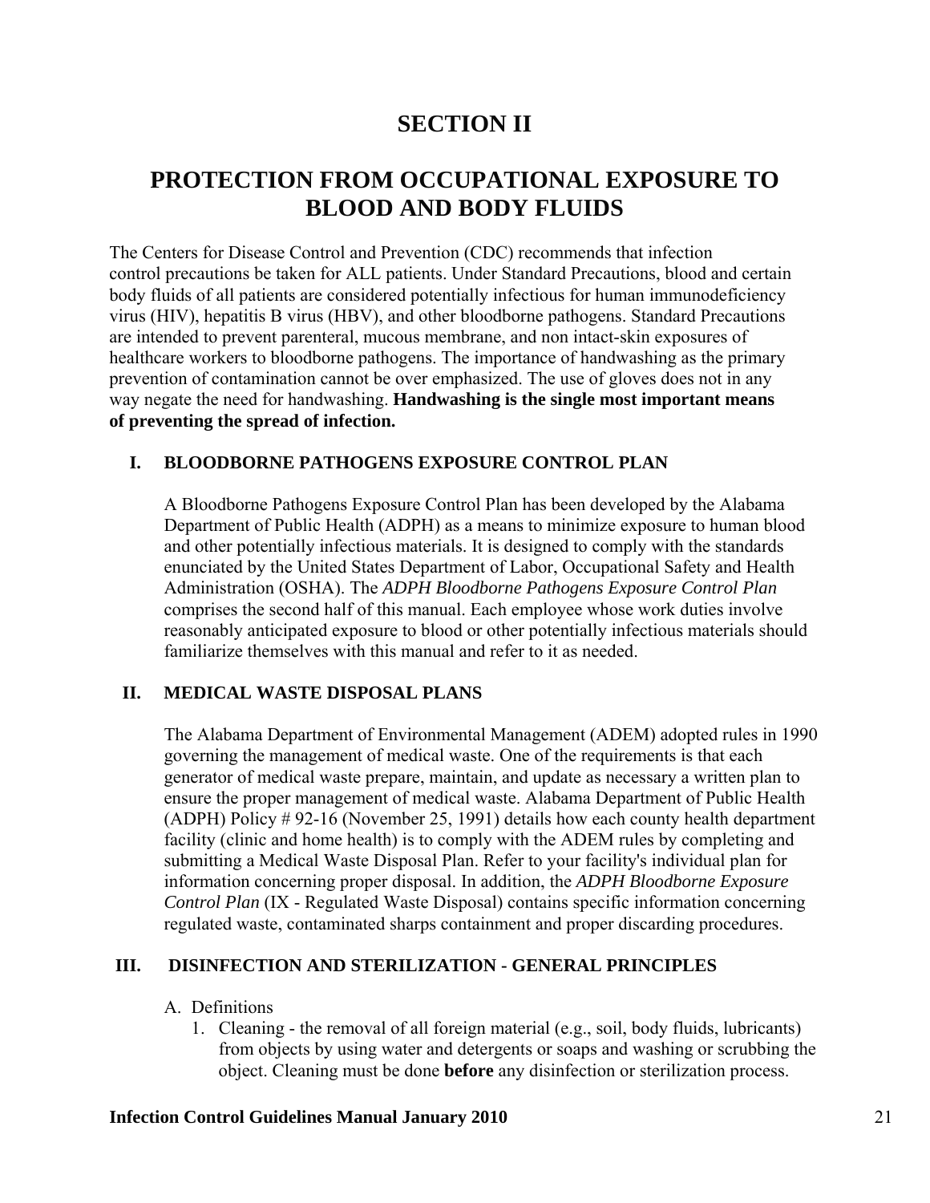# SECTION II

# PROTECTION FROM OCCUPATIONAL EXPOSURE TO BLOOD AND BODY FLUIDS

The Centers for Disease Control and Prevention (CDC) recommends that infection control precautions be taken for ALL patients. Under Standard Precautions, blood and certain body fluids of all patients are considered potentially infectious for human immunodeficiency virus (HIV), hepatitis B virus (HBV), and other bloodborne pathogens. Standard Precautions are intended to prevent parenteral, mucous membrane, and non intact-skin exposures of healthcare workers to bloodborne pathogens. The importance of handwashing as the primary prevention of contamination cannot be over emphasized. The use of gloves does not in any way negate the need for handwashing. **Handwashing is the single most important means of preventing the spread of infection.**

## I. BLOODBORNE PATHOGENS EXPOSURE CONTROL PLAN

A Bloodborne Pathogens Exposure Control Plan has been developed by the Alabama Department of Public Health (ADPH) as a means to minimize exposure to human blood and other potentially infectious materials. It is designed to comply with the standards enunciated by the United States Department of Labor, Occupational Safety and Health Administration (OSHA). The *ADPH Bloodborne Pathogens Exposure Control Plan* comprises the second half of this manual. Each employee whose work duties involve reasonably anticipated exposure to blood or other potentially infectious materials should familiarize themselves with this manual and refer to it as needed.

## II. MEDICAL WASTE DISPOSAL PLANS

The Alabama Department of Environmental Management (ADEM) adopted rules in 1990 governing the management of medical waste. One of the requirements is that each generator of medical waste prepare, maintain, and update as necessary a written plan to ensure the proper management of medical waste. Alabama Department of Public Health (ADPH) Policy # 92-16 (November 25, 1991) details how each county health department facility (clinic and home health) is to comply with the ADEM rules by completing and submitting a Medical Waste Disposal Plan. Refer to your facility's individual plan for information concerning proper disposal. In addition, the *ADPH Bloodborne Exposure Control Plan* (IX - Regulated Waste Disposal) contains specific information concerning regulated waste, contaminated sharps containment and proper discarding procedures.

## III. DISINFECTION AND STERILIZATION - GENERAL PRINCIPLES

A. Definitions

1. Cleaning - the removal of all foreign material (e.g., soil, body fluids, lubricants) from objects by using water and detergents or soaps and washing or scrubbing the object. Cleaning must be done **before** any disinfection or sterilization process.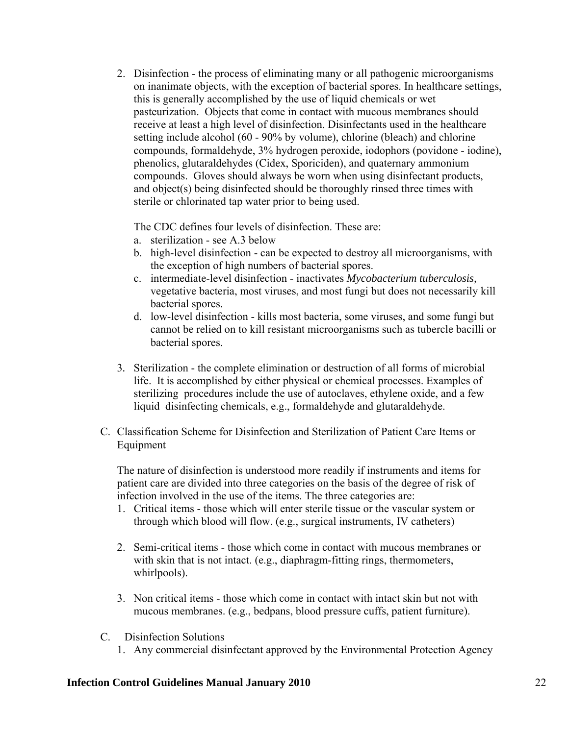2. Disinfection - the process of eliminating many or all pathogenic microorganisms on inanimate objects, with the exception of bacterial spores. In healthcare settings, this is generally accomplished by the use of liquid chemicals or wet pasteurization. Objects that come in contact with mucous membranes should receive at least a high level of disinfection. Disinfectants used in the healthcare setting include alcohol (60 - 90% by volume), chlorine (bleach) and chlorine compounds, formaldehyde, 3% hydrogen peroxide, iodophors (povidone - iodine), phenolics, glutaraldehydes (Cidex, Sporiciden), and quaternary ammonium compounds. Gloves should always be worn when using disinfectant products, and object(s) being disinfected should be thoroughly rinsed three times with sterile or chlorinated tap water prior to being used.

   The CDC defines four levels of disinfection. These are:

   a. sterilization - see A.3 below
   b. high-level disinfection - can be expected to destroy all microorganisms, with the exception of high numbers of bacterial spores.
   c. intermediate-level disinfection - inactivates *Mycobacterium tuberculosis,* vegetative bacteria, most viruses, and most fungi but does not necessarily kill bacterial spores.
   d. low-level disinfection - kills most bacteria, some viruses, and some fungi but cannot be relied on to kill resistant microorganisms such as tubercle bacilli or bacterial spores.

3. Sterilization - the complete elimination or destruction of all forms of microbial life. It is accomplished by either physical or chemical processes. Examples of sterilizing procedures include the use of autoclaves, ethylene oxide, and a few liquid disinfecting chemicals, e.g., formaldehyde and glutaraldehyde.

C. Classification Scheme for Disinfection and Sterilization of Patient Care Items or Equipment

The nature of disinfection is understood more readily if instruments and items for patient care are divided into three categories on the basis of the degree of risk of infection involved in the use of the items. The three categories are:

1. Critical items - those which will enter sterile tissue or the vascular system or through which blood will flow. (e.g., surgical instruments, IV catheters)

2. Semi-critical items - those which come in contact with mucous membranes or with skin that is not intact. (e.g., diaphragm-fitting rings, thermometers, whirlpools).

3. Non critical items - those which come in contact with intact skin but not with mucous membranes. (e.g., bedpans, blood pressure cuffs, patient furniture).

C. Disinfection Solutions

1. Any commercial disinfectant approved by the Environmental Protection Agency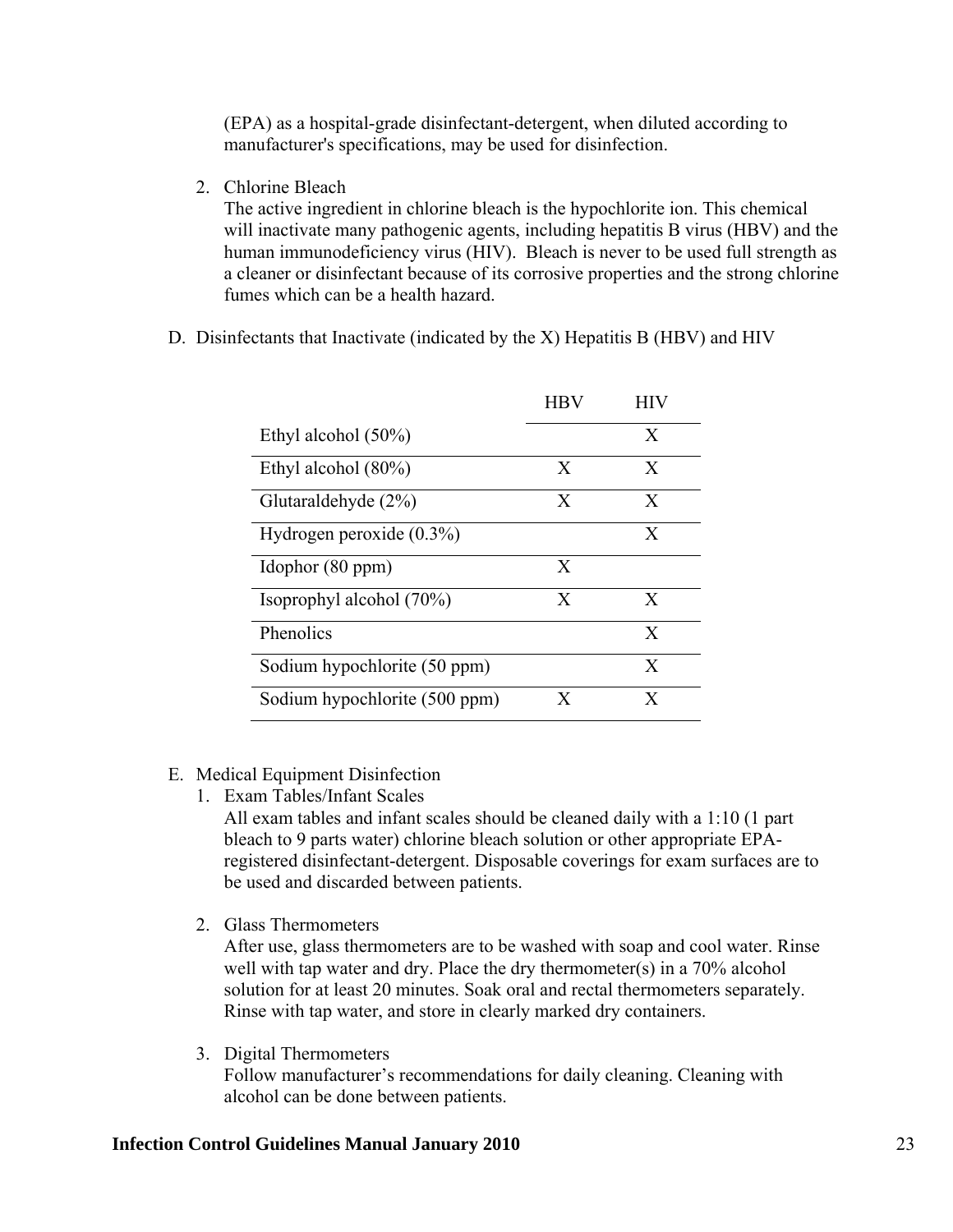(EPA) as a hospital-grade disinfectant-detergent, when diluted according to manufacturer's specifications, may be used for disinfection.

2. Chlorine Bleach
   The active ingredient in chlorine bleach is the hypochlorite ion. This chemical will inactivate many pathogenic agents, including hepatitis B virus (HBV) and the human immunodeficiency virus (HIV). Bleach is never to be used full strength as a cleaner or disinfectant because of its corrosive properties and the strong chlorine fumes which can be a health hazard.

D. Disinfectants that Inactivate (indicated by the X) Hepatitis B (HBV) and HIV

| | HBV | HIV |
|---|---|---|
| Ethyl alcohol (50%) | | X |
| Ethyl alcohol (80%) | X | X |
| Glutaraldehyde (2%) | X | X |
| Hydrogen peroxide (0.3%) | | X |
| Idophor (80 ppm) | X | |
| Isoprophyl alcohol (70%) | X | X |
| Phenolics | | X |
| Sodium hypochlorite (50 ppm) | | X |
| Sodium hypochlorite (500 ppm) | X | X |

E. Medical Equipment Disinfection

1. Exam Tables/Infant Scales
   All exam tables and infant scales should be cleaned daily with a 1:10 (1 part bleach to 9 parts water) chlorine bleach solution or other appropriate EPA-registered disinfectant-detergent. Disposable coverings for exam surfaces are to be used and discarded between patients.

2. Glass Thermometers
   After use, glass thermometers are to be washed with soap and cool water. Rinse well with tap water and dry. Place the dry thermometer(s) in a 70% alcohol solution for at least 20 minutes. Soak oral and rectal thermometers separately. Rinse with tap water, and store in clearly marked dry containers.

3. Digital Thermometers
   Follow manufacturer's recommendations for daily cleaning. Cleaning with alcohol can be done between patients.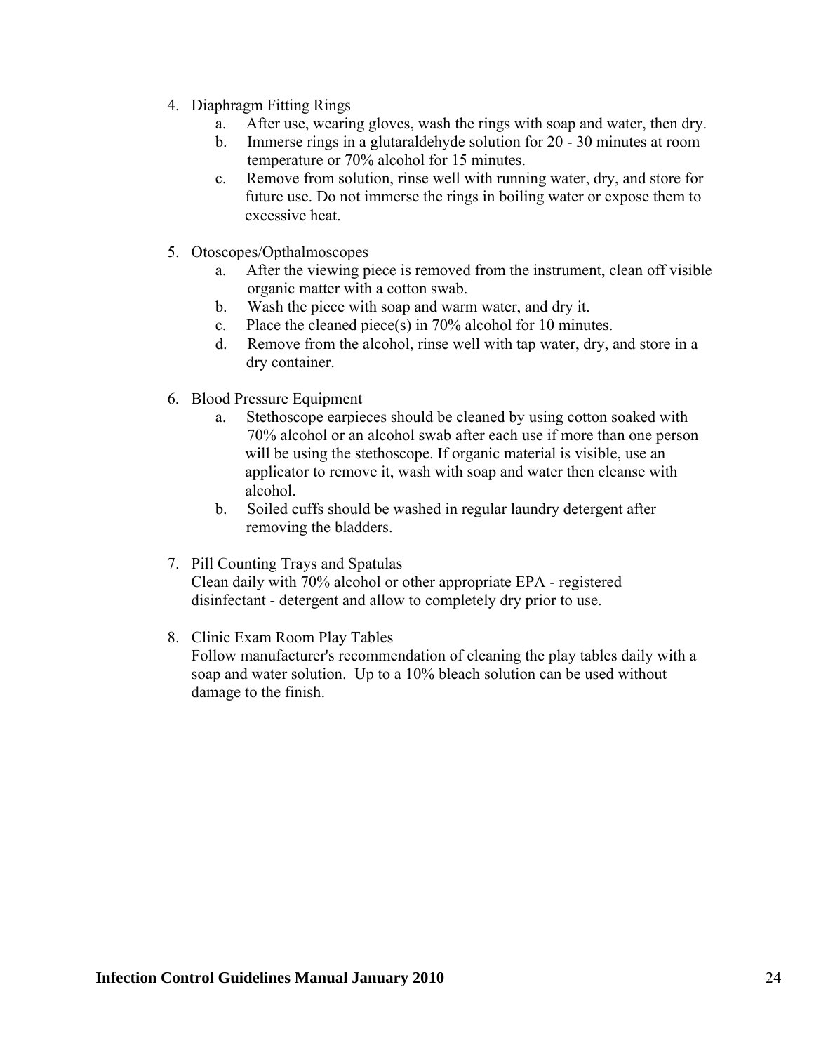4. Diaphragm Fitting Rings
    a. After use, wearing gloves, wash the rings with soap and water, then dry.
    b. Immerse rings in a glutaraldehyde solution for 20 - 30 minutes at room temperature or 70% alcohol for 15 minutes.
    c. Remove from solution, rinse well with running water, dry, and store for future use. Do not immerse the rings in boiling water or expose them to excessive heat.

5. Otoscopes/Opthalmoscopes
    a. After the viewing piece is removed from the instrument, clean off visible organic matter with a cotton swab.
    b. Wash the piece with soap and warm water, and dry it.
    c. Place the cleaned piece(s) in 70% alcohol for 10 minutes.
    d. Remove from the alcohol, rinse well with tap water, dry, and store in a dry container.

6. Blood Pressure Equipment
    a. Stethoscope earpieces should be cleaned by using cotton soaked with 70% alcohol or an alcohol swab after each use if more than one person will be using the stethoscope. If organic material is visible, use an applicator to remove it, wash with soap and water then cleanse with alcohol.
    b. Soiled cuffs should be washed in regular laundry detergent after removing the bladders.

7. Pill Counting Trays and Spatulas
   Clean daily with 70% alcohol or other appropriate EPA - registered disinfectant - detergent and allow to completely dry prior to use.

8. Clinic Exam Room Play Tables
   Follow manufacturer's recommendation of cleaning the play tables daily with a soap and water solution. Up to a 10% bleach solution can be used without damage to the finish.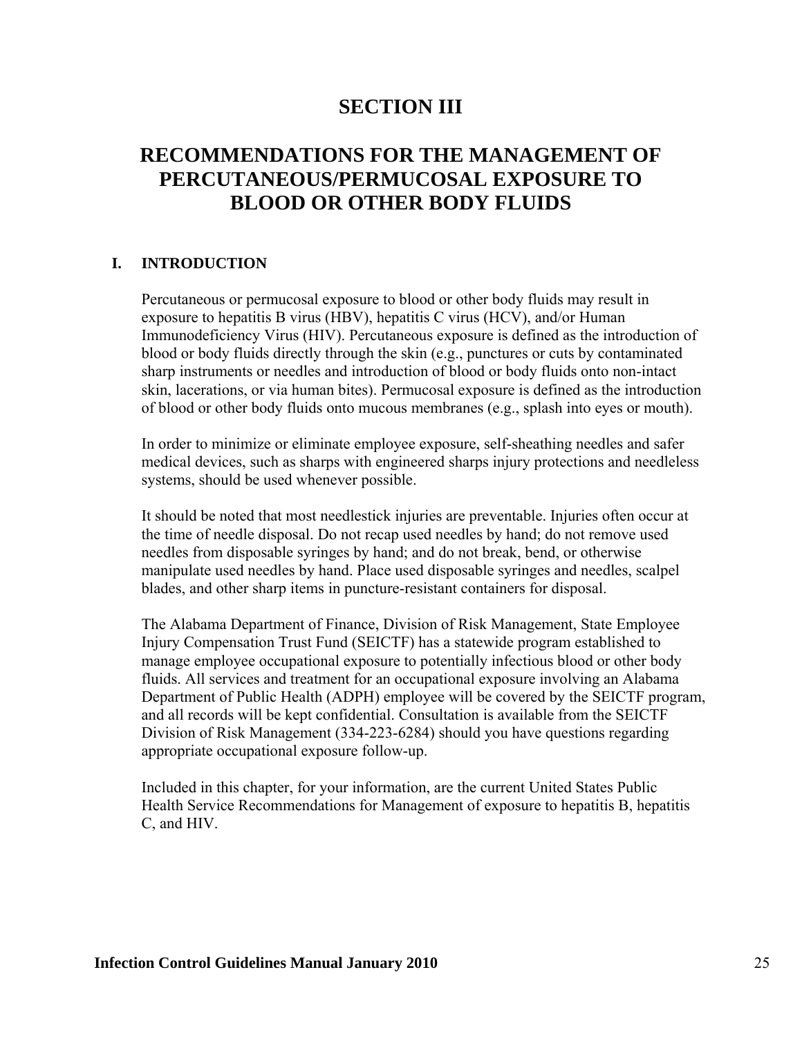# SECTION III

# RECOMMENDATIONS FOR THE MANAGEMENT OF PERCUTANEOUS/PERMUCOSAL EXPOSURE TO BLOOD OR OTHER BODY FLUIDS

## I. INTRODUCTION

Percutaneous or permucosal exposure to blood or other body fluids may result in exposure to hepatitis B virus (HBV), hepatitis C virus (HCV), and/or Human Immunodeficiency Virus (HIV). Percutaneous exposure is defined as the introduction of blood or body fluids directly through the skin (e.g., punctures or cuts by contaminated sharp instruments or needles and introduction of blood or body fluids onto non-intact skin, lacerations, or via human bites). Permucosal exposure is defined as the introduction of blood or other body fluids onto mucous membranes (e.g., splash into eyes or mouth).

In order to minimize or eliminate employee exposure, self-sheathing needles and safer medical devices, such as sharps with engineered sharps injury protections and needleless systems, should be used whenever possible.

It should be noted that most needlestick injuries are preventable. Injuries often occur at the time of needle disposal. Do not recap used needles by hand; do not remove used needles from disposable syringes by hand; and do not break, bend, or otherwise manipulate used needles by hand. Place used disposable syringes and needles, scalpel blades, and other sharp items in puncture-resistant containers for disposal.

The Alabama Department of Finance, Division of Risk Management, State Employee Injury Compensation Trust Fund (SEICTF) has a statewide program established to manage employee occupational exposure to potentially infectious blood or other body fluids. All services and treatment for an occupational exposure involving an Alabama Department of Public Health (ADPH) employee will be covered by the SEICTF program, and all records will be kept confidential. Consultation is available from the SEICTF Division of Risk Management (334-223-6284) should you have questions regarding appropriate occupational exposure follow-up.

Included in this chapter, for your information, are the current United States Public Health Service Recommendations for Management of exposure to hepatitis B, hepatitis C, and HIV.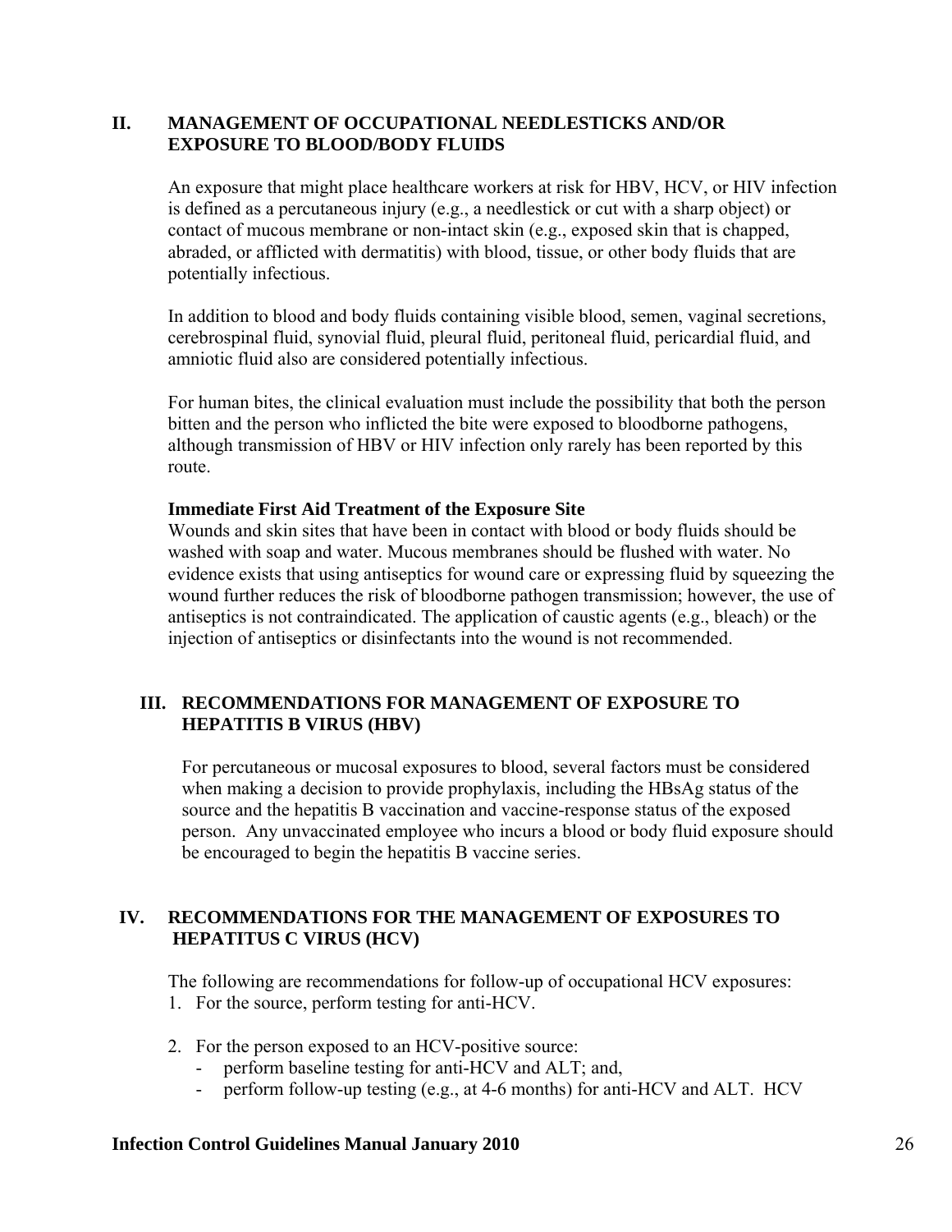## II. MANAGEMENT OF OCCUPATIONAL NEEDLESTICKS AND/OR EXPOSURE TO BLOOD/BODY FLUIDS

An exposure that might place healthcare workers at risk for HBV, HCV, or HIV infection is defined as a percutaneous injury (e.g., a needlestick or cut with a sharp object) or contact of mucous membrane or non-intact skin (e.g., exposed skin that is chapped, abraded, or afflicted with dermatitis) with blood, tissue, or other body fluids that are potentially infectious.

In addition to blood and body fluids containing visible blood, semen, vaginal secretions, cerebrospinal fluid, synovial fluid, pleural fluid, peritoneal fluid, pericardial fluid, and amniotic fluid also are considered potentially infectious.

For human bites, the clinical evaluation must include the possibility that both the person bitten and the person who inflicted the bite were exposed to bloodborne pathogens, although transmission of HBV or HIV infection only rarely has been reported by this route.

**Immediate First Aid Treatment of the Exposure Site**

Wounds and skin sites that have been in contact with blood or body fluids should be washed with soap and water. Mucous membranes should be flushed with water. No evidence exists that using antiseptics for wound care or expressing fluid by squeezing the wound further reduces the risk of bloodborne pathogen transmission; however, the use of antiseptics is not contraindicated. The application of caustic agents (e.g., bleach) or the injection of antiseptics or disinfectants into the wound is not recommended.

## III. RECOMMENDATIONS FOR MANAGEMENT OF EXPOSURE TO HEPATITIS B VIRUS (HBV)

For percutaneous or mucosal exposures to blood, several factors must be considered when making a decision to provide prophylaxis, including the HBsAg status of the source and the hepatitis B vaccination and vaccine-response status of the exposed person. Any unvaccinated employee who incurs a blood or body fluid exposure should be encouraged to begin the hepatitis B vaccine series.

## IV. RECOMMENDATIONS FOR THE MANAGEMENT OF EXPOSURES TO HEPATITUS C VIRUS (HCV)

The following are recommendations for follow-up of occupational HCV exposures:

1. For the source, perform testing for anti-HCV.

2. For the person exposed to an HCV-positive source:
   - perform baseline testing for anti-HCV and ALT; and,
   - perform follow-up testing (e.g., at 4-6 months) for anti-HCV and ALT. HCV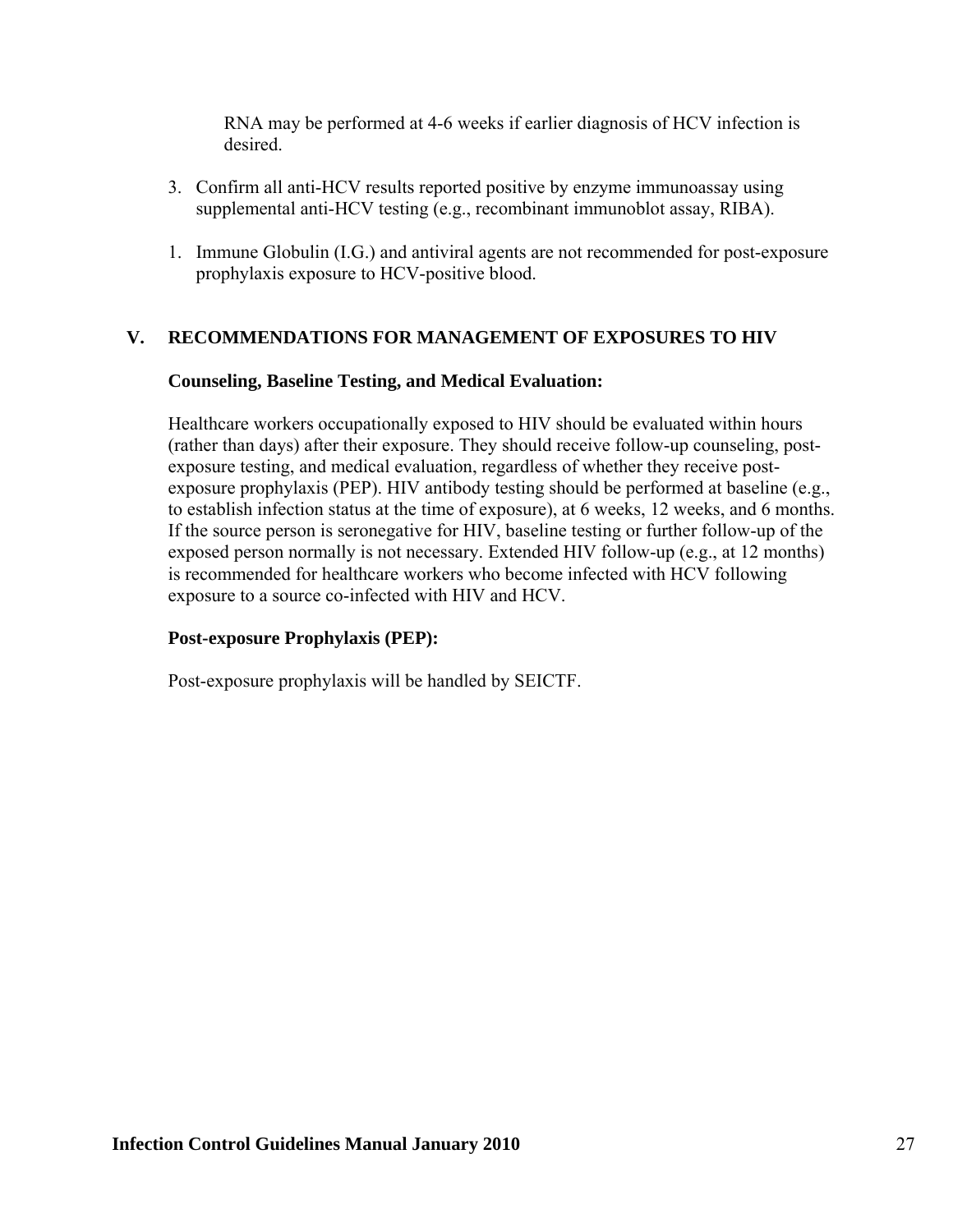RNA may be performed at 4-6 weeks if earlier diagnosis of HCV infection is desired.

3. Confirm all anti-HCV results reported positive by enzyme immunoassay using supplemental anti-HCV testing (e.g., recombinant immunoblot assay, RIBA).

1. Immune Globulin (I.G.) and antiviral agents are not recommended for post-exposure prophylaxis exposure to HCV-positive blood.

## V. RECOMMENDATIONS FOR MANAGEMENT OF EXPOSURES TO HIV

### Counseling, Baseline Testing, and Medical Evaluation:

Healthcare workers occupationally exposed to HIV should be evaluated within hours (rather than days) after their exposure. They should receive follow-up counseling, post-exposure testing, and medical evaluation, regardless of whether they receive post-exposure prophylaxis (PEP). HIV antibody testing should be performed at baseline (e.g., to establish infection status at the time of exposure), at 6 weeks, 12 weeks, and 6 months. If the source person is seronegative for HIV, baseline testing or further follow-up of the exposed person normally is not necessary. Extended HIV follow-up (e.g., at 12 months) is recommended for healthcare workers who become infected with HCV following exposure to a source co-infected with HIV and HCV.

### Post-exposure Prophylaxis (PEP):

Post-exposure prophylaxis will be handled by SEICTF.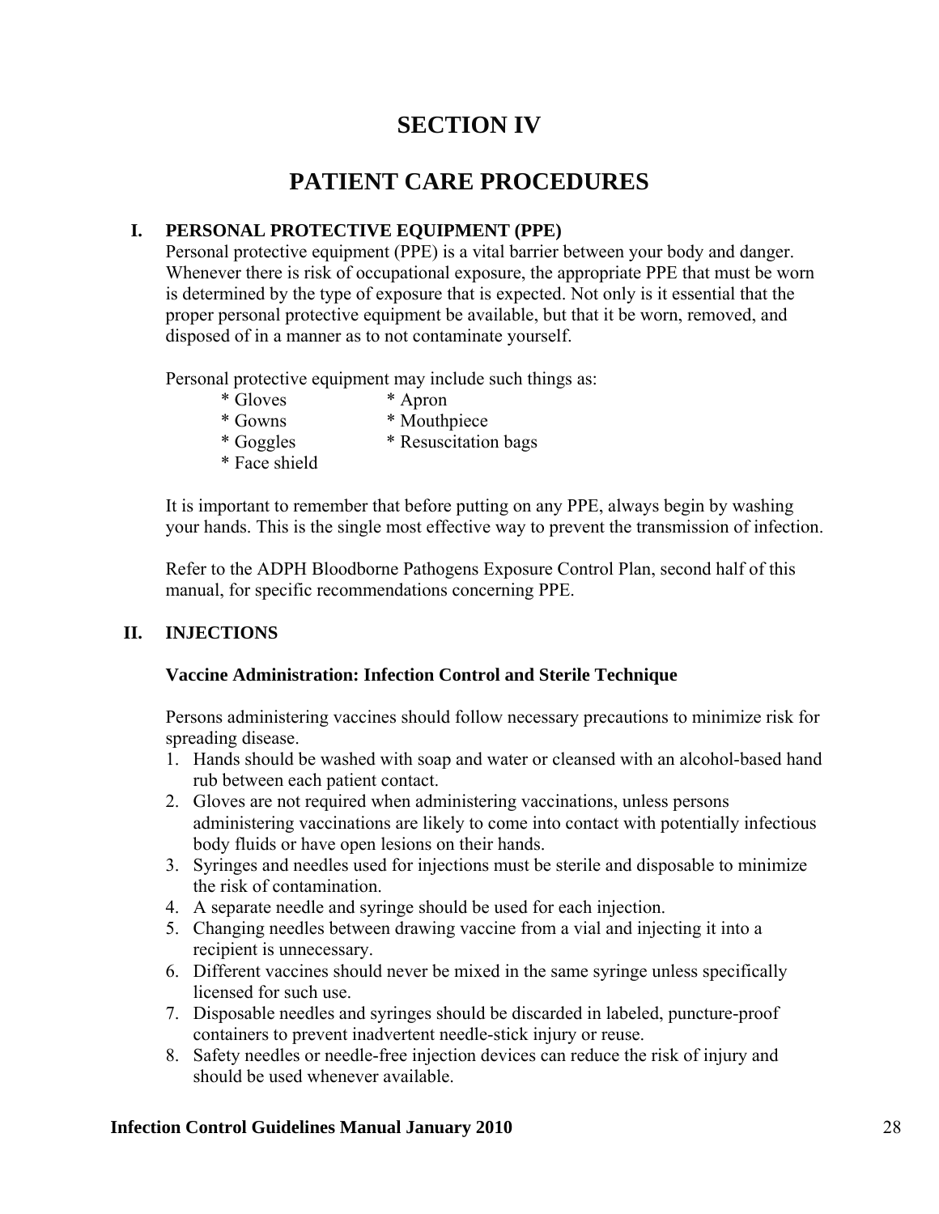# SECTION IV

# PATIENT CARE PROCEDURES

## I. PERSONAL PROTECTIVE EQUIPMENT (PPE)

Personal protective equipment (PPE) is a vital barrier between your body and danger. Whenever there is risk of occupational exposure, the appropriate PPE that must be worn is determined by the type of exposure that is expected. Not only is it essential that the proper personal protective equipment be available, but that it be worn, removed, and disposed of in a manner as to not contaminate yourself.

Personal protective equipment may include such things as:

- Gloves
- Gowns
- Goggles
- Face shield
- Apron
- Mouthpiece
- Resuscitation bags

It is important to remember that before putting on any PPE, always begin by washing your hands. This is the single most effective way to prevent the transmission of infection.

Refer to the ADPH Bloodborne Pathogens Exposure Control Plan, second half of this manual, for specific recommendations concerning PPE.

## II. INJECTIONS

### Vaccine Administration: Infection Control and Sterile Technique

Persons administering vaccines should follow necessary precautions to minimize risk for spreading disease.

1. Hands should be washed with soap and water or cleansed with an alcohol-based hand rub between each patient contact.
2. Gloves are not required when administering vaccinations, unless persons administering vaccinations are likely to come into contact with potentially infectious body fluids or have open lesions on their hands.
3. Syringes and needles used for injections must be sterile and disposable to minimize the risk of contamination.
4. A separate needle and syringe should be used for each injection.
5. Changing needles between drawing vaccine from a vial and injecting it into a recipient is unnecessary.
6. Different vaccines should never be mixed in the same syringe unless specifically licensed for such use.
7. Disposable needles and syringes should be discarded in labeled, puncture-proof containers to prevent inadvertent needle-stick injury or reuse.
8. Safety needles or needle-free injection devices can reduce the risk of injury and should be used whenever available.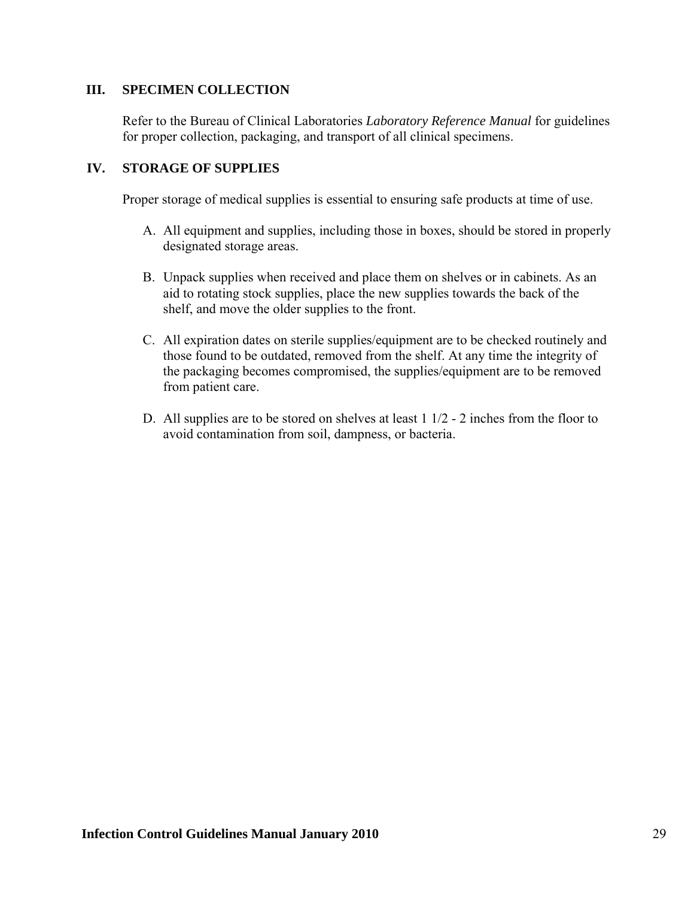## III. SPECIMEN COLLECTION

Refer to the Bureau of Clinical Laboratories *Laboratory Reference Manual* for guidelines for proper collection, packaging, and transport of all clinical specimens.

## IV. STORAGE OF SUPPLIES

Proper storage of medical supplies is essential to ensuring safe products at time of use.

A. All equipment and supplies, including those in boxes, should be stored in properly designated storage areas.

B. Unpack supplies when received and place them on shelves or in cabinets. As an aid to rotating stock supplies, place the new supplies towards the back of the shelf, and move the older supplies to the front.

C. All expiration dates on sterile supplies/equipment are to be checked routinely and those found to be outdated, removed from the shelf. At any time the integrity of the packaging becomes compromised, the supplies/equipment are to be removed from patient care.

D. All supplies are to be stored on shelves at least 1 1/2 - 2 inches from the floor to avoid contamination from soil, dampness, or bacteria.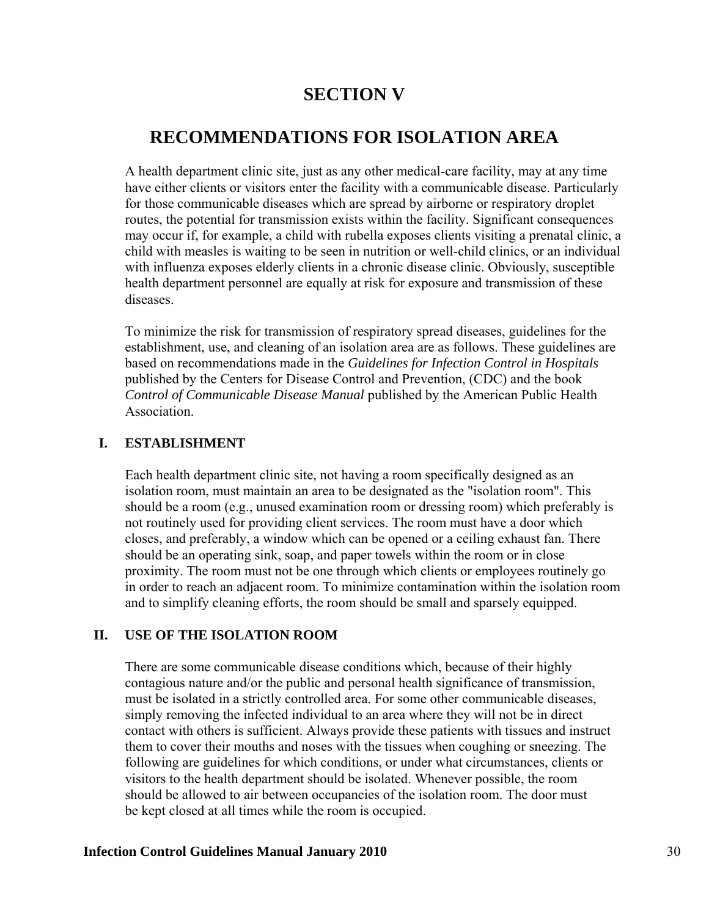# SECTION V

# RECOMMENDATIONS FOR ISOLATION AREA

A health department clinic site, just as any other medical-care facility, may at any time have either clients or visitors enter the facility with a communicable disease. Particularly for those communicable diseases which are spread by airborne or respiratory droplet routes, the potential for transmission exists within the facility. Significant consequences may occur if, for example, a child with rubella exposes clients visiting a prenatal clinic, a child with measles is waiting to be seen in nutrition or well-child clinics, or an individual with influenza exposes elderly clients in a chronic disease clinic. Obviously, susceptible health department personnel are equally at risk for exposure and transmission of these diseases.

To minimize the risk for transmission of respiratory spread diseases, guidelines for the establishment, use, and cleaning of an isolation area are as follows. These guidelines are based on recommendations made in the *Guidelines for Infection Control in Hospitals* published by the Centers for Disease Control and Prevention, (CDC) and the book *Control of Communicable Disease Manual* published by the American Public Health Association.

## I. ESTABLISHMENT

Each health department clinic site, not having a room specifically designed as an isolation room, must maintain an area to be designated as the "isolation room". This should be a room (e.g., unused examination room or dressing room) which preferably is not routinely used for providing client services. The room must have a door which closes, and preferably, a window which can be opened or a ceiling exhaust fan. There should be an operating sink, soap, and paper towels within the room or in close proximity. The room must not be one through which clients or employees routinely go in order to reach an adjacent room. To minimize contamination within the isolation room and to simplify cleaning efforts, the room should be small and sparsely equipped.

## II. USE OF THE ISOLATION ROOM

There are some communicable disease conditions which, because of their highly contagious nature and/or the public and personal health significance of transmission, must be isolated in a strictly controlled area. For some other communicable diseases, simply removing the infected individual to an area where they will not be in direct contact with others is sufficient. Always provide these patients with tissues and instruct them to cover their mouths and noses with the tissues when coughing or sneezing. The following are guidelines for which conditions, or under what circumstances, clients or visitors to the health department should be isolated. Whenever possible, the room should be allowed to air between occupancies of the isolation room. The door must be kept closed at all times while the room is occupied.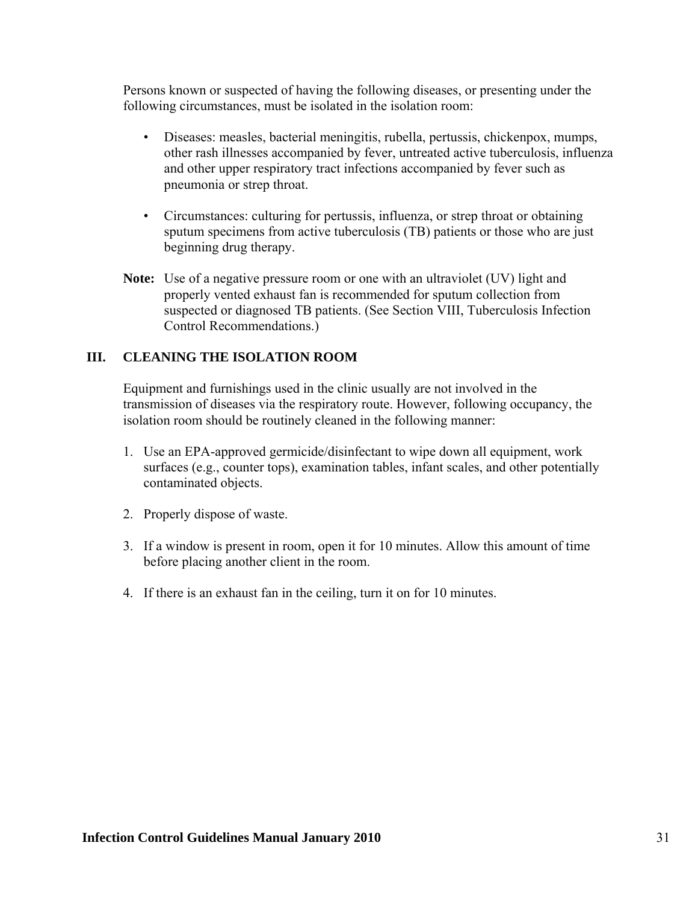Persons known or suspected of having the following diseases, or presenting under the following circumstances, must be isolated in the isolation room:

- Diseases: measles, bacterial meningitis, rubella, pertussis, chickenpox, mumps, other rash illnesses accompanied by fever, untreated active tuberculosis, influenza and other upper respiratory tract infections accompanied by fever such as pneumonia or strep throat.

- Circumstances: culturing for pertussis, influenza, or strep throat or obtaining sputum specimens from active tuberculosis (TB) patients or those who are just beginning drug therapy.

**Note:** Use of a negative pressure room or one with an ultraviolet (UV) light and properly vented exhaust fan is recommended for sputum collection from suspected or diagnosed TB patients. (See Section VIII, Tuberculosis Infection Control Recommendations.)

## III. CLEANING THE ISOLATION ROOM

Equipment and furnishings used in the clinic usually are not involved in the transmission of diseases via the respiratory route. However, following occupancy, the isolation room should be routinely cleaned in the following manner:

1. Use an EPA-approved germicide/disinfectant to wipe down all equipment, work surfaces (e.g., counter tops), examination tables, infant scales, and other potentially contaminated objects.

2. Properly dispose of waste.

3. If a window is present in room, open it for 10 minutes. Allow this amount of time before placing another client in the room.

4. If there is an exhaust fan in the ceiling, turn it on for 10 minutes.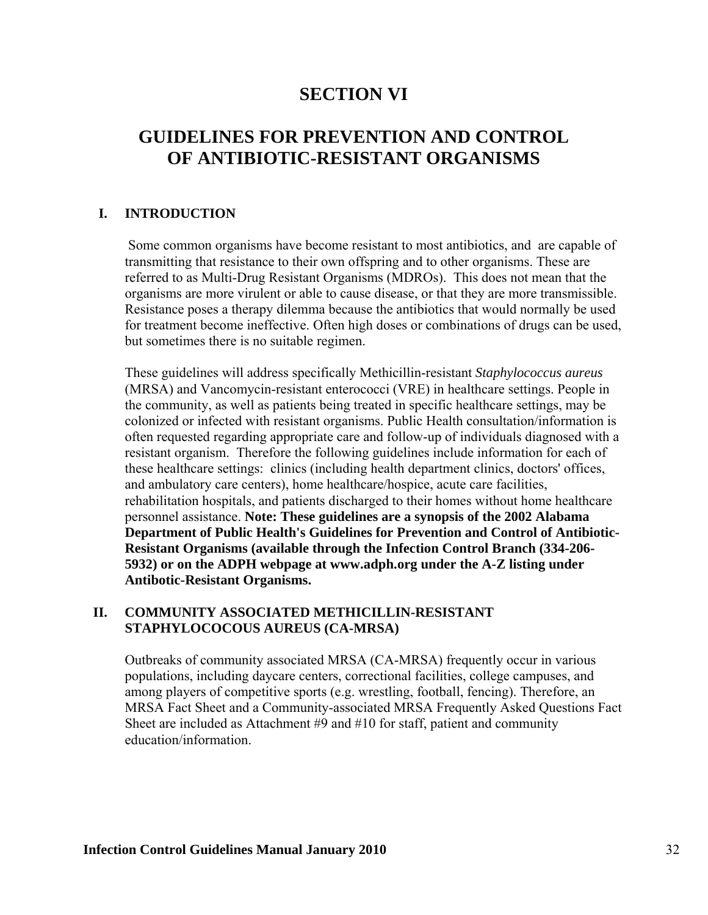# SECTION VI

# GUIDELINES FOR PREVENTION AND CONTROL OF ANTIBIOTIC-RESISTANT ORGANISMS

## I. INTRODUCTION

Some common organisms have become resistant to most antibiotics, and are capable of transmitting that resistance to their own offspring and to other organisms. These are referred to as Multi-Drug Resistant Organisms (MDROs). This does not mean that the organisms are more virulent or able to cause disease, or that they are more transmissible. Resistance poses a therapy dilemma because the antibiotics that would normally be used for treatment become ineffective. Often high doses or combinations of drugs can be used, but sometimes there is no suitable regimen.

These guidelines will address specifically Methicillin-resistant *Staphylococcus aureus* (MRSA) and Vancomycin-resistant enterococci (VRE) in healthcare settings. People in the community, as well as patients being treated in specific healthcare settings, may be colonized or infected with resistant organisms. Public Health consultation/information is often requested regarding appropriate care and follow-up of individuals diagnosed with a resistant organism. Therefore the following guidelines include information for each of these healthcare settings: clinics (including health department clinics, doctors' offices, and ambulatory care centers), home healthcare/hospice, acute care facilities, rehabilitation hospitals, and patients discharged to their homes without home healthcare personnel assistance. **Note: These guidelines are a synopsis of the 2002 Alabama Department of Public Health's Guidelines for Prevention and Control of Antibiotic-Resistant Organisms (available through the Infection Control Branch (334-206-5932) or on the ADPH webpage at www.adph.org under the A-Z listing under Antibotic-Resistant Organisms.**

## II. COMMUNITY ASSOCIATED METHICILLIN-RESISTANT STAPHYLOCOCOUS AUREUS (CA-MRSA)

Outbreaks of community associated MRSA (CA-MRSA) frequently occur in various populations, including daycare centers, correctional facilities, college campuses, and among players of competitive sports (e.g. wrestling, football, fencing). Therefore, an MRSA Fact Sheet and a Community-associated MRSA Frequently Asked Questions Fact Sheet are included as Attachment #9 and #10 for staff, patient and community education/information.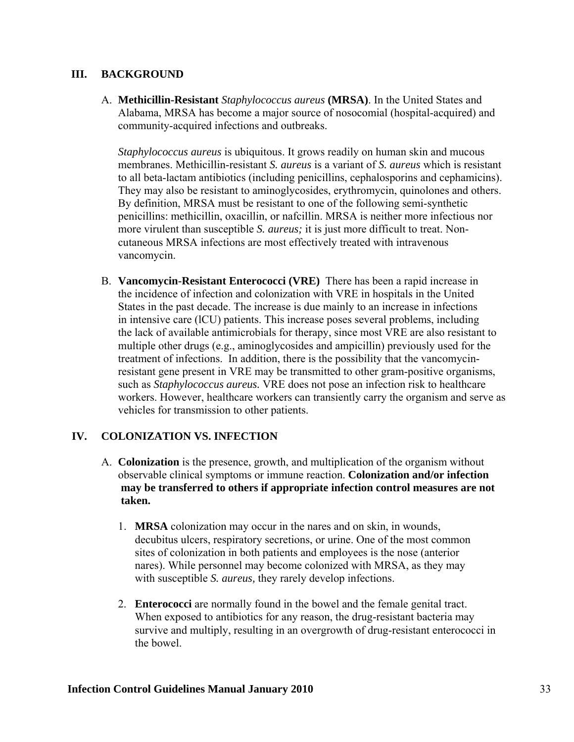## III. BACKGROUND

A. **Methicillin-Resistant** *Staphylococcus aureus* **(MRSA)**. In the United States and Alabama, MRSA has become a major source of nosocomial (hospital-acquired) and community-acquired infections and outbreaks.

   *Staphylococcus aureus* is ubiquitous. It grows readily on human skin and mucous membranes. Methicillin-resistant *S. aureus* is a variant of *S. aureus* which is resistant to all beta-lactam antibiotics (including penicillins, cephalosporins and cephamicins). They may also be resistant to aminoglycosides, erythromycin, quinolones and others. By definition, MRSA must be resistant to one of the following semi-synthetic penicillins: methicillin, oxacillin, or nafcillin. MRSA is neither more infectious nor more virulent than susceptible *S. aureus;* it is just more difficult to treat. Non-cutaneous MRSA infections are most effectively treated with intravenous vancomycin.

B. **Vancomycin-Resistant Enterococci (VRE)** There has been a rapid increase in the incidence of infection and colonization with VRE in hospitals in the United States in the past decade. The increase is due mainly to an increase in infections in intensive care (lCU) patients. This increase poses several problems, including the lack of available antimicrobials for therapy, since most VRE are also resistant to multiple other drugs (e.g., aminoglycosides and ampicillin) previously used for the treatment of infections. In addition, there is the possibility that the vancomycin-resistant gene present in VRE may be transmitted to other gram-positive organisms, such as *Staphylococcus aureus.* VRE does not pose an infection risk to healthcare workers. However, healthcare workers can transiently carry the organism and serve as vehicles for transmission to other patients.

## IV. COLONIZATION VS. INFECTION

A. **Colonization** is the presence, growth, and multiplication of the organism without observable clinical symptoms or immune reaction. **Colonization and/or infection may be transferred to others if appropriate infection control measures are not taken.**

   1. **MRSA** colonization may occur in the nares and on skin, in wounds, decubitus ulcers, respiratory secretions, or urine. One of the most common sites of colonization in both patients and employees is the nose (anterior nares). While personnel may become colonized with MRSA, as they may with susceptible *S. aureus,* they rarely develop infections.

   2. **Enterococci** are normally found in the bowel and the female genital tract. When exposed to antibiotics for any reason, the drug-resistant bacteria may survive and multiply, resulting in an overgrowth of drug-resistant enterococci in the bowel.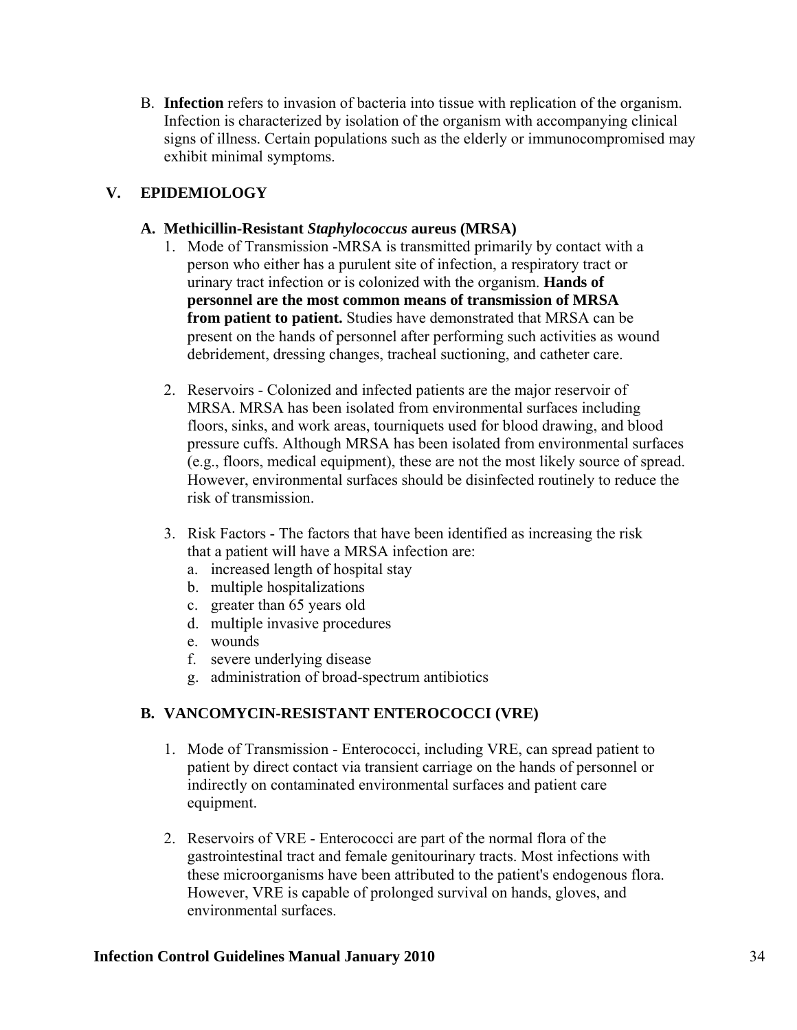B. **Infection** refers to invasion of bacteria into tissue with replication of the organism. Infection is characterized by isolation of the organism with accompanying clinical signs of illness. Certain populations such as the elderly or immunocompromised may exhibit minimal symptoms.

## V. EPIDEMIOLOGY

### A. Methicillin-Resistant *Staphylococcus* aureus (MRSA)

1. Mode of Transmission -MRSA is transmitted primarily by contact with a person who either has a purulent site of infection, a respiratory tract or urinary tract infection or is colonized with the organism. **Hands of personnel are the most common means of transmission of MRSA from patient to patient.** Studies have demonstrated that MRSA can be present on the hands of personnel after performing such activities as wound debridement, dressing changes, tracheal suctioning, and catheter care.

2. Reservoirs - Colonized and infected patients are the major reservoir of MRSA. MRSA has been isolated from environmental surfaces including floors, sinks, and work areas, tourniquets used for blood drawing, and blood pressure cuffs. Although MRSA has been isolated from environmental surfaces (e.g., floors, medical equipment), these are not the most likely source of spread. However, environmental surfaces should be disinfected routinely to reduce the risk of transmission.

3. Risk Factors - The factors that have been identified as increasing the risk that a patient will have a MRSA infection are:
   a. increased length of hospital stay
   b. multiple hospitalizations
   c. greater than 65 years old
   d. multiple invasive procedures
   e. wounds
   f. severe underlying disease
   g. administration of broad-spectrum antibiotics

### B. VANCOMYCIN-RESISTANT ENTEROCOCCI (VRE)

1. Mode of Transmission - Enterococci, including VRE, can spread patient to patient by direct contact via transient carriage on the hands of personnel or indirectly on contaminated environmental surfaces and patient care equipment.

2. Reservoirs of VRE - Enterococci are part of the normal flora of the gastrointestinal tract and female genitourinary tracts. Most infections with these microorganisms have been attributed to the patient's endogenous flora. However, VRE is capable of prolonged survival on hands, gloves, and environmental surfaces.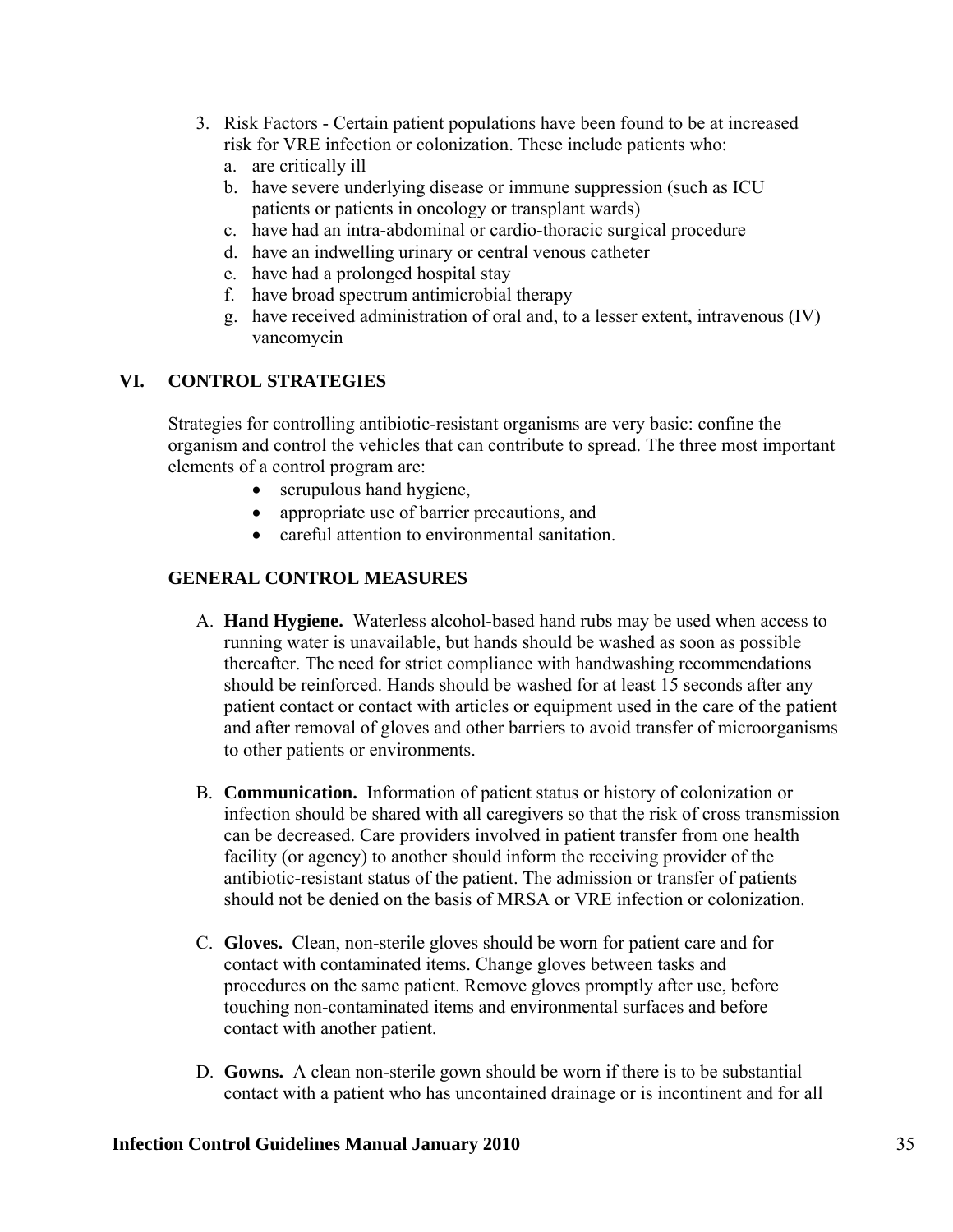3. Risk Factors - Certain patient populations have been found to be at increased risk for VRE infection or colonization. These include patients who:
   a. are critically ill
   b. have severe underlying disease or immune suppression (such as ICU patients or patients in oncology or transplant wards)
   c. have had an intra-abdominal or cardio-thoracic surgical procedure
   d. have an indwelling urinary or central venous catheter
   e. have had a prolonged hospital stay
   f. have broad spectrum antimicrobial therapy
   g. have received administration of oral and, to a lesser extent, intravenous (IV) vancomycin

## VI. CONTROL STRATEGIES

Strategies for controlling antibiotic-resistant organisms are very basic: confine the organism and control the vehicles that can contribute to spread. The three most important elements of a control program are:

- scrupulous hand hygiene,
- appropriate use of barrier precautions, and
- careful attention to environmental sanitation.

### GENERAL CONTROL MEASURES

A. **Hand Hygiene.** Waterless alcohol-based hand rubs may be used when access to running water is unavailable, but hands should be washed as soon as possible thereafter. The need for strict compliance with handwashing recommendations should be reinforced. Hands should be washed for at least 15 seconds after any patient contact or contact with articles or equipment used in the care of the patient and after removal of gloves and other barriers to avoid transfer of microorganisms to other patients or environments.

B. **Communication.** Information of patient status or history of colonization or infection should be shared with all caregivers so that the risk of cross transmission can be decreased. Care providers involved in patient transfer from one health facility (or agency) to another should inform the receiving provider of the antibiotic-resistant status of the patient. The admission or transfer of patients should not be denied on the basis of MRSA or VRE infection or colonization.

C. **Gloves.** Clean, non-sterile gloves should be worn for patient care and for contact with contaminated items. Change gloves between tasks and procedures on the same patient. Remove gloves promptly after use, before touching non-contaminated items and environmental surfaces and before contact with another patient.

D. **Gowns.** A clean non-sterile gown should be worn if there is to be substantial contact with a patient who has uncontained drainage or is incontinent and for all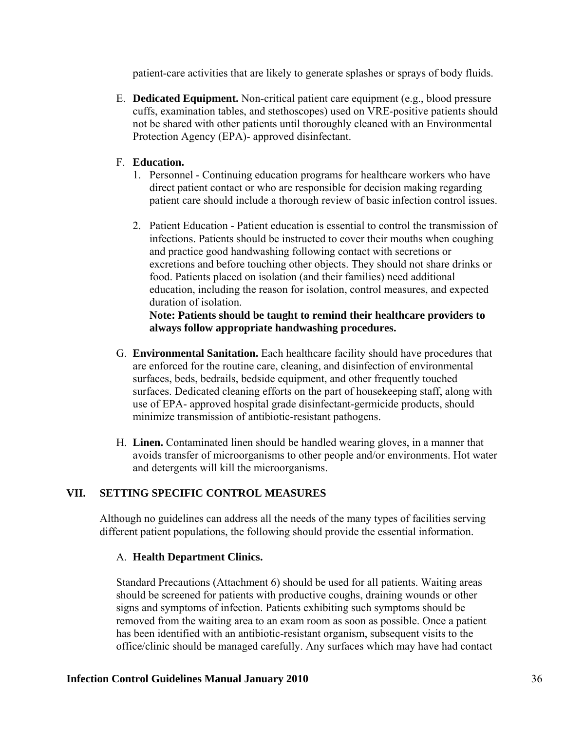patient-care activities that are likely to generate splashes or sprays of body fluids.

E. **Dedicated Equipment.** Non-critical patient care equipment (e.g., blood pressure cuffs, examination tables, and stethoscopes) used on VRE-positive patients should not be shared with other patients until thoroughly cleaned with an Environmental Protection Agency (EPA)- approved disinfectant.

F. **Education.**

1. Personnel - Continuing education programs for healthcare workers who have direct patient contact or who are responsible for decision making regarding patient care should include a thorough review of basic infection control issues.

2. Patient Education - Patient education is essential to control the transmission of infections. Patients should be instructed to cover their mouths when coughing and practice good handwashing following contact with secretions or excretions and before touching other objects. They should not share drinks or food. Patients placed on isolation (and their families) need additional education, including the reason for isolation, control measures, and expected duration of isolation.
**Note: Patients should be taught to remind their healthcare providers to always follow appropriate handwashing procedures.**

G. **Environmental Sanitation.** Each healthcare facility should have procedures that are enforced for the routine care, cleaning, and disinfection of environmental surfaces, beds, bedrails, bedside equipment, and other frequently touched surfaces. Dedicated cleaning efforts on the part of housekeeping staff, along with use of EPA- approved hospital grade disinfectant-germicide products, should minimize transmission of antibiotic-resistant pathogens.

H. **Linen.** Contaminated linen should be handled wearing gloves, in a manner that avoids transfer of microorganisms to other people and/or environments. Hot water and detergents will kill the microorganisms.

## VII. SETTING SPECIFIC CONTROL MEASURES

Although no guidelines can address all the needs of the many types of facilities serving different patient populations, the following should provide the essential information.

### A. Health Department Clinics.

Standard Precautions (Attachment 6) should be used for all patients. Waiting areas should be screened for patients with productive coughs, draining wounds or other signs and symptoms of infection. Patients exhibiting such symptoms should be removed from the waiting area to an exam room as soon as possible. Once a patient has been identified with an antibiotic-resistant organism, subsequent visits to the office/clinic should be managed carefully. Any surfaces which may have had contact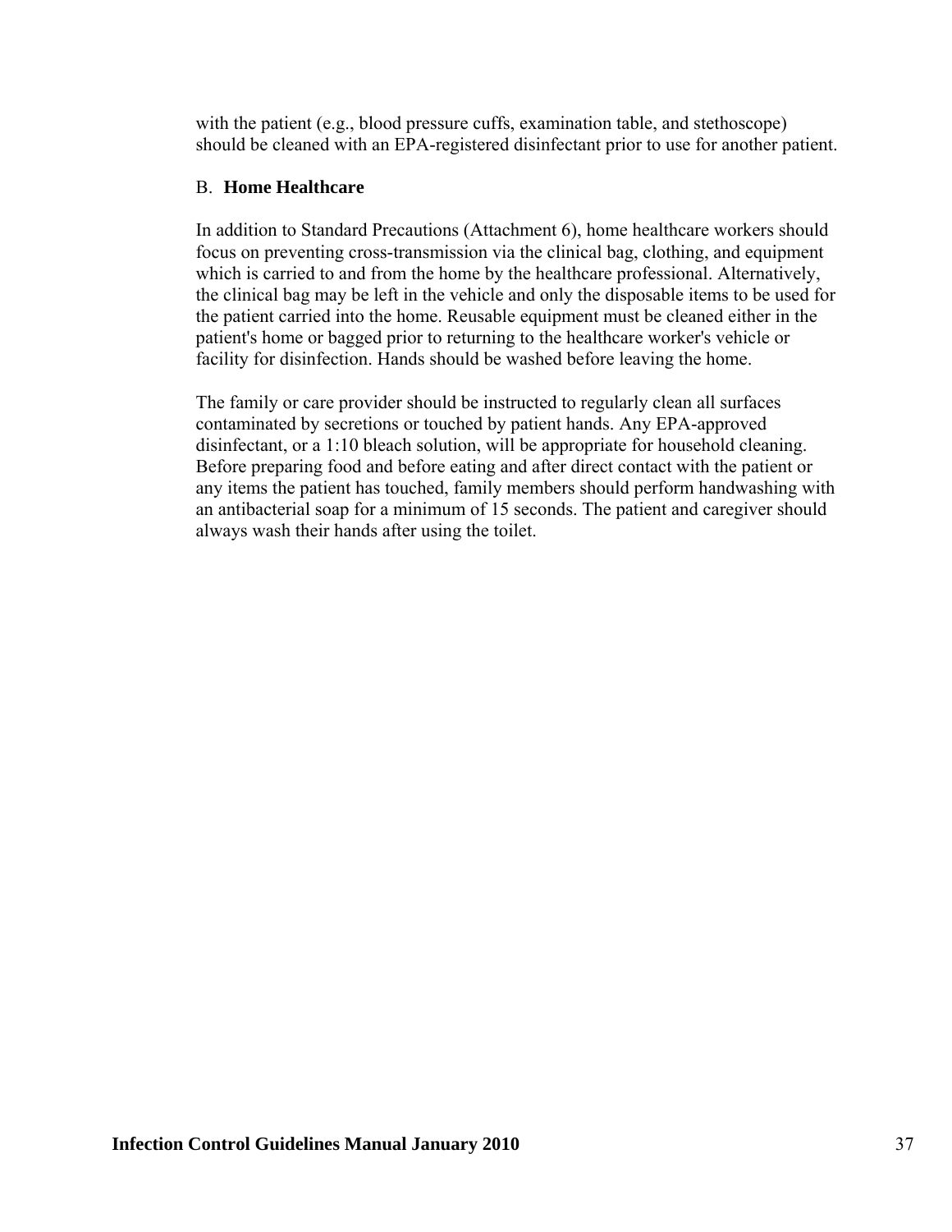with the patient (e.g., blood pressure cuffs, examination table, and stethoscope) should be cleaned with an EPA-registered disinfectant prior to use for another patient.

B. **Home Healthcare**

In addition to Standard Precautions (Attachment 6), home healthcare workers should focus on preventing cross-transmission via the clinical bag, clothing, and equipment which is carried to and from the home by the healthcare professional. Alternatively, the clinical bag may be left in the vehicle and only the disposable items to be used for the patient carried into the home. Reusable equipment must be cleaned either in the patient's home or bagged prior to returning to the healthcare worker's vehicle or facility for disinfection. Hands should be washed before leaving the home.

The family or care provider should be instructed to regularly clean all surfaces contaminated by secretions or touched by patient hands. Any EPA-approved disinfectant, or a 1:10 bleach solution, will be appropriate for household cleaning. Before preparing food and before eating and after direct contact with the patient or any items the patient has touched, family members should perform handwashing with an antibacterial soap for a minimum of 15 seconds. The patient and caregiver should always wash their hands after using the toilet.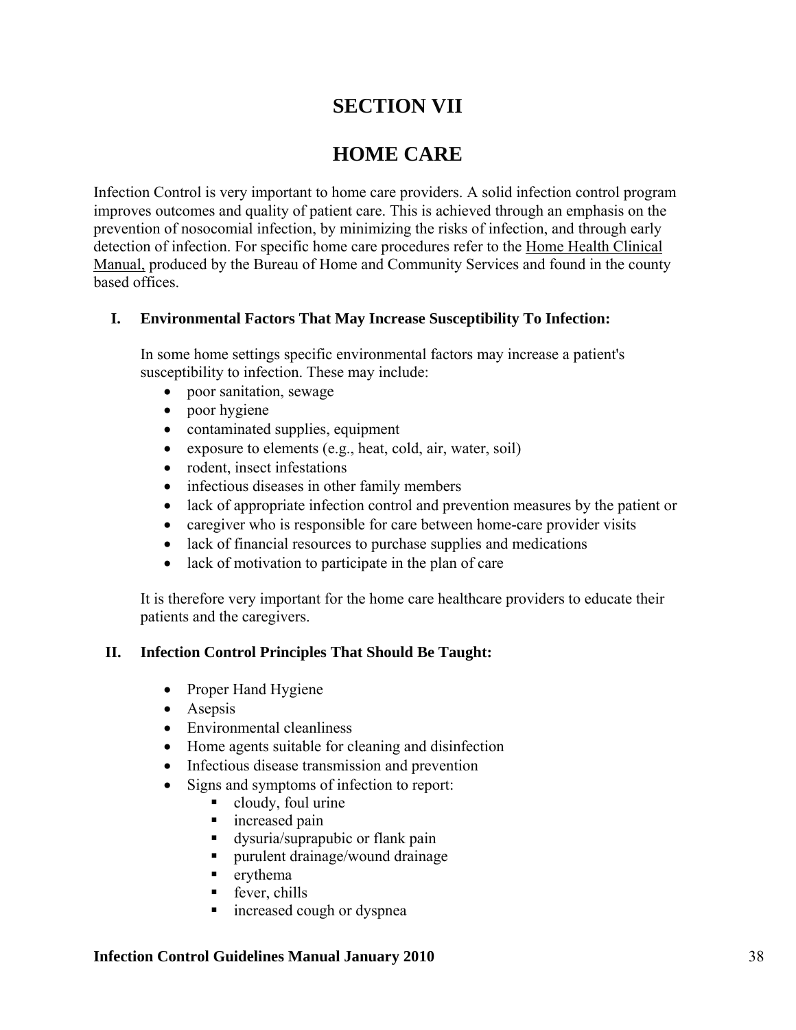# SECTION VII

# HOME CARE

Infection Control is very important to home care providers. A solid infection control program improves outcomes and quality of patient care. This is achieved through an emphasis on the prevention of nosocomial infection, by minimizing the risks of infection, and through early detection of infection. For specific home care procedures refer to the Home Health Clinical Manual, produced by the Bureau of Home and Community Services and found in the county based offices.

## I. Environmental Factors That May Increase Susceptibility To Infection:

In some home settings specific environmental factors may increase a patient's susceptibility to infection. These may include:

- poor sanitation, sewage
- poor hygiene
- contaminated supplies, equipment
- exposure to elements (e.g., heat, cold, air, water, soil)
- rodent, insect infestations
- infectious diseases in other family members
- lack of appropriate infection control and prevention measures by the patient or
- caregiver who is responsible for care between home-care provider visits
- lack of financial resources to purchase supplies and medications
- lack of motivation to participate in the plan of care

It is therefore very important for the home care healthcare providers to educate their patients and the caregivers.

## II. Infection Control Principles That Should Be Taught:

- Proper Hand Hygiene
- Asepsis
- Environmental cleanliness
- Home agents suitable for cleaning and disinfection
- Infectious disease transmission and prevention
- Signs and symptoms of infection to report:
  - cloudy, foul urine
  - increased pain
  - dysuria/suprapubic or flank pain
  - purulent drainage/wound drainage
  - erythema
  - fever, chills
  - increased cough or dyspnea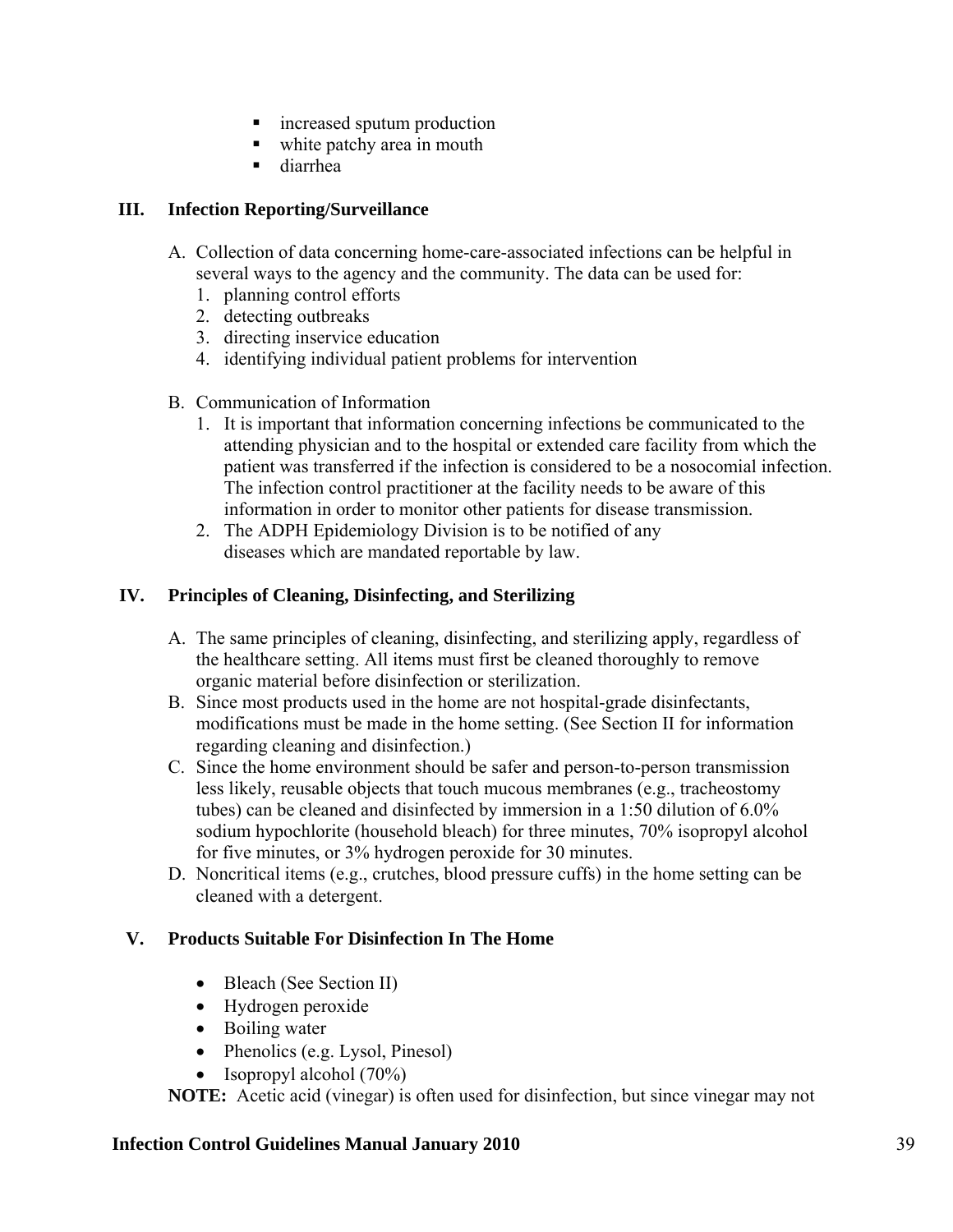- increased sputum production
- white patchy area in mouth
- diarrhea

## III. Infection Reporting/Surveillance

A. Collection of data concerning home-care-associated infections can be helpful in several ways to the agency and the community. The data can be used for:
   1. planning control efforts
   2. detecting outbreaks
   3. directing inservice education
   4. identifying individual patient problems for intervention

B. Communication of Information
   1. It is important that information concerning infections be communicated to the attending physician and to the hospital or extended care facility from which the patient was transferred if the infection is considered to be a nosocomial infection. The infection control practitioner at the facility needs to be aware of this information in order to monitor other patients for disease transmission.
   2. The ADPH Epidemiology Division is to be notified of any diseases which are mandated reportable by law.

## IV. Principles of Cleaning, Disinfecting, and Sterilizing

A. The same principles of cleaning, disinfecting, and sterilizing apply, regardless of the healthcare setting. All items must first be cleaned thoroughly to remove organic material before disinfection or sterilization.

B. Since most products used in the home are not hospital-grade disinfectants, modifications must be made in the home setting. (See Section II for information regarding cleaning and disinfection.)

C. Since the home environment should be safer and person-to-person transmission less likely, reusable objects that touch mucous membranes (e.g., tracheostomy tubes) can be cleaned and disinfected by immersion in a 1:50 dilution of 6.0% sodium hypochlorite (household bleach) for three minutes, 70% isopropyl alcohol for five minutes, or 3% hydrogen peroxide for 30 minutes.

D. Noncritical items (e.g., crutches, blood pressure cuffs) in the home setting can be cleaned with a detergent.

## V. Products Suitable For Disinfection In The Home

- Bleach (See Section II)
- Hydrogen peroxide
- Boiling water
- Phenolics (e.g. Lysol, Pinesol)
- Isopropyl alcohol (70%)

**NOTE:** Acetic acid (vinegar) is often used for disinfection, but since vinegar may not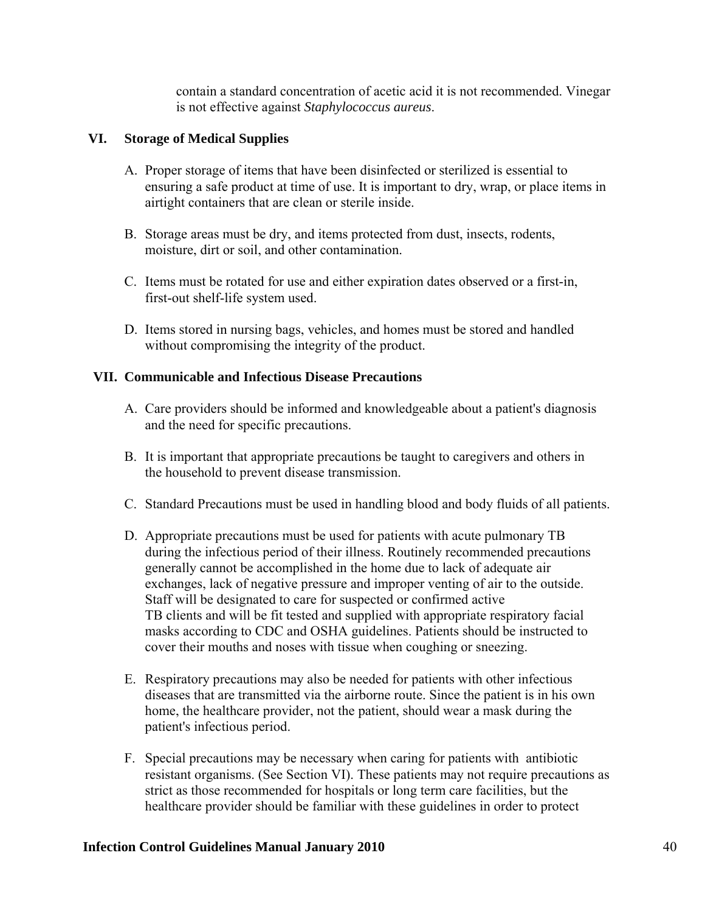contain a standard concentration of acetic acid it is not recommended. Vinegar is not effective against *Staphylococcus aureus*.

## VI. Storage of Medical Supplies

A. Proper storage of items that have been disinfected or sterilized is essential to ensuring a safe product at time of use. It is important to dry, wrap, or place items in airtight containers that are clean or sterile inside.

B. Storage areas must be dry, and items protected from dust, insects, rodents, moisture, dirt or soil, and other contamination.

C. Items must be rotated for use and either expiration dates observed or a first-in, first-out shelf-life system used.

D. Items stored in nursing bags, vehicles, and homes must be stored and handled without compromising the integrity of the product.

## VII. Communicable and Infectious Disease Precautions

A. Care providers should be informed and knowledgeable about a patient's diagnosis and the need for specific precautions.

B. It is important that appropriate precautions be taught to caregivers and others in the household to prevent disease transmission.

C. Standard Precautions must be used in handling blood and body fluids of all patients.

D. Appropriate precautions must be used for patients with acute pulmonary TB during the infectious period of their illness. Routinely recommended precautions generally cannot be accomplished in the home due to lack of adequate air exchanges, lack of negative pressure and improper venting of air to the outside. Staff will be designated to care for suspected or confirmed active TB clients and will be fit tested and supplied with appropriate respiratory facial masks according to CDC and OSHA guidelines. Patients should be instructed to cover their mouths and noses with tissue when coughing or sneezing.

E. Respiratory precautions may also be needed for patients with other infectious diseases that are transmitted via the airborne route. Since the patient is in his own home, the healthcare provider, not the patient, should wear a mask during the patient's infectious period.

F. Special precautions may be necessary when caring for patients with antibiotic resistant organisms. (See Section VI). These patients may not require precautions as strict as those recommended for hospitals or long term care facilities, but the healthcare provider should be familiar with these guidelines in order to protect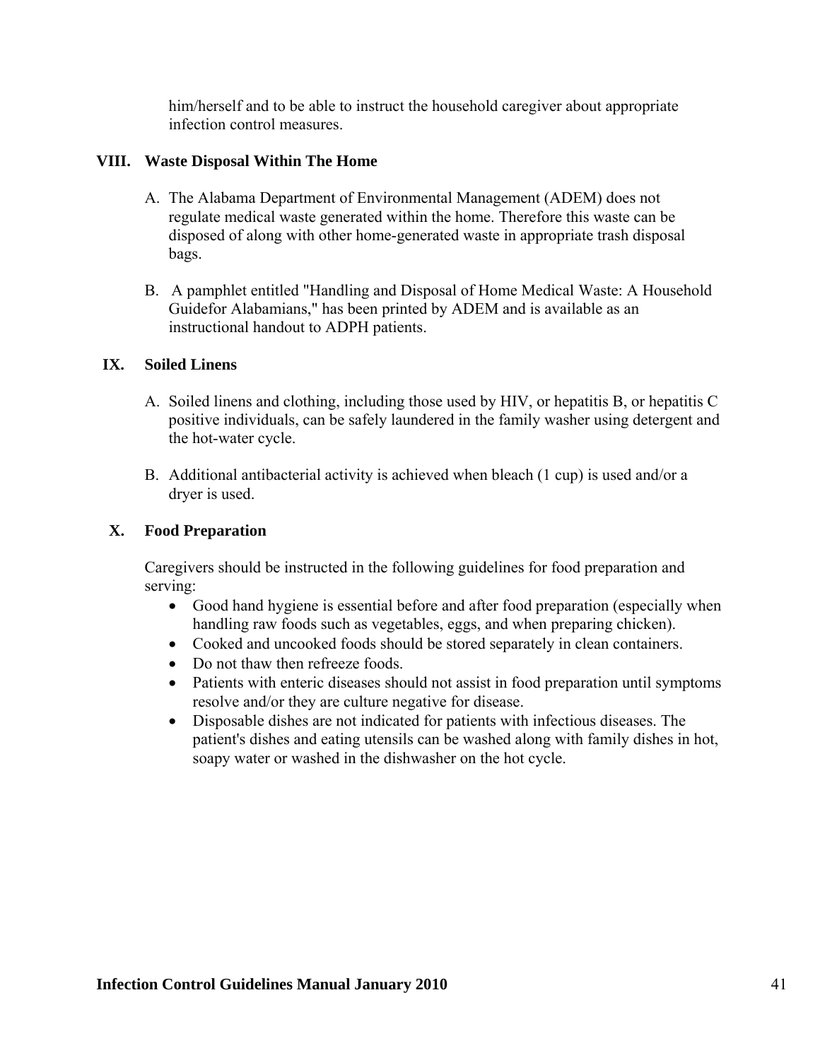him/herself and to be able to instruct the household caregiver about appropriate infection control measures.

## VIII. Waste Disposal Within The Home

A. The Alabama Department of Environmental Management (ADEM) does not regulate medical waste generated within the home. Therefore this waste can be disposed of along with other home-generated waste in appropriate trash disposal bags.

B. A pamphlet entitled "Handling and Disposal of Home Medical Waste: A Household Guidefor Alabamians," has been printed by ADEM and is available as an instructional handout to ADPH patients.

## IX. Soiled Linens

A. Soiled linens and clothing, including those used by HIV, or hepatitis B, or hepatitis C positive individuals, can be safely laundered in the family washer using detergent and the hot-water cycle.

B. Additional antibacterial activity is achieved when bleach (1 cup) is used and/or a dryer is used.

## X. Food Preparation

Caregivers should be instructed in the following guidelines for food preparation and serving:

- Good hand hygiene is essential before and after food preparation (especially when handling raw foods such as vegetables, eggs, and when preparing chicken).
- Cooked and uncooked foods should be stored separately in clean containers.
- Do not thaw then refreeze foods.
- Patients with enteric diseases should not assist in food preparation until symptoms resolve and/or they are culture negative for disease.
- Disposable dishes are not indicated for patients with infectious diseases. The patient's dishes and eating utensils can be washed along with family dishes in hot, soapy water or washed in the dishwasher on the hot cycle.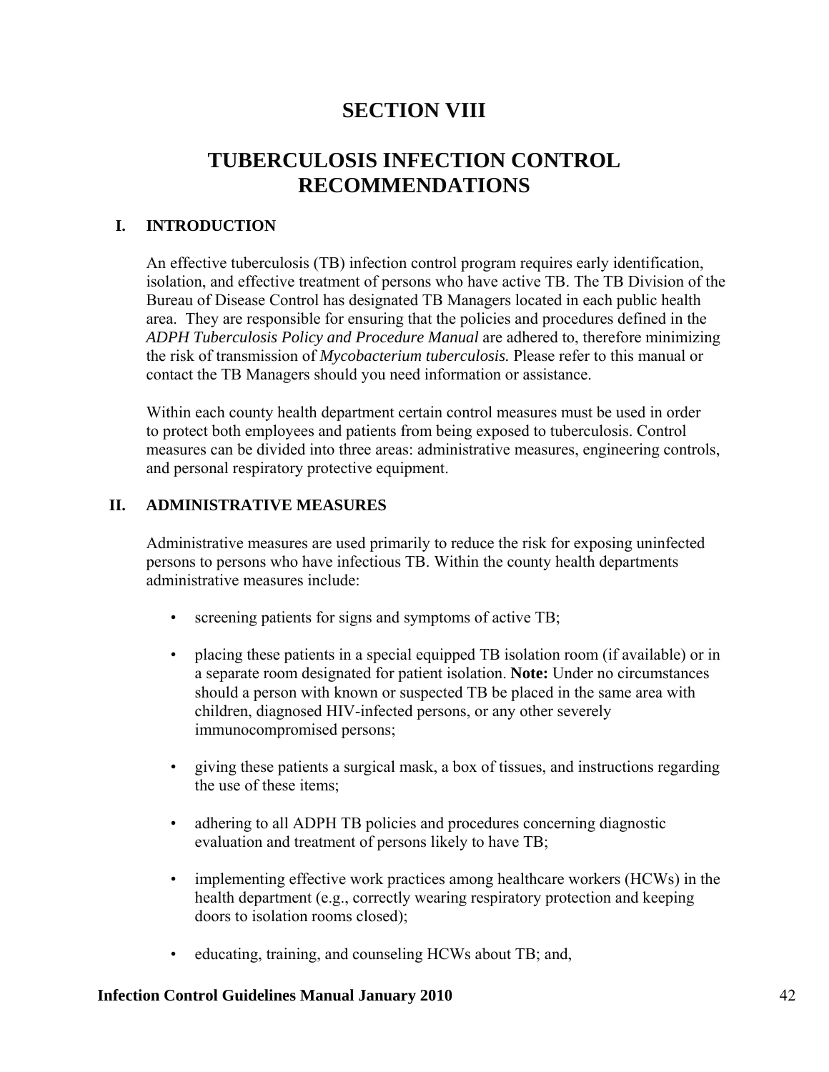# SECTION VIII

# TUBERCULOSIS INFECTION CONTROL RECOMMENDATIONS

## I. INTRODUCTION

An effective tuberculosis (TB) infection control program requires early identification, isolation, and effective treatment of persons who have active TB. The TB Division of the Bureau of Disease Control has designated TB Managers located in each public health area. They are responsible for ensuring that the policies and procedures defined in the *ADPH Tuberculosis Policy and Procedure Manual* are adhered to, therefore minimizing the risk of transmission of *Mycobacterium tuberculosis.* Please refer to this manual or contact the TB Managers should you need information or assistance.

Within each county health department certain control measures must be used in order to protect both employees and patients from being exposed to tuberculosis. Control measures can be divided into three areas: administrative measures, engineering controls, and personal respiratory protective equipment.

## II. ADMINISTRATIVE MEASURES

Administrative measures are used primarily to reduce the risk for exposing uninfected persons to persons who have infectious TB. Within the county health departments administrative measures include:

- screening patients for signs and symptoms of active TB;
- placing these patients in a special equipped TB isolation room (if available) or in a separate room designated for patient isolation. **Note:** Under no circumstances should a person with known or suspected TB be placed in the same area with children, diagnosed HIV-infected persons, or any other severely immunocompromised persons;
- giving these patients a surgical mask, a box of tissues, and instructions regarding the use of these items;
- adhering to all ADPH TB policies and procedures concerning diagnostic evaluation and treatment of persons likely to have TB;
- implementing effective work practices among healthcare workers (HCWs) in the health department (e.g., correctly wearing respiratory protection and keeping doors to isolation rooms closed);
- educating, training, and counseling HCWs about TB; and,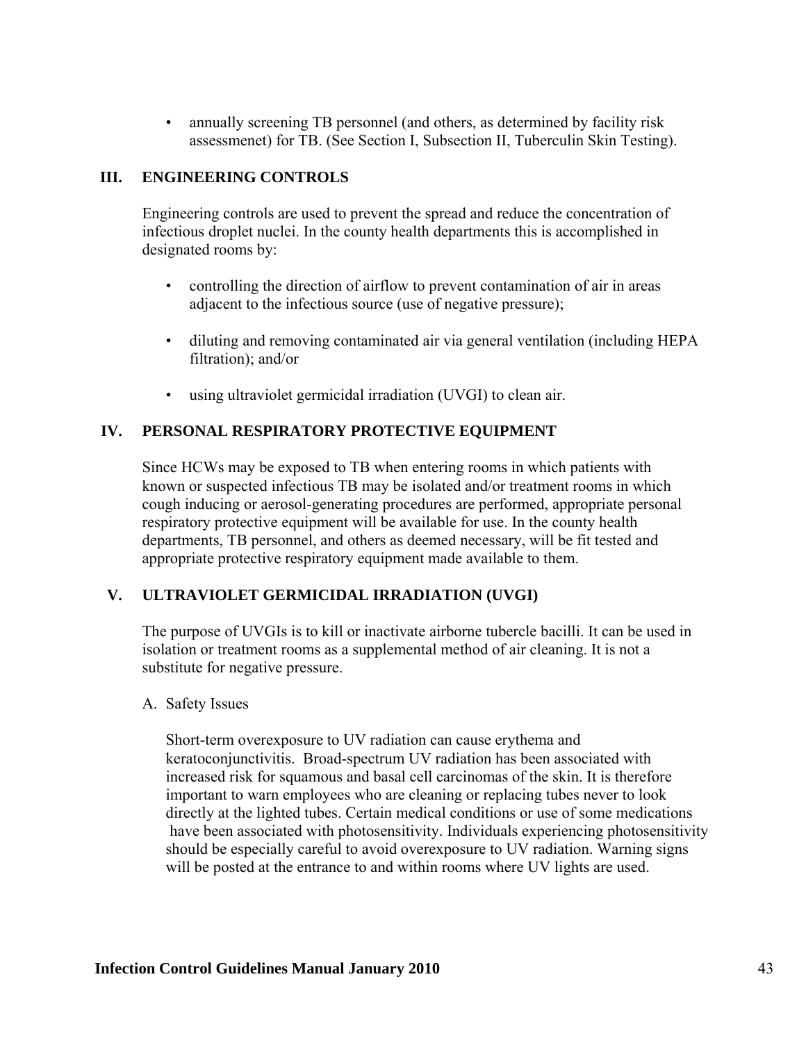- annually screening TB personnel (and others, as determined by facility risk assessmenet) for TB. (See Section I, Subsection II, Tuberculin Skin Testing).

## III. ENGINEERING CONTROLS

Engineering controls are used to prevent the spread and reduce the concentration of infectious droplet nuclei. In the county health departments this is accomplished in designated rooms by:

- controlling the direction of airflow to prevent contamination of air in areas adjacent to the infectious source (use of negative pressure);
- diluting and removing contaminated air via general ventilation (including HEPA filtration); and/or
- using ultraviolet germicidal irradiation (UVGI) to clean air.

## IV. PERSONAL RESPIRATORY PROTECTIVE EQUIPMENT

Since HCWs may be exposed to TB when entering rooms in which patients with known or suspected infectious TB may be isolated and/or treatment rooms in which cough inducing or aerosol-generating procedures are performed, appropriate personal respiratory protective equipment will be available for use. In the county health departments, TB personnel, and others as deemed necessary, will be fit tested and appropriate protective respiratory equipment made available to them.

## V. ULTRAVIOLET GERMICIDAL IRRADIATION (UVGI)

The purpose of UVGIs is to kill or inactivate airborne tubercle bacilli. It can be used in isolation or treatment rooms as a supplemental method of air cleaning. It is not a substitute for negative pressure.

A. Safety Issues

Short-term overexposure to UV radiation can cause erythema and keratoconjunctivitis. Broad-spectrum UV radiation has been associated with increased risk for squamous and basal cell carcinomas of the skin. It is therefore important to warn employees who are cleaning or replacing tubes never to look directly at the lighted tubes. Certain medical conditions or use of some medications have been associated with photosensitivity. Individuals experiencing photosensitivity should be especially careful to avoid overexposure to UV radiation. Warning signs will be posted at the entrance to and within rooms where UV lights are used.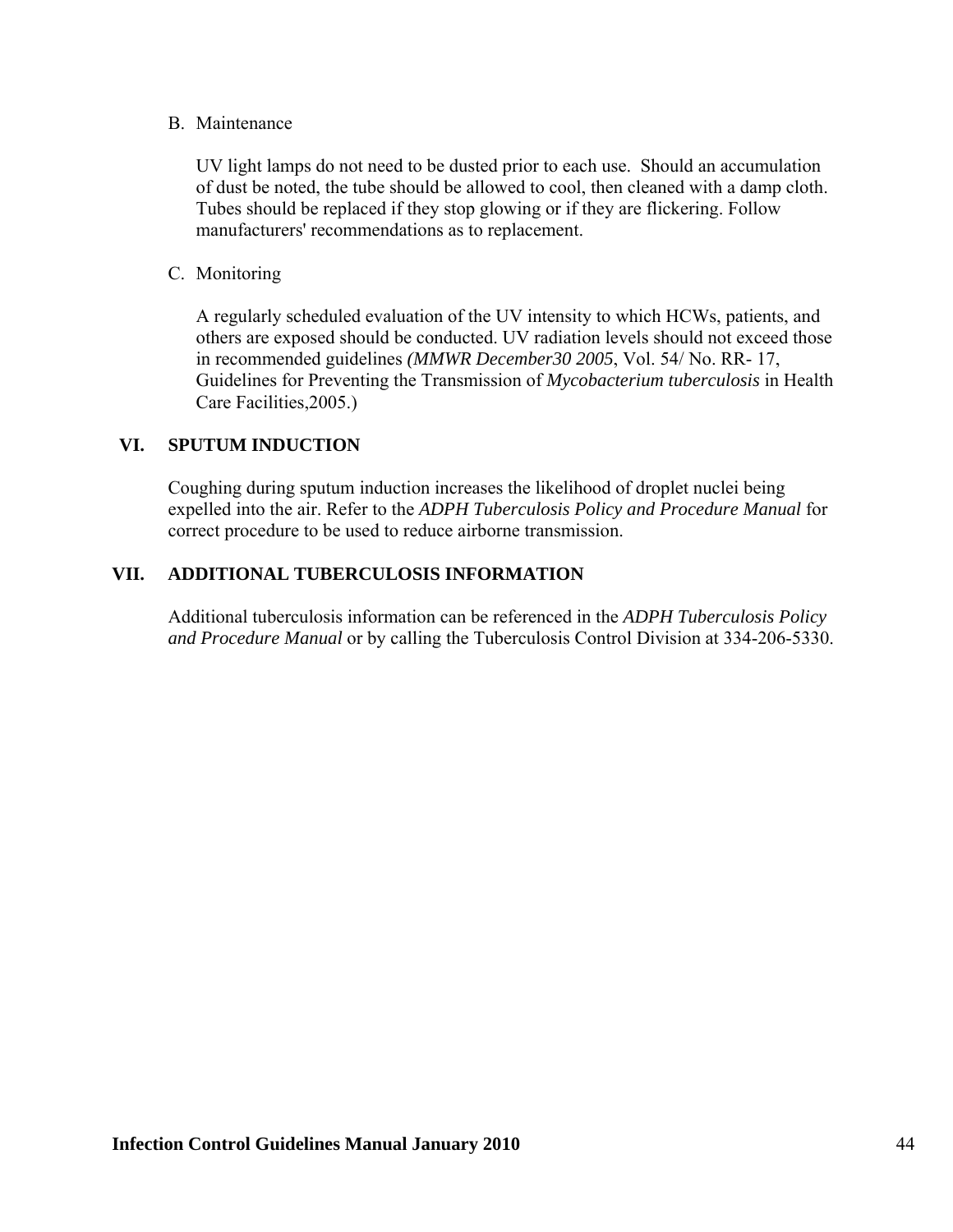B. Maintenance

UV light lamps do not need to be dusted prior to each use. Should an accumulation of dust be noted, the tube should be allowed to cool, then cleaned with a damp cloth. Tubes should be replaced if they stop glowing or if they are flickering. Follow manufacturers' recommendations as to replacement.

C. Monitoring

A regularly scheduled evaluation of the UV intensity to which HCWs, patients, and others are exposed should be conducted. UV radiation levels should not exceed those in recommended guidelines *(MMWR December30 2005*, Vol. 54/ No. RR- 17, Guidelines for Preventing the Transmission of *Mycobacterium tuberculosis* in Health Care Facilities,2005.)

## VI. SPUTUM INDUCTION

Coughing during sputum induction increases the likelihood of droplet nuclei being expelled into the air. Refer to the *ADPH Tuberculosis Policy and Procedure Manual* for correct procedure to be used to reduce airborne transmission.

## VII. ADDITIONAL TUBERCULOSIS INFORMATION

Additional tuberculosis information can be referenced in the *ADPH Tuberculosis Policy and Procedure Manual* or by calling the Tuberculosis Control Division at 334-206-5330.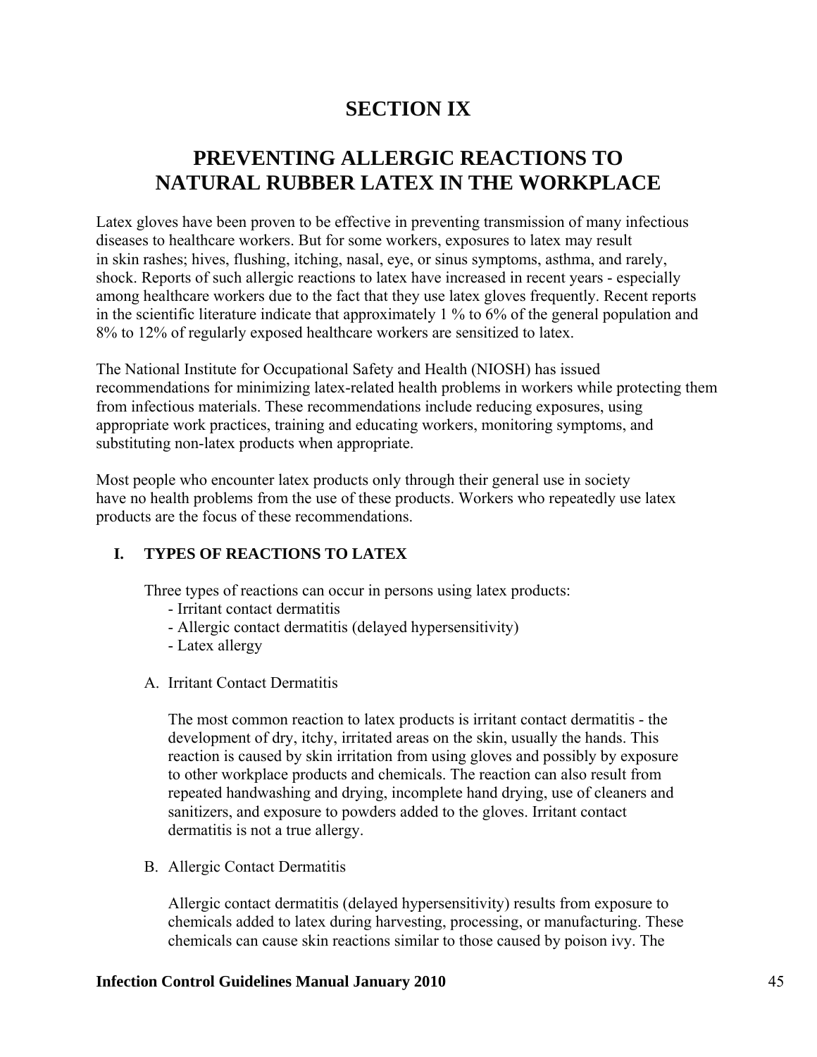# SECTION IX

# PREVENTING ALLERGIC REACTIONS TO NATURAL RUBBER LATEX IN THE WORKPLACE

Latex gloves have been proven to be effective in preventing transmission of many infectious diseases to healthcare workers. But for some workers, exposures to latex may result in skin rashes; hives, flushing, itching, nasal, eye, or sinus symptoms, asthma, and rarely, shock. Reports of such allergic reactions to latex have increased in recent years - especially among healthcare workers due to the fact that they use latex gloves frequently. Recent reports in the scientific literature indicate that approximately 1 % to 6% of the general population and 8% to 12% of regularly exposed healthcare workers are sensitized to latex.

The National Institute for Occupational Safety and Health (NIOSH) has issued recommendations for minimizing latex-related health problems in workers while protecting them from infectious materials. These recommendations include reducing exposures, using appropriate work practices, training and educating workers, monitoring symptoms, and substituting non-latex products when appropriate.

Most people who encounter latex products only through their general use in society have no health problems from the use of these products. Workers who repeatedly use latex products are the focus of these recommendations.

## I. TYPES OF REACTIONS TO LATEX

Three types of reactions can occur in persons using latex products:

- Irritant contact dermatitis
- Allergic contact dermatitis (delayed hypersensitivity)
- Latex allergy

### A. Irritant Contact Dermatitis

The most common reaction to latex products is irritant contact dermatitis - the development of dry, itchy, irritated areas on the skin, usually the hands. This reaction is caused by skin irritation from using gloves and possibly by exposure to other workplace products and chemicals. The reaction can also result from repeated handwashing and drying, incomplete hand drying, use of cleaners and sanitizers, and exposure to powders added to the gloves. Irritant contact dermatitis is not a true allergy.

### B. Allergic Contact Dermatitis

Allergic contact dermatitis (delayed hypersensitivity) results from exposure to chemicals added to latex during harvesting, processing, or manufacturing. These chemicals can cause skin reactions similar to those caused by poison ivy. The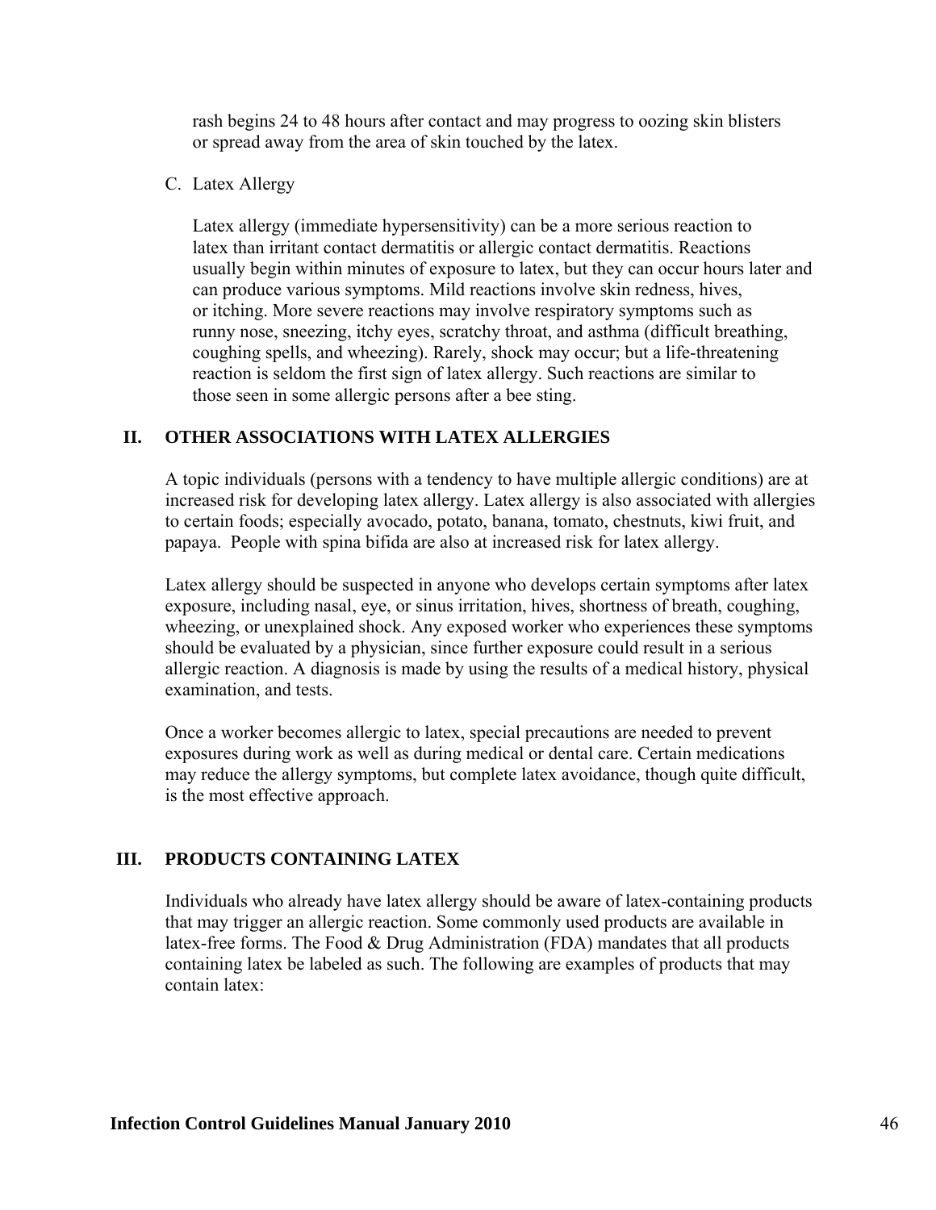rash begins 24 to 48 hours after contact and may progress to oozing skin blisters or spread away from the area of skin touched by the latex.

C. Latex Allergy

Latex allergy (immediate hypersensitivity) can be a more serious reaction to latex than irritant contact dermatitis or allergic contact dermatitis. Reactions usually begin within minutes of exposure to latex, but they can occur hours later and can produce various symptoms. Mild reactions involve skin redness, hives, or itching. More severe reactions may involve respiratory symptoms such as runny nose, sneezing, itchy eyes, scratchy throat, and asthma (difficult breathing, coughing spells, and wheezing). Rarely, shock may occur; but a life-threatening reaction is seldom the first sign of latex allergy. Such reactions are similar to those seen in some allergic persons after a bee sting.

## II. OTHER ASSOCIATIONS WITH LATEX ALLERGIES

A topic individuals (persons with a tendency to have multiple allergic conditions) are at increased risk for developing latex allergy. Latex allergy is also associated with allergies to certain foods; especially avocado, potato, banana, tomato, chestnuts, kiwi fruit, and papaya. People with spina bifida are also at increased risk for latex allergy.

Latex allergy should be suspected in anyone who develops certain symptoms after latex exposure, including nasal, eye, or sinus irritation, hives, shortness of breath, coughing, wheezing, or unexplained shock. Any exposed worker who experiences these symptoms should be evaluated by a physician, since further exposure could result in a serious allergic reaction. A diagnosis is made by using the results of a medical history, physical examination, and tests.

Once a worker becomes allergic to latex, special precautions are needed to prevent exposures during work as well as during medical or dental care. Certain medications may reduce the allergy symptoms, but complete latex avoidance, though quite difficult, is the most effective approach.

## III. PRODUCTS CONTAINING LATEX

Individuals who already have latex allergy should be aware of latex-containing products that may trigger an allergic reaction. Some commonly used products are available in latex-free forms. The Food & Drug Administration (FDA) mandates that all products containing latex be labeled as such. The following are examples of products that may contain latex: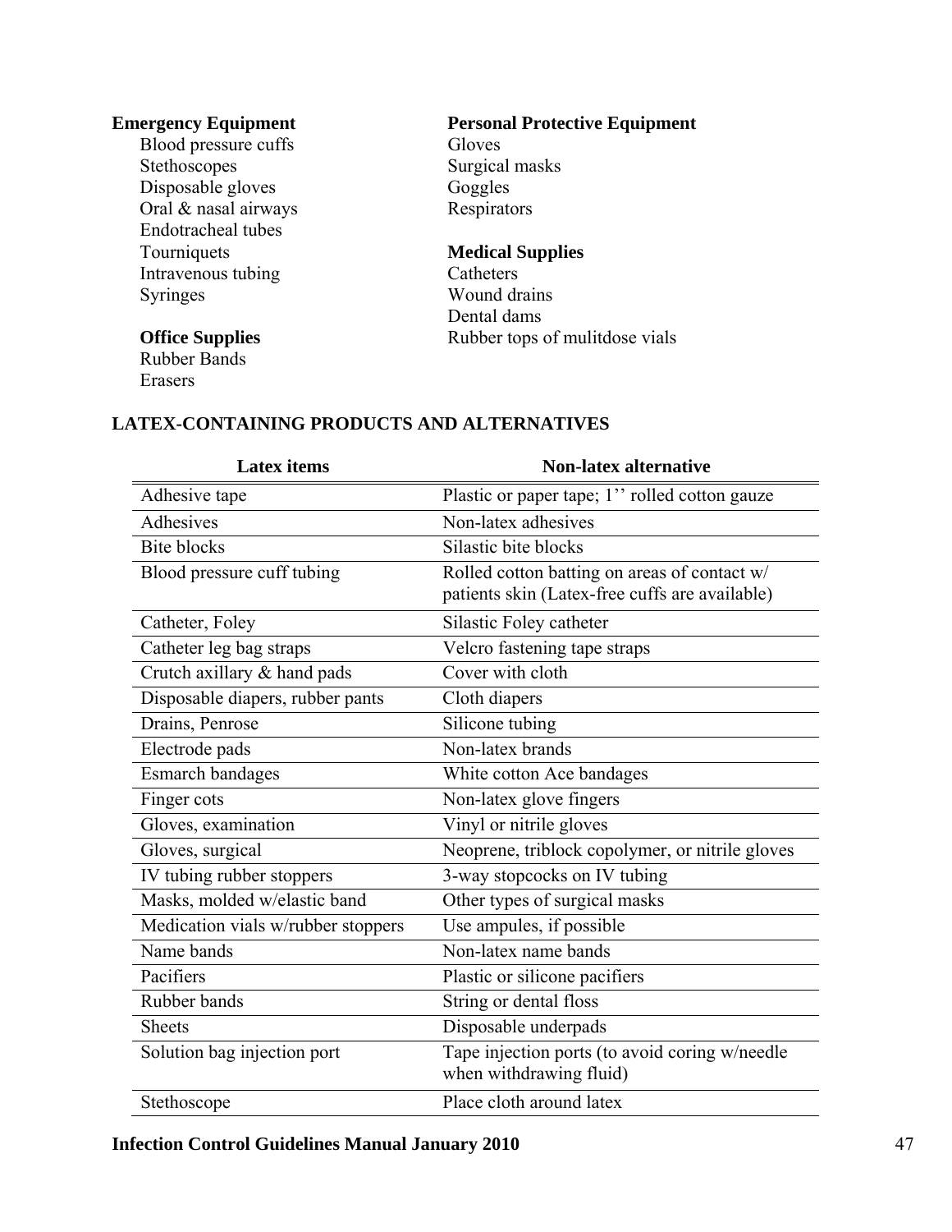**Emergency Equipment**

- Blood pressure cuffs
- Stethoscopes
- Disposable gloves
- Oral & nasal airways
- Endotracheal tubes
- Tourniquets
- Intravenous tubing
- Syringes

**Office Supplies**

- Rubber Bands
- Erasers

**Personal Protective Equipment**

- Gloves
- Surgical masks
- Goggles
- Respirators

**Medical Supplies**

- Catheters
- Wound drains
- Dental dams
- Rubber tops of mulitdose vials

## LATEX-CONTAINING PRODUCTS AND ALTERNATIVES

| Latex items | Non-latex alternative |
|---|---|
| Adhesive tape | Plastic or paper tape; 1'' rolled cotton gauze |
| Adhesives | Non-latex adhesives |
| Bite blocks | Silastic bite blocks |
| Blood pressure cuff tubing | Rolled cotton batting on areas of contact w/ patients skin (Latex-free cuffs are available) |
| Catheter, Foley | Silastic Foley catheter |
| Catheter leg bag straps | Velcro fastening tape straps |
| Crutch axillary & hand pads | Cover with cloth |
| Disposable diapers, rubber pants | Cloth diapers |
| Drains, Penrose | Silicone tubing |
| Electrode pads | Non-latex brands |
| Esmarch bandages | White cotton Ace bandages |
| Finger cots | Non-latex glove fingers |
| Gloves, examination | Vinyl or nitrile gloves |
| Gloves, surgical | Neoprene, triblock copolymer, or nitrile gloves |
| IV tubing rubber stoppers | 3-way stopcocks on IV tubing |
| Masks, molded w/elastic band | Other types of surgical masks |
| Medication vials w/rubber stoppers | Use ampules, if possible |
| Name bands | Non-latex name bands |
| Pacifiers | Plastic or silicone pacifiers |
| Rubber bands | String or dental floss |
| Sheets | Disposable underpads |
| Solution bag injection port | Tape injection ports (to avoid coring w/needle when withdrawing fluid) |
| Stethoscope | Place cloth around latex |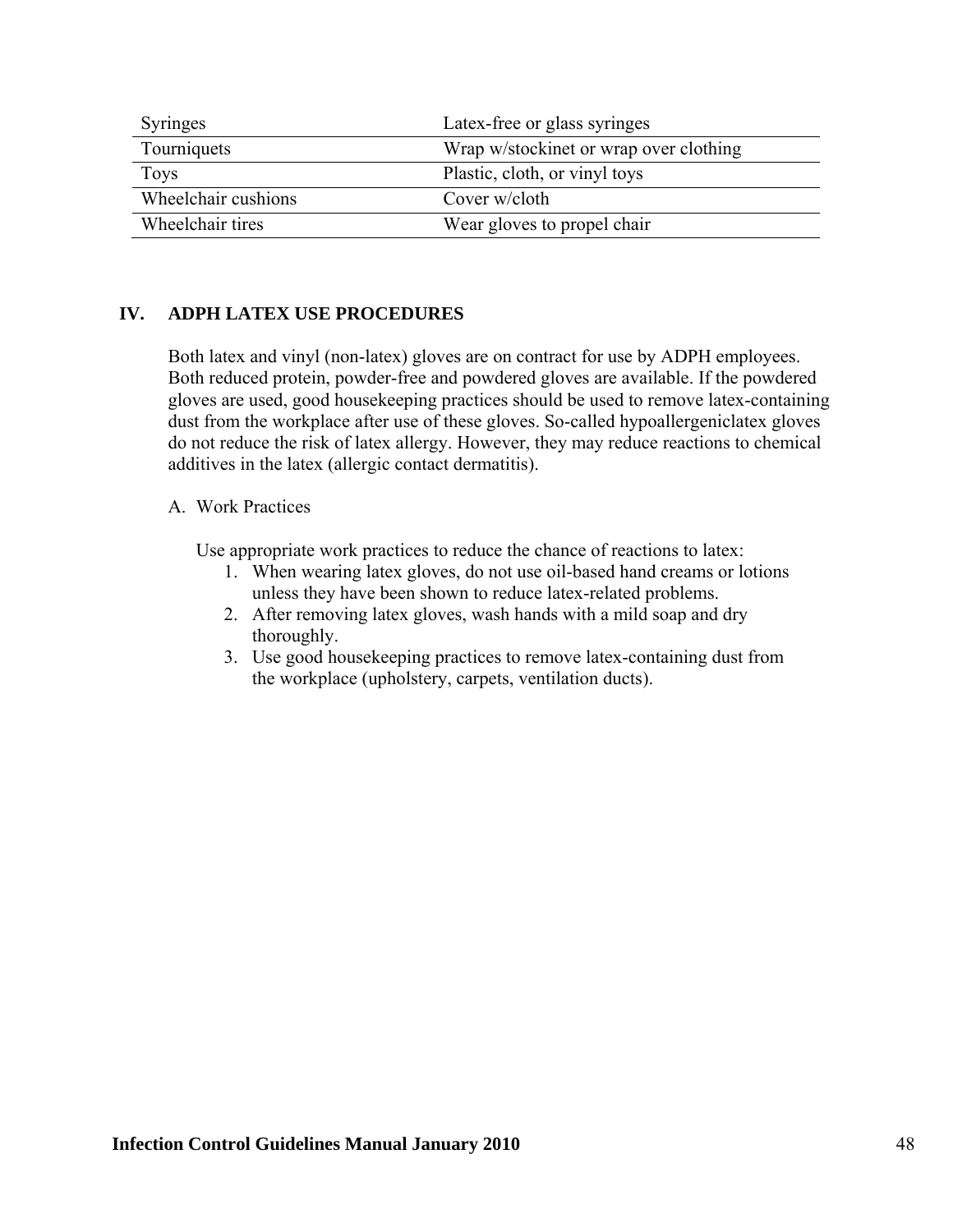| Syringes | Latex-free or glass syringes |
|---|---|
| Tourniquets | Wrap w/stockinet or wrap over clothing |
| Toys | Plastic, cloth, or vinyl toys |
| Wheelchair cushions | Cover w/cloth |
| Wheelchair tires | Wear gloves to propel chair |

## IV. ADPH LATEX USE PROCEDURES

Both latex and vinyl (non-latex) gloves are on contract for use by ADPH employees. Both reduced protein, powder-free and powdered gloves are available. If the powdered gloves are used, good housekeeping practices should be used to remove latex-containing dust from the workplace after use of these gloves. So-called hypoallergeniclatex gloves do not reduce the risk of latex allergy. However, they may reduce reactions to chemical additives in the latex (allergic contact dermatitis).

A. Work Practices

Use appropriate work practices to reduce the chance of reactions to latex:

1. When wearing latex gloves, do not use oil-based hand creams or lotions unless they have been shown to reduce latex-related problems.
2. After removing latex gloves, wash hands with a mild soap and dry thoroughly.
3. Use good housekeeping practices to remove latex-containing dust from the workplace (upholstery, carpets, ventilation ducts).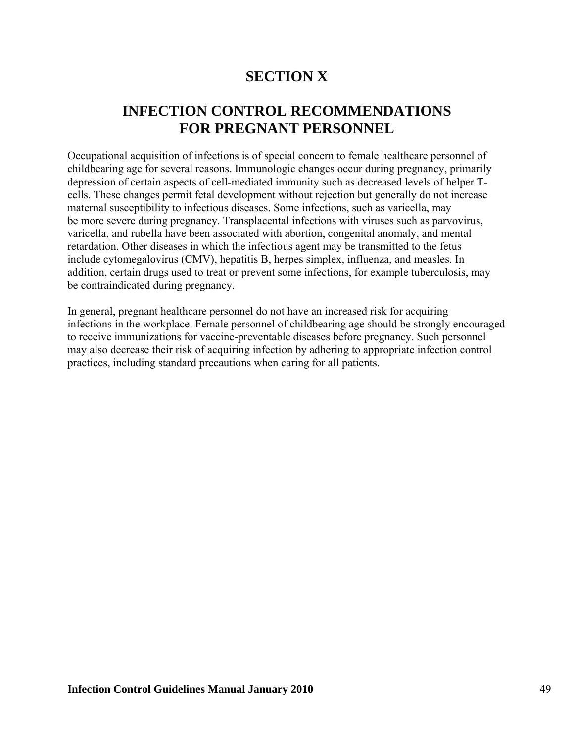# SECTION X

# INFECTION CONTROL RECOMMENDATIONS FOR PREGNANT PERSONNEL

Occupational acquisition of infections is of special concern to female healthcare personnel of childbearing age for several reasons. Immunologic changes occur during pregnancy, primarily depression of certain aspects of cell-mediated immunity such as decreased levels of helper T-cells. These changes permit fetal development without rejection but generally do not increase maternal susceptibility to infectious diseases. Some infections, such as varicella, may be more severe during pregnancy. Transplacental infections with viruses such as parvovirus, varicella, and rubella have been associated with abortion, congenital anomaly, and mental retardation. Other diseases in which the infectious agent may be transmitted to the fetus include cytomegalovirus (CMV), hepatitis B, herpes simplex, influenza, and measles. In addition, certain drugs used to treat or prevent some infections, for example tuberculosis, may be contraindicated during pregnancy.

In general, pregnant healthcare personnel do not have an increased risk for acquiring infections in the workplace. Female personnel of childbearing age should be strongly encouraged to receive immunizations for vaccine-preventable diseases before pregnancy. Such personnel may also decrease their risk of acquiring infection by adhering to appropriate infection control practices, including standard precautions when caring for all patients.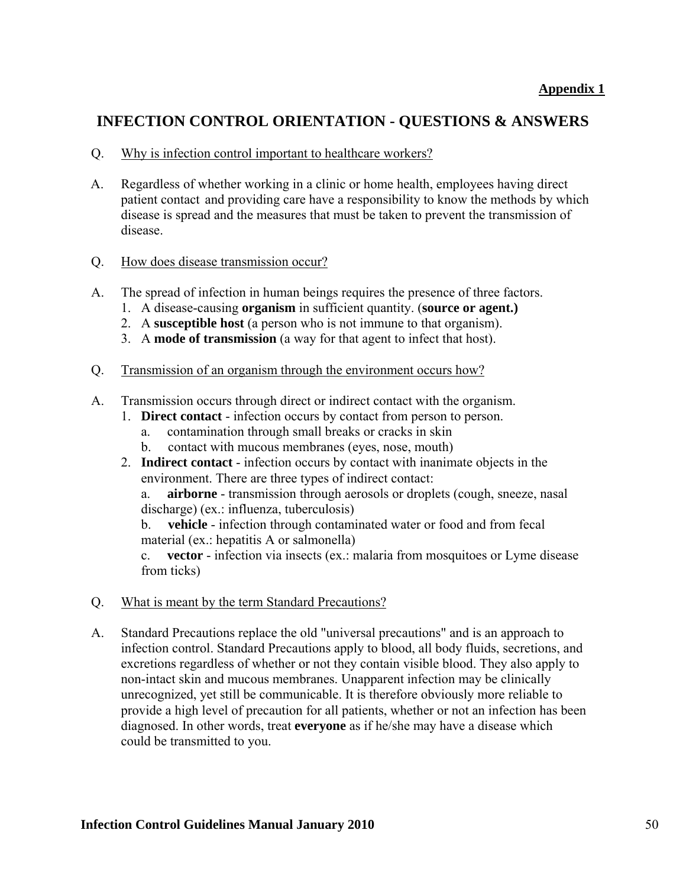**Appendix 1**

## INFECTION CONTROL ORIENTATION - QUESTIONS & ANSWERS

Q. Why is infection control important to healthcare workers?

A. Regardless of whether working in a clinic or home health, employees having direct patient contact and providing care have a responsibility to know the methods by which disease is spread and the measures that must be taken to prevent the transmission of disease.

Q. How does disease transmission occur?

A. The spread of infection in human beings requires the presence of three factors.

1. A disease-causing **organism** in sufficient quantity. (**source or agent.)**
2. A **susceptible host** (a person who is not immune to that organism).
3. A **mode of transmission** (a way for that agent to infect that host).

Q. Transmission of an organism through the environment occurs how?

A. Transmission occurs through direct or indirect contact with the organism.

1. **Direct contact** - infection occurs by contact from person to person.
   a. contamination through small breaks or cracks in skin
   b. contact with mucous membranes (eyes, nose, mouth)
2. **Indirect contact** - infection occurs by contact with inanimate objects in the environment. There are three types of indirect contact:
   a. **airborne** - transmission through aerosols or droplets (cough, sneeze, nasal discharge) (ex.: influenza, tuberculosis)
   b. **vehicle** - infection through contaminated water or food and from fecal material (ex.: hepatitis A or salmonella)
   c. **vector** - infection via insects (ex.: malaria from mosquitoes or Lyme disease from ticks)

Q. What is meant by the term Standard Precautions?

A. Standard Precautions replace the old "universal precautions" and is an approach to infection control. Standard Precautions apply to blood, all body fluids, secretions, and excretions regardless of whether or not they contain visible blood. They also apply to non-intact skin and mucous membranes. Unapparent infection may be clinically unrecognized, yet still be communicable. It is therefore obviously more reliable to provide a high level of precaution for all patients, whether or not an infection has been diagnosed. In other words, treat **everyone** as if he/she may have a disease which could be transmitted to you.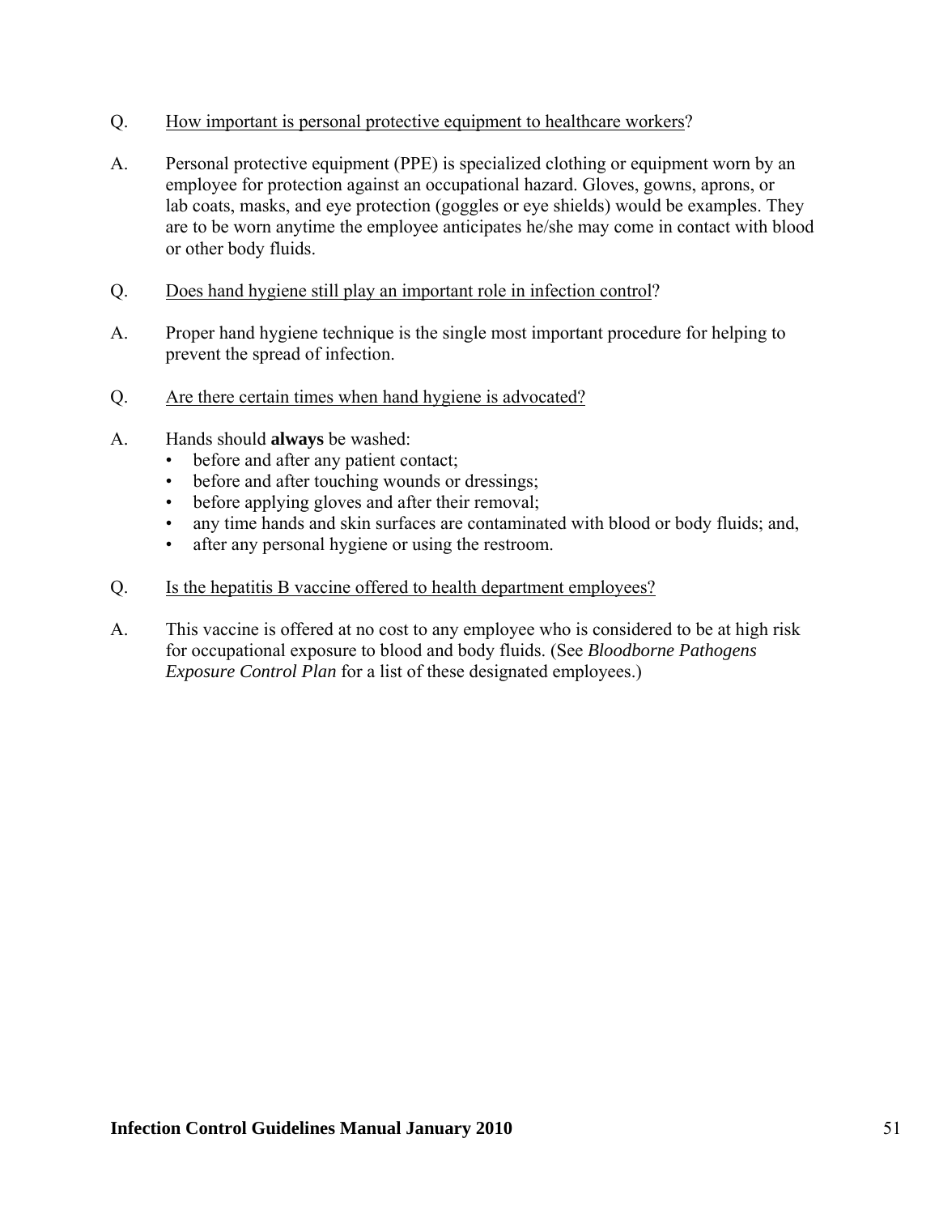Q. <u>How important is personal protective equipment to healthcare workers</u>?

A. Personal protective equipment (PPE) is specialized clothing or equipment worn by an employee for protection against an occupational hazard. Gloves, gowns, aprons, or lab coats, masks, and eye protection (goggles or eye shields) would be examples. They are to be worn anytime the employee anticipates he/she may come in contact with blood or other body fluids.

Q. <u>Does hand hygiene still play an important role in infection control</u>?

A. Proper hand hygiene technique is the single most important procedure for helping to prevent the spread of infection.

Q. <u>Are there certain times when hand hygiene is advocated?</u>

A. Hands should **always** be washed:

- before and after any patient contact;
- before and after touching wounds or dressings;
- before applying gloves and after their removal;
- any time hands and skin surfaces are contaminated with blood or body fluids; and,
- after any personal hygiene or using the restroom.

Q. <u>Is the hepatitis B vaccine offered to health department employees?</u>

A. This vaccine is offered at no cost to any employee who is considered to be at high risk for occupational exposure to blood and body fluids. (See *Bloodborne Pathogens Exposure Control Plan* for a list of these designated employees.)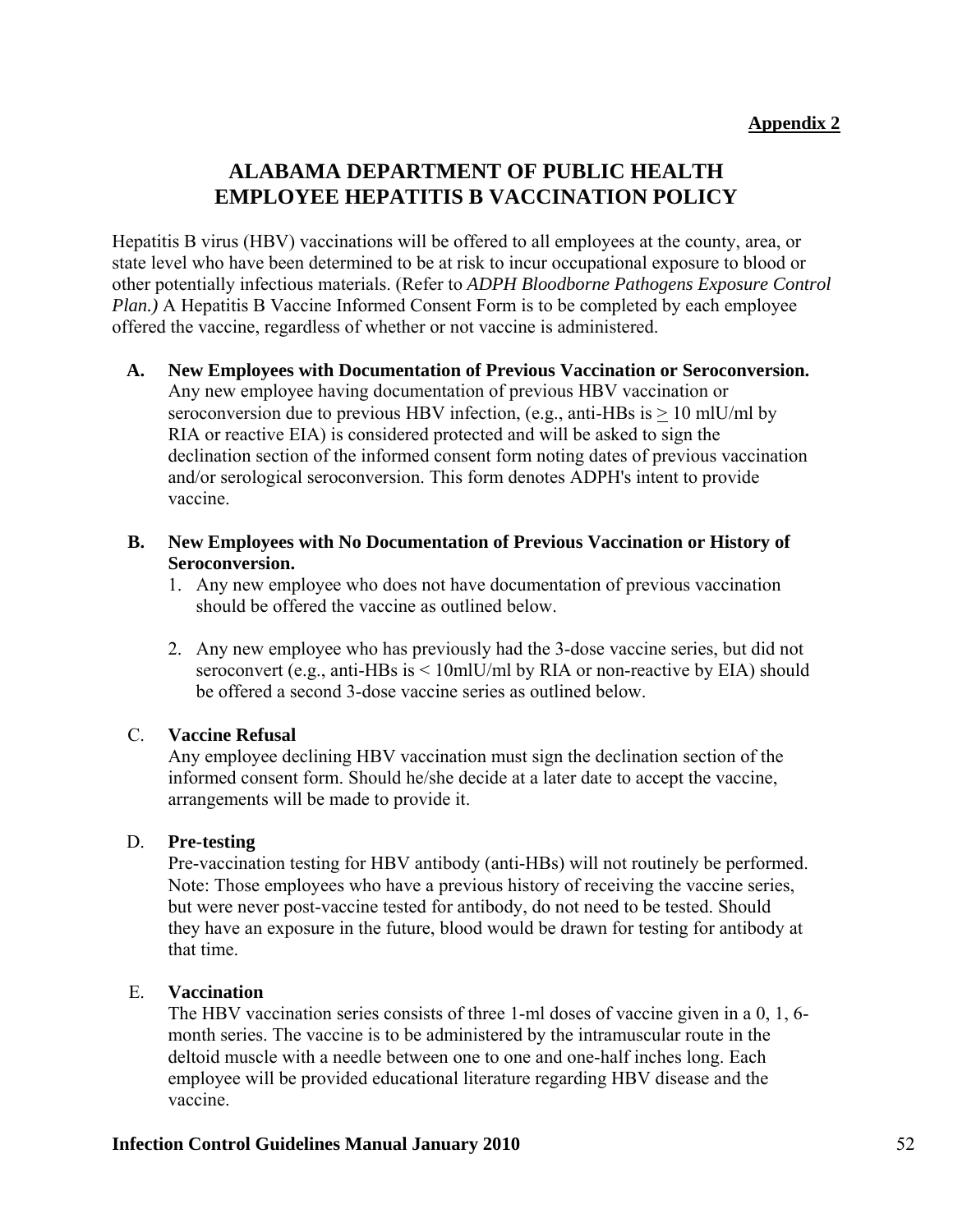**Appendix 2**

# ALABAMA DEPARTMENT OF PUBLIC HEALTH EMPLOYEE HEPATITIS B VACCINATION POLICY

Hepatitis B virus (HBV) vaccinations will be offered to all employees at the county, area, or state level who have been determined to be at risk to incur occupational exposure to blood or other potentially infectious materials. (Refer to *ADPH Bloodborne Pathogens Exposure Control Plan.)* A Hepatitis B Vaccine Informed Consent Form is to be completed by each employee offered the vaccine, regardless of whether or not vaccine is administered.

**A. New Employees with Documentation of Previous Vaccination or Seroconversion.**
Any new employee having documentation of previous HBV vaccination or seroconversion due to previous HBV infection, (e.g., anti-HBs is $\geq$ 10 mlU/ml by RIA or reactive EIA) is considered protected and will be asked to sign the declination section of the informed consent form noting dates of previous vaccination and/or serological seroconversion. This form denotes ADPH's intent to provide vaccine.

**B. New Employees with No Documentation of Previous Vaccination or History of Seroconversion.**

1. Any new employee who does not have documentation of previous vaccination should be offered the vaccine as outlined below.

2. Any new employee who has previously had the 3-dose vaccine series, but did not seroconvert (e.g., anti-HBs is < 10mlU/ml by RIA or non-reactive by EIA) should be offered a second 3-dose vaccine series as outlined below.

C. **Vaccine Refusal**
Any employee declining HBV vaccination must sign the declination section of the informed consent form. Should he/she decide at a later date to accept the vaccine, arrangements will be made to provide it.

D. **Pre-testing**
Pre-vaccination testing for HBV antibody (anti-HBs) will not routinely be performed. Note: Those employees who have a previous history of receiving the vaccine series, but were never post-vaccine tested for antibody, do not need to be tested. Should they have an exposure in the future, blood would be drawn for testing for antibody at that time.

E. **Vaccination**
The HBV vaccination series consists of three 1-ml doses of vaccine given in a 0, 1, 6-month series. The vaccine is to be administered by the intramuscular route in the deltoid muscle with a needle between one to one and one-half inches long. Each employee will be provided educational literature regarding HBV disease and the vaccine.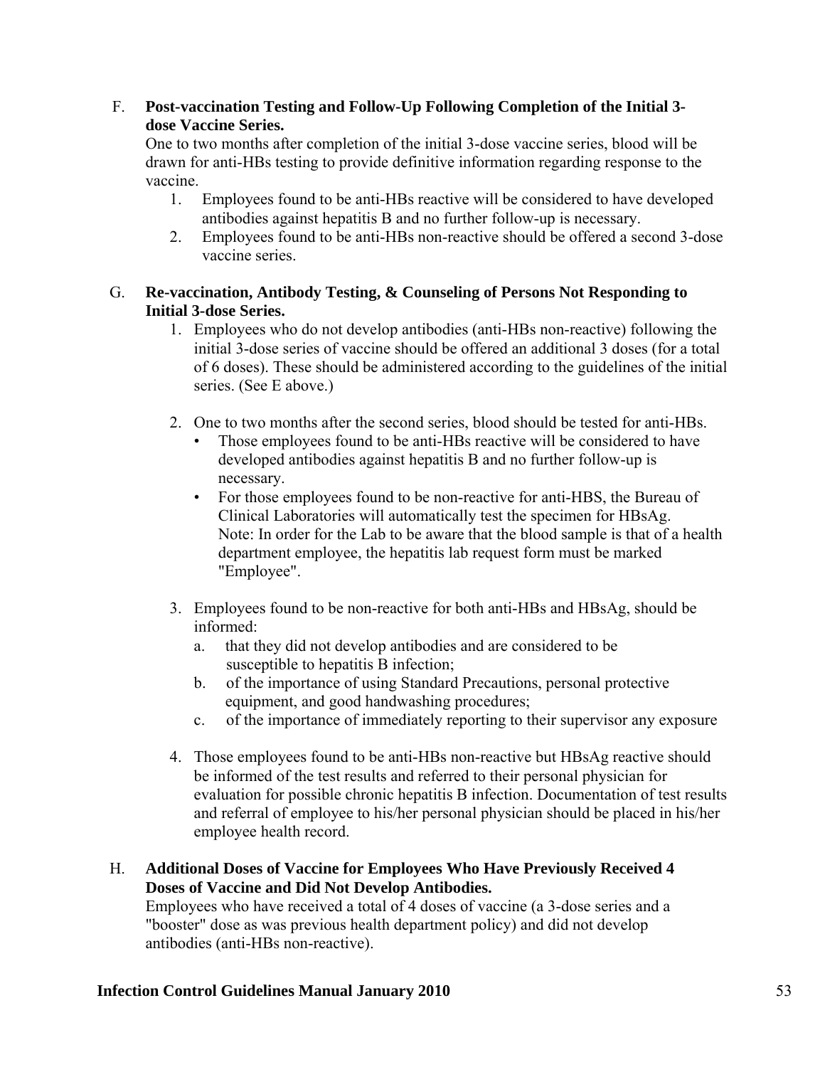F. **Post-vaccination Testing and Follow-Up Following Completion of the Initial 3-dose Vaccine Series.**

One to two months after completion of the initial 3-dose vaccine series, blood will be drawn for anti-HBs testing to provide definitive information regarding response to the vaccine.

1. Employees found to be anti-HBs reactive will be considered to have developed antibodies against hepatitis B and no further follow-up is necessary.
2. Employees found to be anti-HBs non-reactive should be offered a second 3-dose vaccine series.

G. **Re-vaccination, Antibody Testing, & Counseling of Persons Not Responding to Initial 3-dose Series.**

1. Employees who do not develop antibodies (anti-HBs non-reactive) following the initial 3-dose series of vaccine should be offered an additional 3 doses (for a total of 6 doses). These should be administered according to the guidelines of the initial series. (See E above.)

2. One to two months after the second series, blood should be tested for anti-HBs.
   - Those employees found to be anti-HBs reactive will be considered to have developed antibodies against hepatitis B and no further follow-up is necessary.
   - For those employees found to be non-reactive for anti-HBS, the Bureau of Clinical Laboratories will automatically test the specimen for HBsAg. Note: In order for the Lab to be aware that the blood sample is that of a health department employee, the hepatitis lab request form must be marked "Employee".

3. Employees found to be non-reactive for both anti-HBs and HBsAg, should be informed:
   a. that they did not develop antibodies and are considered to be susceptible to hepatitis B infection;
   b. of the importance of using Standard Precautions, personal protective equipment, and good handwashing procedures;
   c. of the importance of immediately reporting to their supervisor any exposure

4. Those employees found to be anti-HBs non-reactive but HBsAg reactive should be informed of the test results and referred to their personal physician for evaluation for possible chronic hepatitis B infection. Documentation of test results and referral of employee to his/her personal physician should be placed in his/her employee health record.

H. **Additional Doses of Vaccine for Employees Who Have Previously Received 4 Doses of Vaccine and Did Not Develop Antibodies.**

Employees who have received a total of 4 doses of vaccine (a 3-dose series and a "booster" dose as was previous health department policy) and did not develop antibodies (anti-HBs non-reactive).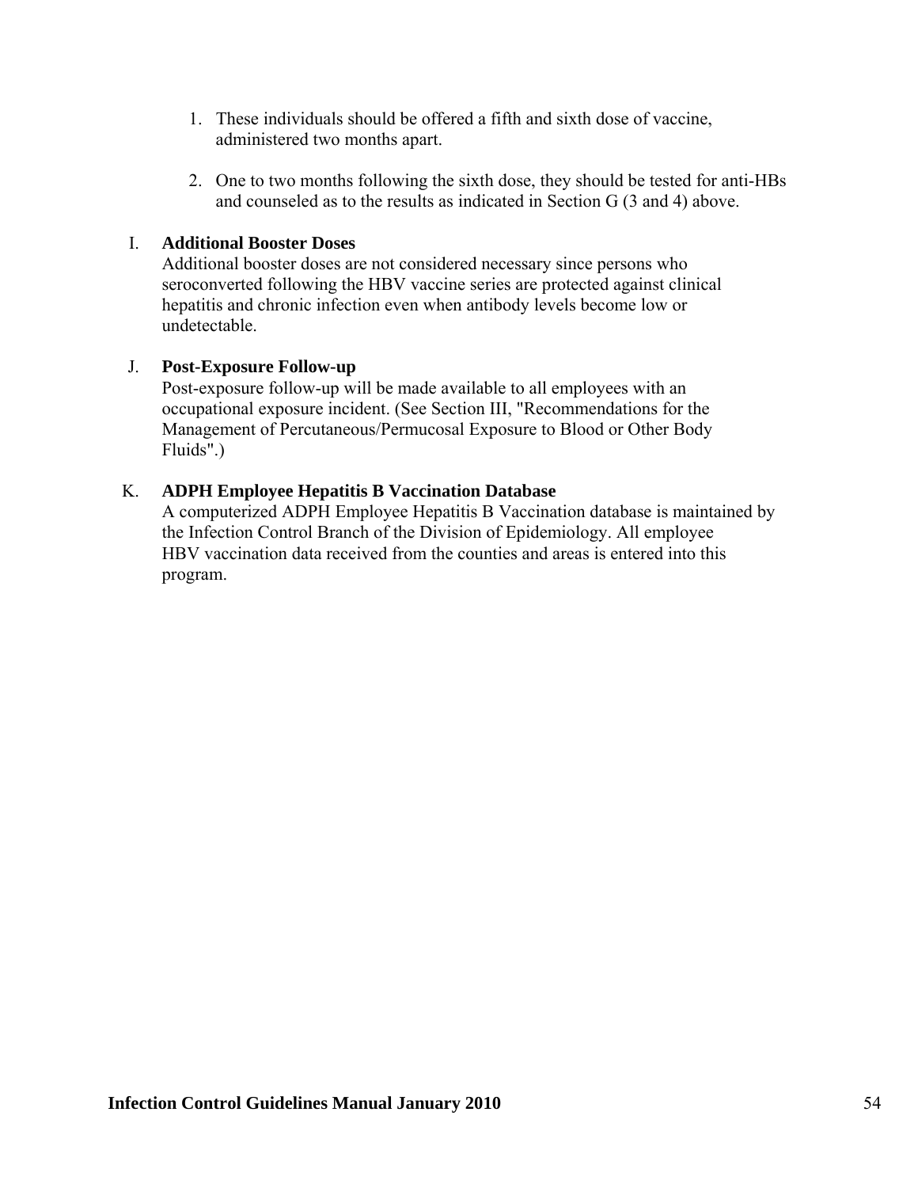1. These individuals should be offered a fifth and sixth dose of vaccine, administered two months apart.

2. One to two months following the sixth dose, they should be tested for anti-HBs and counseled as to the results as indicated in Section G (3 and 4) above.

I. **Additional Booster Doses**
Additional booster doses are not considered necessary since persons who seroconverted following the HBV vaccine series are protected against clinical hepatitis and chronic infection even when antibody levels become low or undetectable.

J. **Post-Exposure Follow-up**
Post-exposure follow-up will be made available to all employees with an occupational exposure incident. (See Section III, "Recommendations for the Management of Percutaneous/Permucosal Exposure to Blood or Other Body Fluids".)

K. **ADPH Employee Hepatitis B Vaccination Database**
A computerized ADPH Employee Hepatitis B Vaccination database is maintained by the Infection Control Branch of the Division of Epidemiology. All employee HBV vaccination data received from the counties and areas is entered into this program.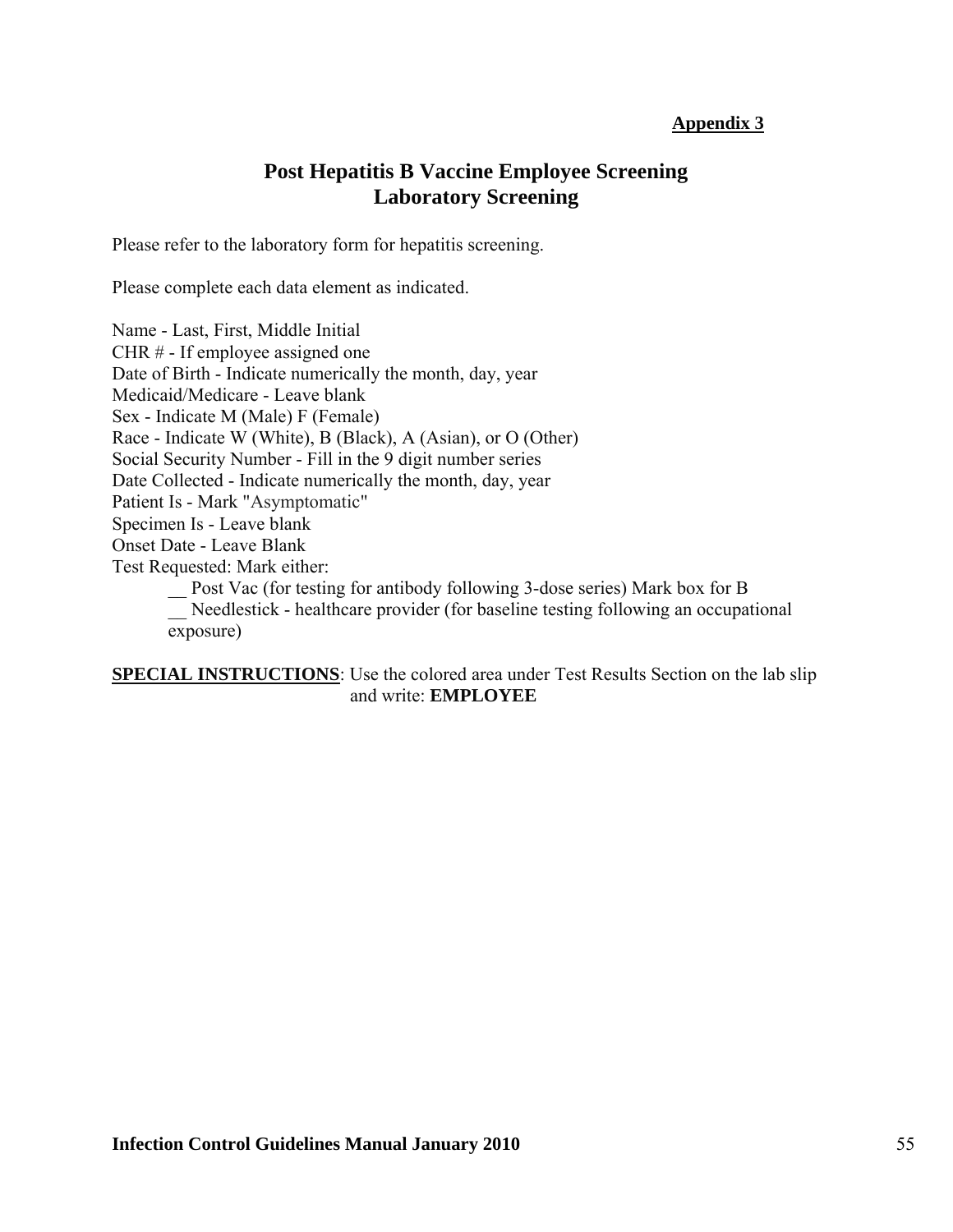**Appendix 3**

# Post Hepatitis B Vaccine Employee Screening
# Laboratory Screening

Please refer to the laboratory form for hepatitis screening.

Please complete each data element as indicated.

Name - Last, First, Middle Initial
CHR # - If employee assigned one
Date of Birth - Indicate numerically the month, day, year
Medicaid/Medicare - Leave blank
Sex - Indicate M (Male) F (Female)
Race - Indicate W (White), B (Black), A (Asian), or O (Other)
Social Security Number - Fill in the 9 digit number series
Date Collected - Indicate numerically the month, day, year
Patient Is - Mark "Asymptomatic"
Specimen Is - Leave blank
Onset Date - Leave Blank
Test Requested: Mark either:

- __ Post Vac (for testing for antibody following 3-dose series) Mark box for B
- __ Needlestick - healthcare provider (for baseline testing following an occupational exposure)

**SPECIAL INSTRUCTIONS**: Use the colored area under Test Results Section on the lab slip and write: **EMPLOYEE**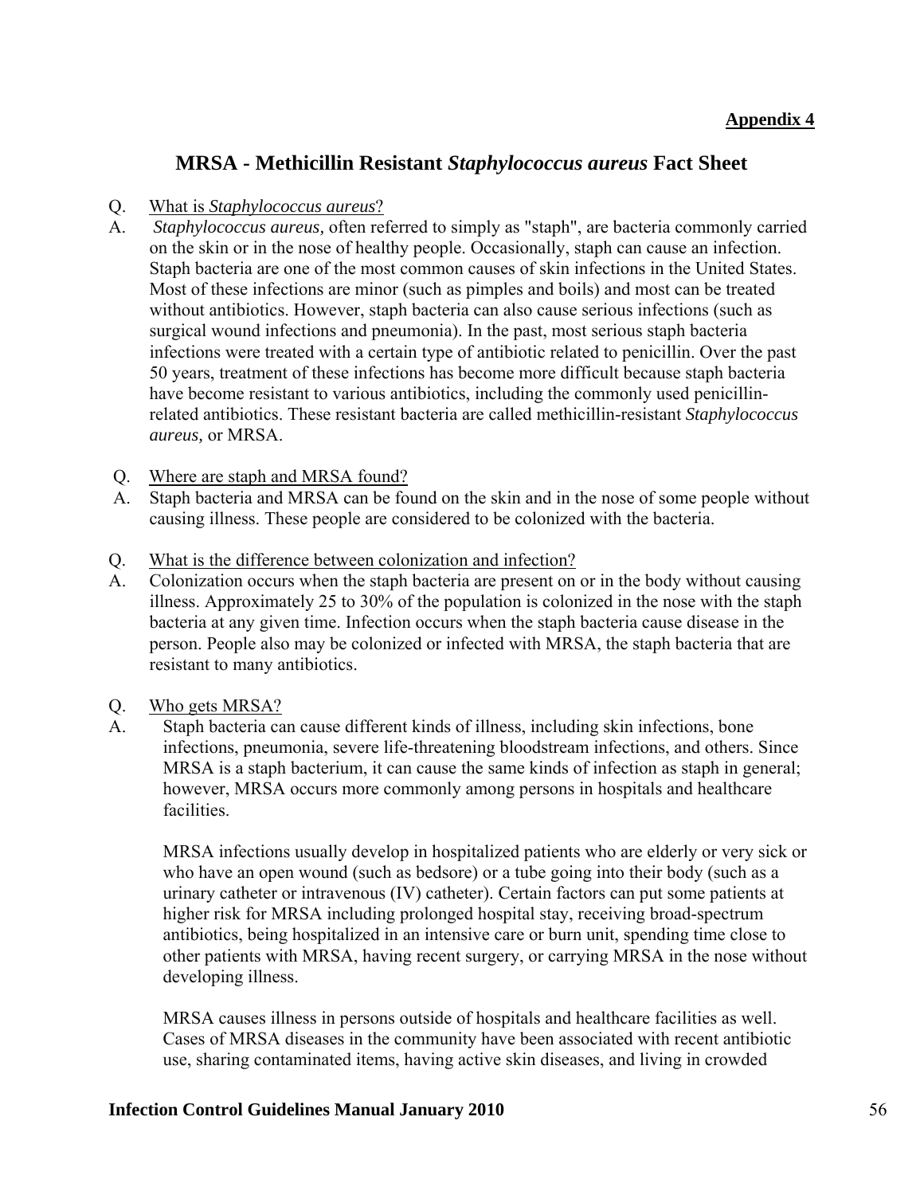**Appendix 4**

# MRSA - Methicillin Resistant *Staphylococcus aureus* Fact Sheet

Q. What is *Staphylococcus aureus*?

A. *Staphylococcus aureus,* often referred to simply as "staph", are bacteria commonly carried on the skin or in the nose of healthy people. Occasionally, staph can cause an infection. Staph bacteria are one of the most common causes of skin infections in the United States. Most of these infections are minor (such as pimples and boils) and most can be treated without antibiotics. However, staph bacteria can also cause serious infections (such as surgical wound infections and pneumonia). In the past, most serious staph bacteria infections were treated with a certain type of antibiotic related to penicillin. Over the past 50 years, treatment of these infections has become more difficult because staph bacteria have become resistant to various antibiotics, including the commonly used penicillin-related antibiotics. These resistant bacteria are called methicillin-resistant *Staphylococcus aureus,* or MRSA.

Q. Where are staph and MRSA found?

A. Staph bacteria and MRSA can be found on the skin and in the nose of some people without causing illness. These people are considered to be colonized with the bacteria.

Q. What is the difference between colonization and infection?

A. Colonization occurs when the staph bacteria are present on or in the body without causing illness. Approximately 25 to 30% of the population is colonized in the nose with the staph bacteria at any given time. Infection occurs when the staph bacteria cause disease in the person. People also may be colonized or infected with MRSA, the staph bacteria that are resistant to many antibiotics.

Q. Who gets MRSA?

A. Staph bacteria can cause different kinds of illness, including skin infections, bone infections, pneumonia, severe life-threatening bloodstream infections, and others. Since MRSA is a staph bacterium, it can cause the same kinds of infection as staph in general; however, MRSA occurs more commonly among persons in hospitals and healthcare facilities.

MRSA infections usually develop in hospitalized patients who are elderly or very sick or who have an open wound (such as bedsore) or a tube going into their body (such as a urinary catheter or intravenous (IV) catheter). Certain factors can put some patients at higher risk for MRSA including prolonged hospital stay, receiving broad-spectrum antibiotics, being hospitalized in an intensive care or burn unit, spending time close to other patients with MRSA, having recent surgery, or carrying MRSA in the nose without developing illness.

MRSA causes illness in persons outside of hospitals and healthcare facilities as well. Cases of MRSA diseases in the community have been associated with recent antibiotic use, sharing contaminated items, having active skin diseases, and living in crowded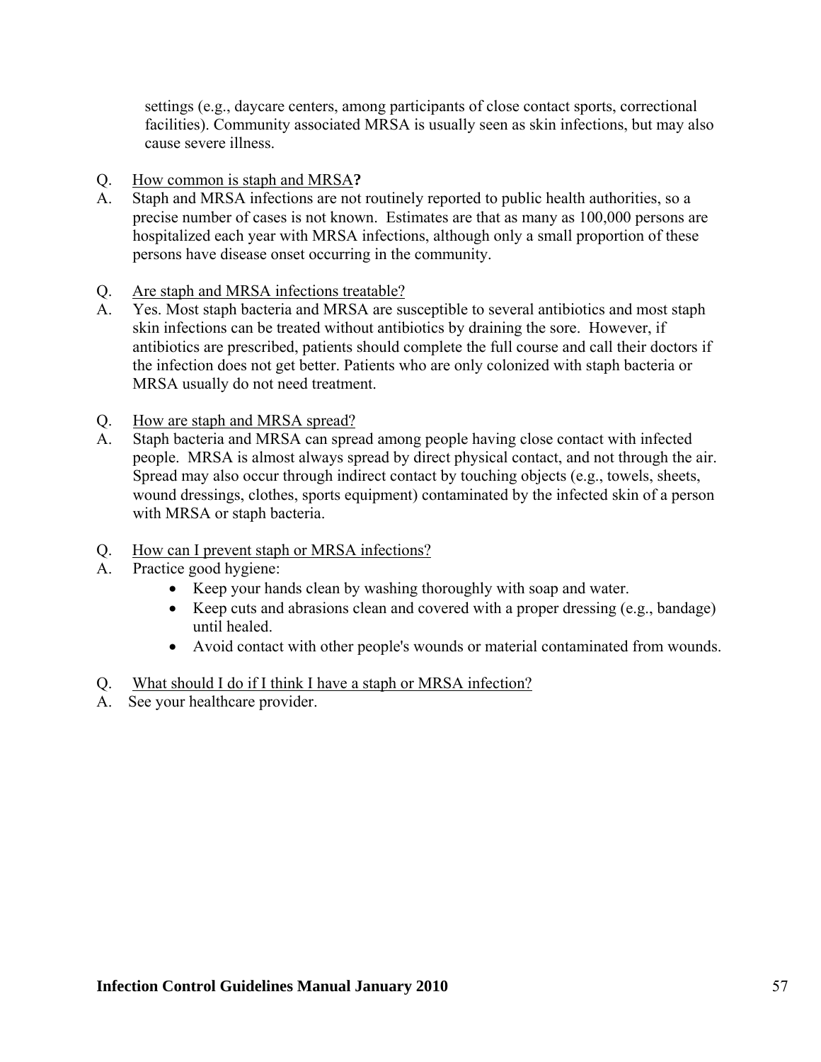settings (e.g., daycare centers, among participants of close contact sports, correctional facilities). Community associated MRSA is usually seen as skin infections, but may also cause severe illness.

Q. How common is staph and MRSA**?**

A. Staph and MRSA infections are not routinely reported to public health authorities, so a precise number of cases is not known. Estimates are that as many as 100,000 persons are hospitalized each year with MRSA infections, although only a small proportion of these persons have disease onset occurring in the community.

Q. Are staph and MRSA infections treatable?

A. Yes. Most staph bacteria and MRSA are susceptible to several antibiotics and most staph skin infections can be treated without antibiotics by draining the sore. However, if antibiotics are prescribed, patients should complete the full course and call their doctors if the infection does not get better. Patients who are only colonized with staph bacteria or MRSA usually do not need treatment.

Q. How are staph and MRSA spread?

A. Staph bacteria and MRSA can spread among people having close contact with infected people. MRSA is almost always spread by direct physical contact, and not through the air. Spread may also occur through indirect contact by touching objects (e.g., towels, sheets, wound dressings, clothes, sports equipment) contaminated by the infected skin of a person with MRSA or staph bacteria.

Q. How can I prevent staph or MRSA infections?

A. Practice good hygiene:

- Keep your hands clean by washing thoroughly with soap and water.
- Keep cuts and abrasions clean and covered with a proper dressing (e.g., bandage) until healed.
- Avoid contact with other people's wounds or material contaminated from wounds.

Q. What should I do if I think I have a staph or MRSA infection?

A. See your healthcare provider.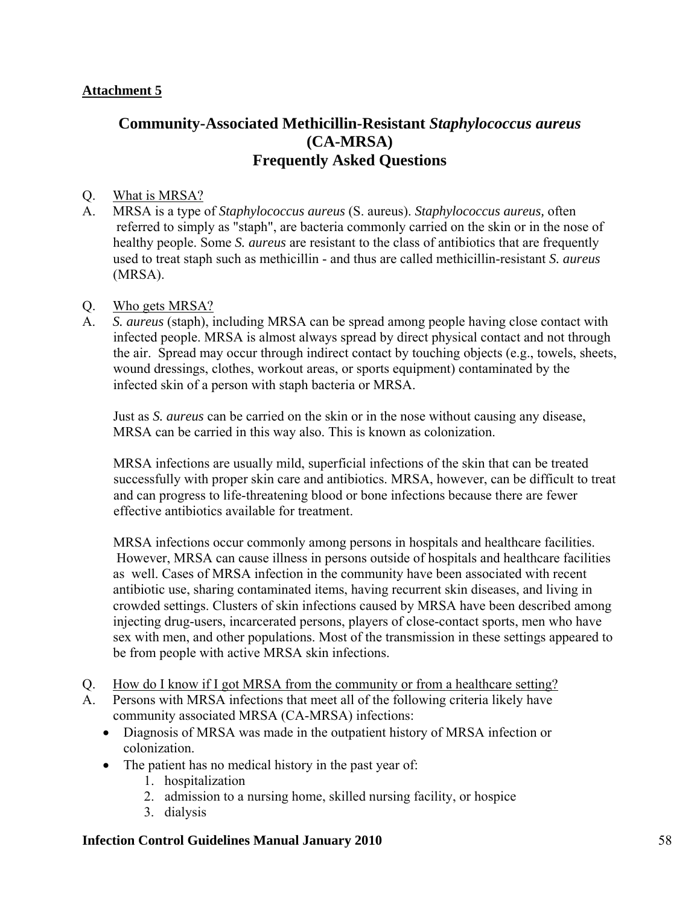**Attachment 5**

## Community-Associated Methicillin-Resistant *Staphylococcus aureus* (CA-MRSA) Frequently Asked Questions

Q. What is MRSA?

A. MRSA is a type of *Staphylococcus aureus* (S. aureus). *Staphylococcus aureus,* often referred to simply as "staph", are bacteria commonly carried on the skin or in the nose of healthy people. Some *S. aureus* are resistant to the class of antibiotics that are frequently used to treat staph such as methicillin - and thus are called methicillin-resistant *S. aureus* (MRSA).

Q. Who gets MRSA?

A. *S. aureus* (staph), including MRSA can be spread among people having close contact with infected people. MRSA is almost always spread by direct physical contact and not through the air. Spread may occur through indirect contact by touching objects (e.g., towels, sheets, wound dressings, clothes, workout areas, or sports equipment) contaminated by the infected skin of a person with staph bacteria or MRSA.

Just as *S. aureus* can be carried on the skin or in the nose without causing any disease, MRSA can be carried in this way also. This is known as colonization.

MRSA infections are usually mild, superficial infections of the skin that can be treated successfully with proper skin care and antibiotics. MRSA, however, can be difficult to treat and can progress to life-threatening blood or bone infections because there are fewer effective antibiotics available for treatment.

MRSA infections occur commonly among persons in hospitals and healthcare facilities. However, MRSA can cause illness in persons outside of hospitals and healthcare facilities as well. Cases of MRSA infection in the community have been associated with recent antibiotic use, sharing contaminated items, having recurrent skin diseases, and living in crowded settings. Clusters of skin infections caused by MRSA have been described among injecting drug-users, incarcerated persons, players of close-contact sports, men who have sex with men, and other populations. Most of the transmission in these settings appeared to be from people with active MRSA skin infections.

Q. How do I know if I got MRSA from the community or from a healthcare setting?

A. Persons with MRSA infections that meet all of the following criteria likely have community associated MRSA (CA-MRSA) infections:

- Diagnosis of MRSA was made in the outpatient history of MRSA infection or colonization.
- The patient has no medical history in the past year of:
    1. hospitalization
    2. admission to a nursing home, skilled nursing facility, or hospice
    3. dialysis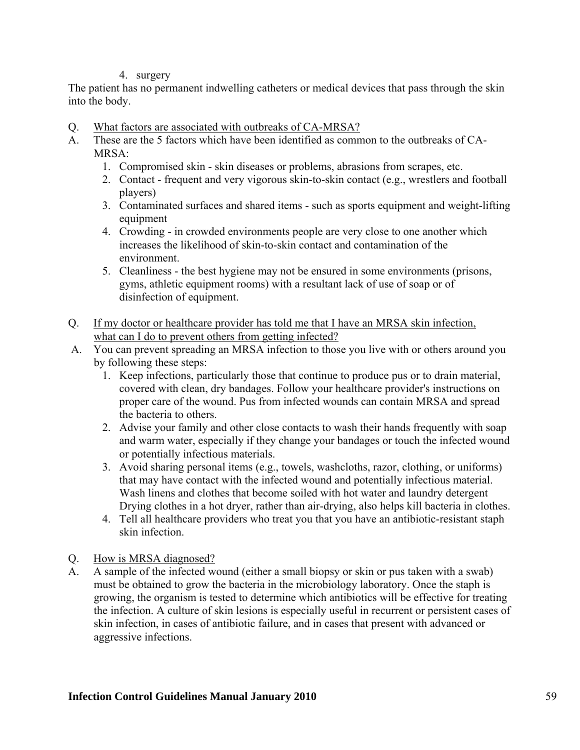4. surgery

The patient has no permanent indwelling catheters or medical devices that pass through the skin into the body.

Q. What factors are associated with outbreaks of CA-MRSA?

A. These are the 5 factors which have been identified as common to the outbreaks of CA-MRSA:

1. Compromised skin - skin diseases or problems, abrasions from scrapes, etc.
2. Contact - frequent and very vigorous skin-to-skin contact (e.g., wrestlers and football players)
3. Contaminated surfaces and shared items - such as sports equipment and weight-lifting equipment
4. Crowding - in crowded environments people are very close to one another which increases the likelihood of skin-to-skin contact and contamination of the environment.
5. Cleanliness - the best hygiene may not be ensured in some environments (prisons, gyms, athletic equipment rooms) with a resultant lack of use of soap or of disinfection of equipment.

Q. If my doctor or healthcare provider has told me that I have an MRSA skin infection, what can I do to prevent others from getting infected?

A. You can prevent spreading an MRSA infection to those you live with or others around you by following these steps:

1. Keep infections, particularly those that continue to produce pus or to drain material, covered with clean, dry bandages. Follow your healthcare provider's instructions on proper care of the wound. Pus from infected wounds can contain MRSA and spread the bacteria to others.
2. Advise your family and other close contacts to wash their hands frequently with soap and warm water, especially if they change your bandages or touch the infected wound or potentially infectious materials.
3. Avoid sharing personal items (e.g., towels, washcloths, razor, clothing, or uniforms) that may have contact with the infected wound and potentially infectious material. Wash linens and clothes that become soiled with hot water and laundry detergent Drying clothes in a hot dryer, rather than air-drying, also helps kill bacteria in clothes.
4. Tell all healthcare providers who treat you that you have an antibiotic-resistant staph skin infection.

Q. How is MRSA diagnosed?

A. A sample of the infected wound (either a small biopsy or skin or pus taken with a swab) must be obtained to grow the bacteria in the microbiology laboratory. Once the staph is growing, the organism is tested to determine which antibiotics will be effective for treating the infection. A culture of skin lesions is especially useful in recurrent or persistent cases of skin infection, in cases of antibiotic failure, and in cases that present with advanced or aggressive infections.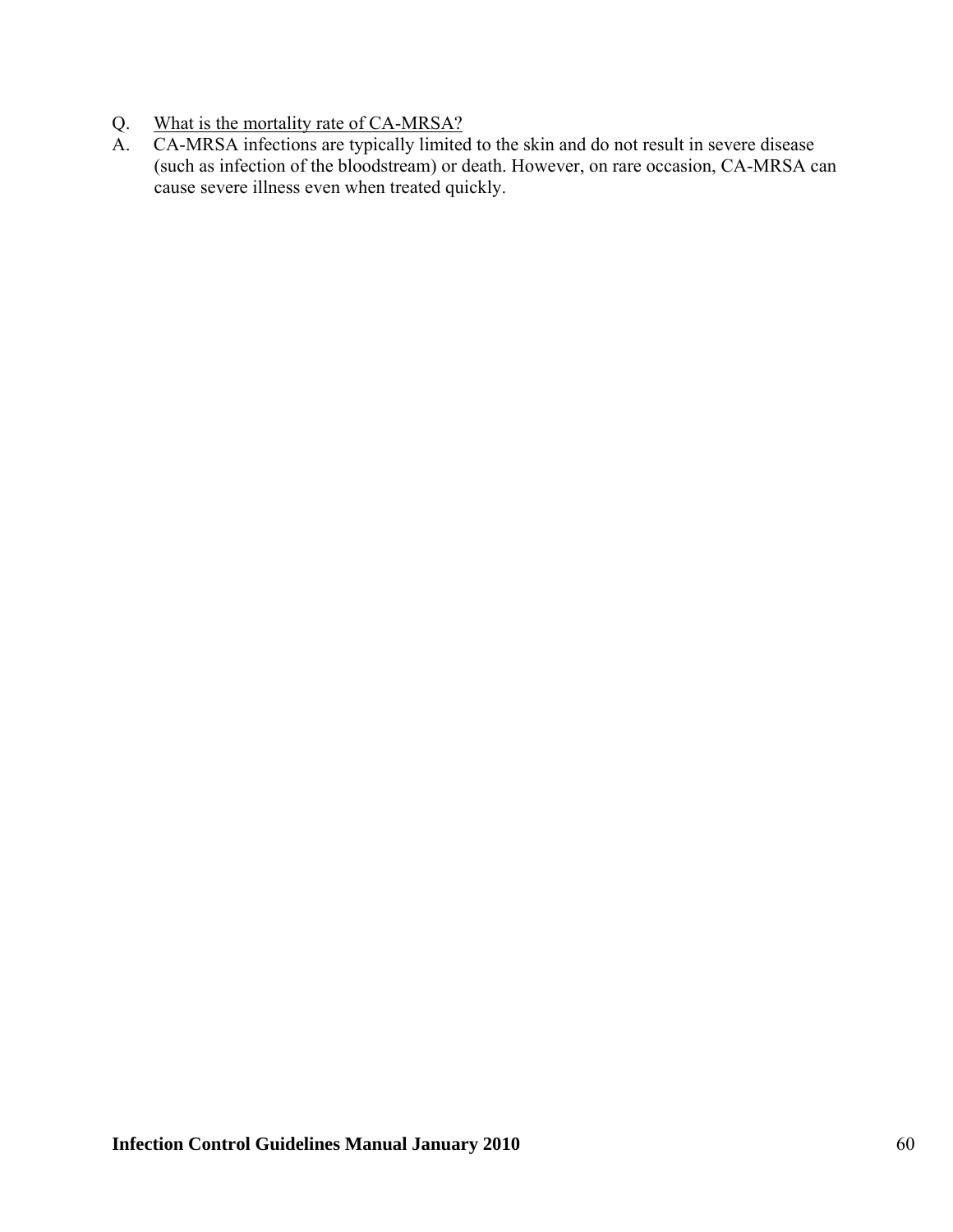Q. <u>What is the mortality rate of CA-MRSA?</u>

A. CA-MRSA infections are typically limited to the skin and do not result in severe disease (such as infection of the bloodstream) or death. However, on rare occasion, CA-MRSA can cause severe illness even when treated quickly.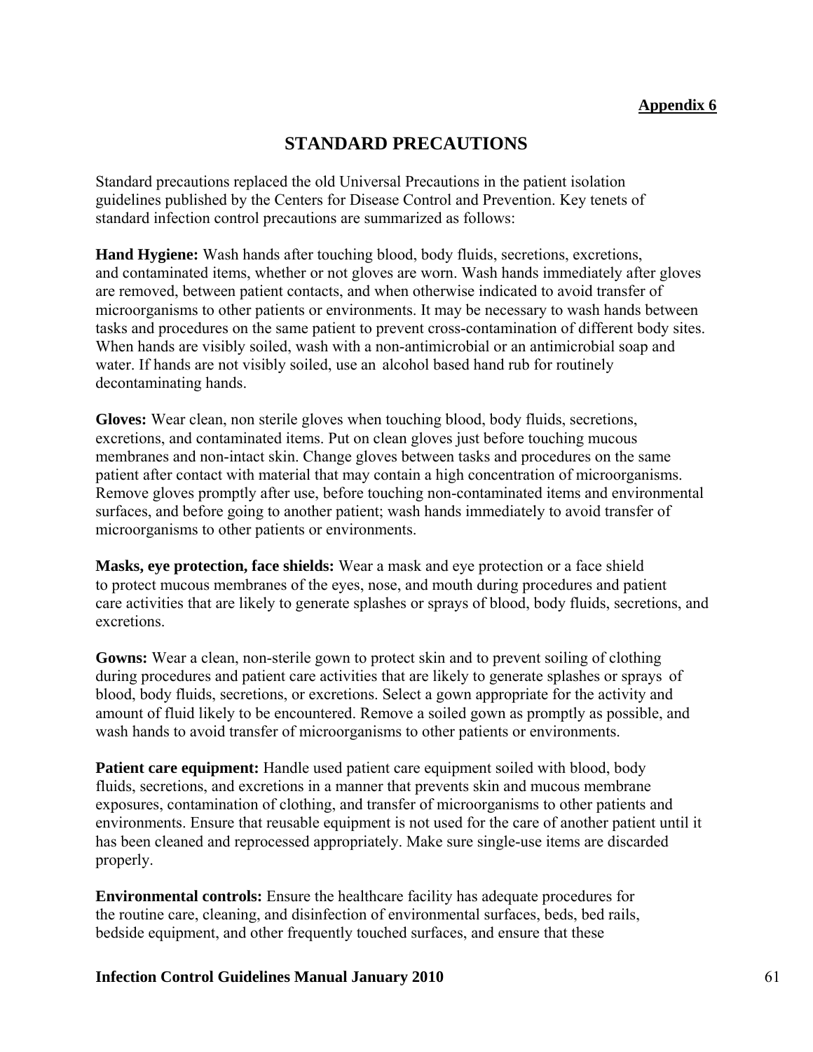**Appendix 6**

# STANDARD PRECAUTIONS

Standard precautions replaced the old Universal Precautions in the patient isolation guidelines published by the Centers for Disease Control and Prevention. Key tenets of standard infection control precautions are summarized as follows:

**Hand Hygiene:** Wash hands after touching blood, body fluids, secretions, excretions, and contaminated items, whether or not gloves are worn. Wash hands immediately after gloves are removed, between patient contacts, and when otherwise indicated to avoid transfer of microorganisms to other patients or environments. It may be necessary to wash hands between tasks and procedures on the same patient to prevent cross-contamination of different body sites. When hands are visibly soiled, wash with a non-antimicrobial or an antimicrobial soap and water. If hands are not visibly soiled, use an alcohol based hand rub for routinely decontaminating hands.

**Gloves:** Wear clean, non sterile gloves when touching blood, body fluids, secretions, excretions, and contaminated items. Put on clean gloves just before touching mucous membranes and non-intact skin. Change gloves between tasks and procedures on the same patient after contact with material that may contain a high concentration of microorganisms. Remove gloves promptly after use, before touching non-contaminated items and environmental surfaces, and before going to another patient; wash hands immediately to avoid transfer of microorganisms to other patients or environments.

**Masks, eye protection, face shields:** Wear a mask and eye protection or a face shield to protect mucous membranes of the eyes, nose, and mouth during procedures and patient care activities that are likely to generate splashes or sprays of blood, body fluids, secretions, and excretions.

**Gowns:** Wear a clean, non-sterile gown to protect skin and to prevent soiling of clothing during procedures and patient care activities that are likely to generate splashes or sprays of blood, body fluids, secretions, or excretions. Select a gown appropriate for the activity and amount of fluid likely to be encountered. Remove a soiled gown as promptly as possible, and wash hands to avoid transfer of microorganisms to other patients or environments.

**Patient care equipment:** Handle used patient care equipment soiled with blood, body fluids, secretions, and excretions in a manner that prevents skin and mucous membrane exposures, contamination of clothing, and transfer of microorganisms to other patients and environments. Ensure that reusable equipment is not used for the care of another patient until it has been cleaned and reprocessed appropriately. Make sure single-use items are discarded properly.

**Environmental controls:** Ensure the healthcare facility has adequate procedures for the routine care, cleaning, and disinfection of environmental surfaces, beds, bed rails, bedside equipment, and other frequently touched surfaces, and ensure that these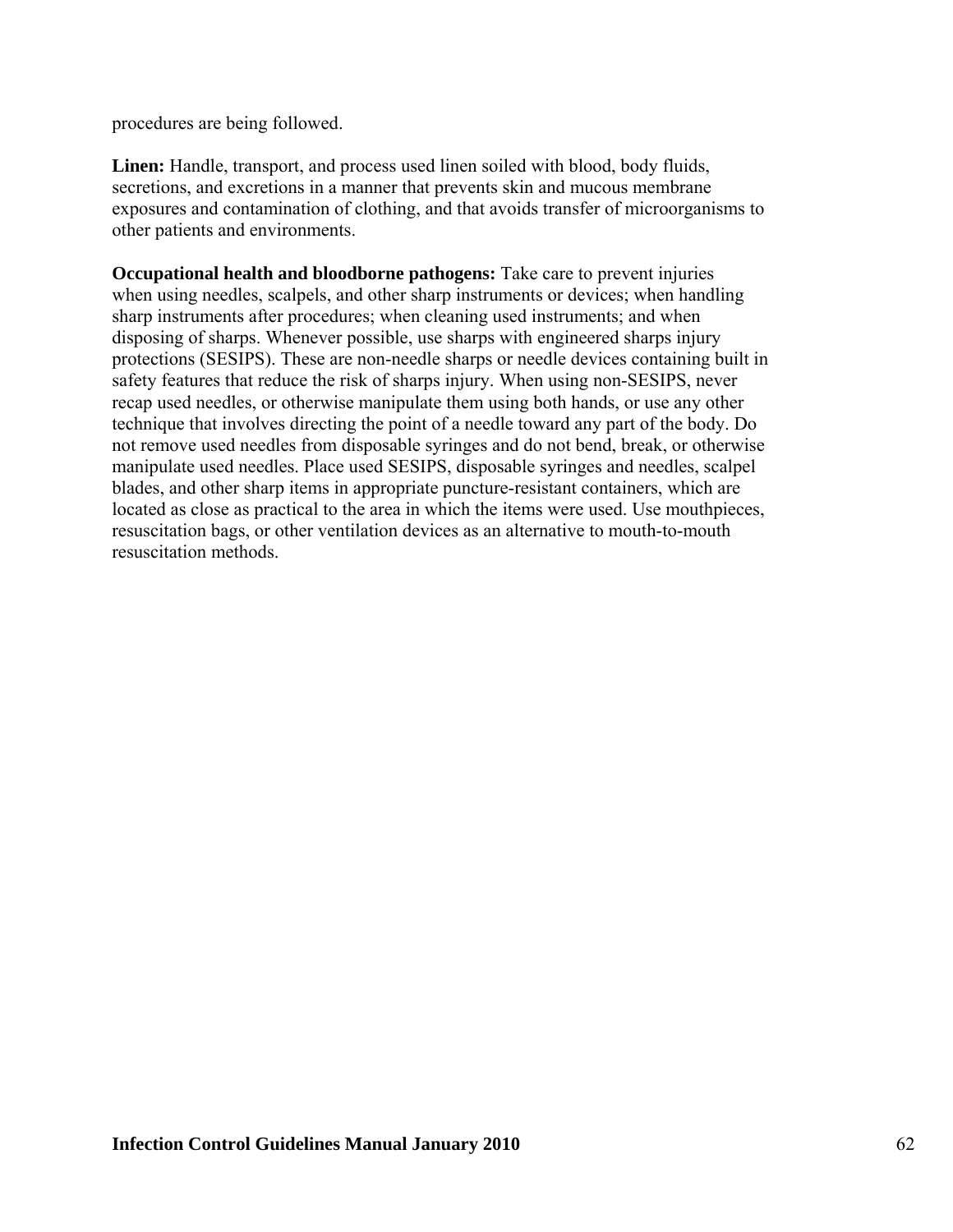procedures are being followed.

**Linen:** Handle, transport, and process used linen soiled with blood, body fluids, secretions, and excretions in a manner that prevents skin and mucous membrane exposures and contamination of clothing, and that avoids transfer of microorganisms to other patients and environments.

**Occupational health and bloodborne pathogens:** Take care to prevent injuries when using needles, scalpels, and other sharp instruments or devices; when handling sharp instruments after procedures; when cleaning used instruments; and when disposing of sharps. Whenever possible, use sharps with engineered sharps injury protections (SESIPS). These are non-needle sharps or needle devices containing built in safety features that reduce the risk of sharps injury. When using non-SESIPS, never recap used needles, or otherwise manipulate them using both hands, or use any other technique that involves directing the point of a needle toward any part of the body. Do not remove used needles from disposable syringes and do not bend, break, or otherwise manipulate used needles. Place used SESIPS, disposable syringes and needles, scalpel blades, and other sharp items in appropriate puncture-resistant containers, which are located as close as practical to the area in which the items were used. Use mouthpieces, resuscitation bags, or other ventilation devices as an alternative to mouth-to-mouth resuscitation methods.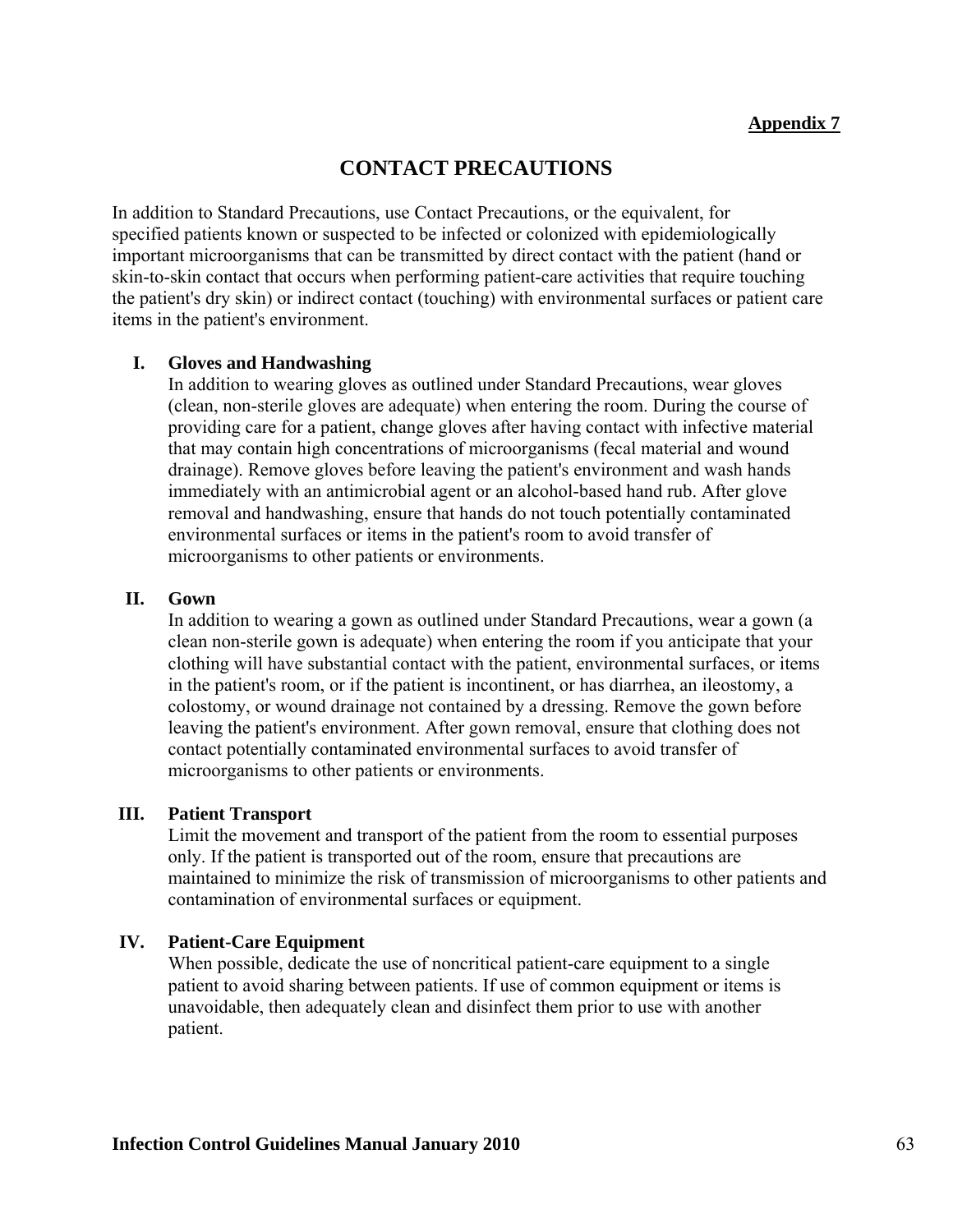**Appendix 7**

# CONTACT PRECAUTIONS

In addition to Standard Precautions, use Contact Precautions, or the equivalent, for specified patients known or suspected to be infected or colonized with epidemiologically important microorganisms that can be transmitted by direct contact with the patient (hand or skin-to-skin contact that occurs when performing patient-care activities that require touching the patient's dry skin) or indirect contact (touching) with environmental surfaces or patient care items in the patient's environment.

## I. Gloves and Handwashing

In addition to wearing gloves as outlined under Standard Precautions, wear gloves (clean, non-sterile gloves are adequate) when entering the room. During the course of providing care for a patient, change gloves after having contact with infective material that may contain high concentrations of microorganisms (fecal material and wound drainage). Remove gloves before leaving the patient's environment and wash hands immediately with an antimicrobial agent or an alcohol-based hand rub. After glove removal and handwashing, ensure that hands do not touch potentially contaminated environmental surfaces or items in the patient's room to avoid transfer of microorganisms to other patients or environments.

## II. Gown

In addition to wearing a gown as outlined under Standard Precautions, wear a gown (a clean non-sterile gown is adequate) when entering the room if you anticipate that your clothing will have substantial contact with the patient, environmental surfaces, or items in the patient's room, or if the patient is incontinent, or has diarrhea, an ileostomy, a colostomy, or wound drainage not contained by a dressing. Remove the gown before leaving the patient's environment. After gown removal, ensure that clothing does not contact potentially contaminated environmental surfaces to avoid transfer of microorganisms to other patients or environments.

## III. Patient Transport

Limit the movement and transport of the patient from the room to essential purposes only. If the patient is transported out of the room, ensure that precautions are maintained to minimize the risk of transmission of microorganisms to other patients and contamination of environmental surfaces or equipment.

## IV. Patient-Care Equipment

When possible, dedicate the use of noncritical patient-care equipment to a single patient to avoid sharing between patients. If use of common equipment or items is unavoidable, then adequately clean and disinfect them prior to use with another patient.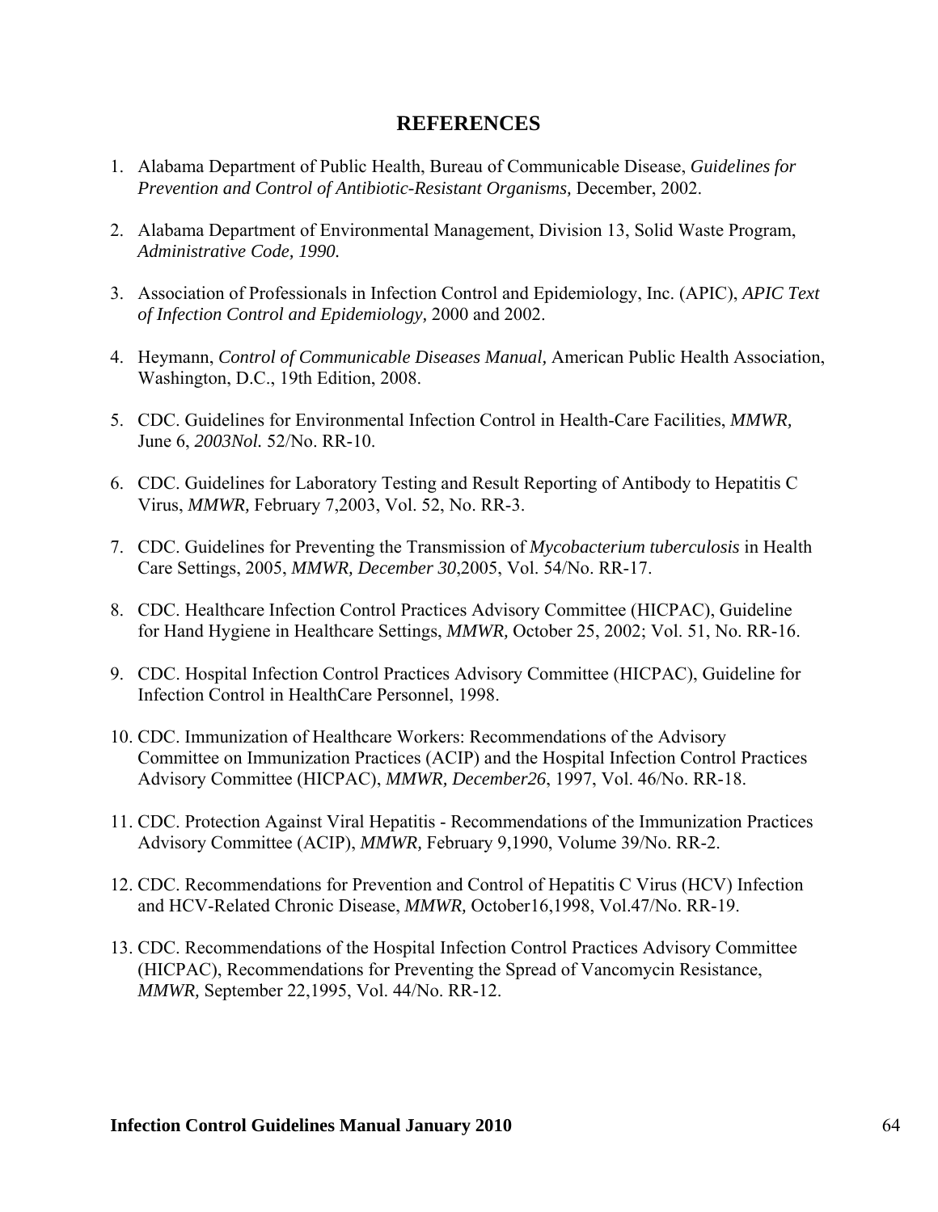## REFERENCES

1. Alabama Department of Public Health, Bureau of Communicable Disease, *Guidelines for Prevention and Control of Antibiotic-Resistant Organisms,* December, 2002.

2. Alabama Department of Environmental Management, Division 13, Solid Waste Program, *Administrative Code, 1990.*

3. Association of Professionals in Infection Control and Epidemiology, Inc. (APIC), *APIC Text of Infection Control and Epidemiology,* 2000 and 2002.

4. Heymann, *Control of Communicable Diseases Manual,* American Public Health Association, Washington, D.C., 19th Edition, 2008.

5. CDC. Guidelines for Environmental Infection Control in Health-Care Facilities, *MMWR,* June 6, *2003Nol.* 52/No. RR-10.

6. CDC. Guidelines for Laboratory Testing and Result Reporting of Antibody to Hepatitis C Virus, *MMWR,* February 7,2003, Vol. 52, No. RR-3.

7. CDC. Guidelines for Preventing the Transmission of *Mycobacterium tuberculosis* in Health Care Settings, 2005, *MMWR, December 30*,2005, Vol. 54/No. RR-17.

8. CDC. Healthcare Infection Control Practices Advisory Committee (HICPAC), Guideline for Hand Hygiene in Healthcare Settings, *MMWR,* October 25, 2002; Vol. 51, No. RR-16.

9. CDC. Hospital Infection Control Practices Advisory Committee (HICPAC), Guideline for Infection Control in HealthCare Personnel, 1998.

10. CDC. Immunization of Healthcare Workers: Recommendations of the Advisory Committee on Immunization Practices (ACIP) and the Hospital Infection Control Practices Advisory Committee (HICPAC), *MMWR, December26*, 1997, Vol. 46/No. RR-18.

11. CDC. Protection Against Viral Hepatitis - Recommendations of the Immunization Practices Advisory Committee (ACIP), *MMWR,* February 9,1990, Volume 39/No. RR-2.

12. CDC. Recommendations for Prevention and Control of Hepatitis C Virus (HCV) Infection and HCV-Related Chronic Disease, *MMWR,* October16,1998, Vol.47/No. RR-19.

13. CDC. Recommendations of the Hospital Infection Control Practices Advisory Committee (HICPAC), Recommendations for Preventing the Spread of Vancomycin Resistance, *MMWR,* September 22,1995, Vol. 44/No. RR-12.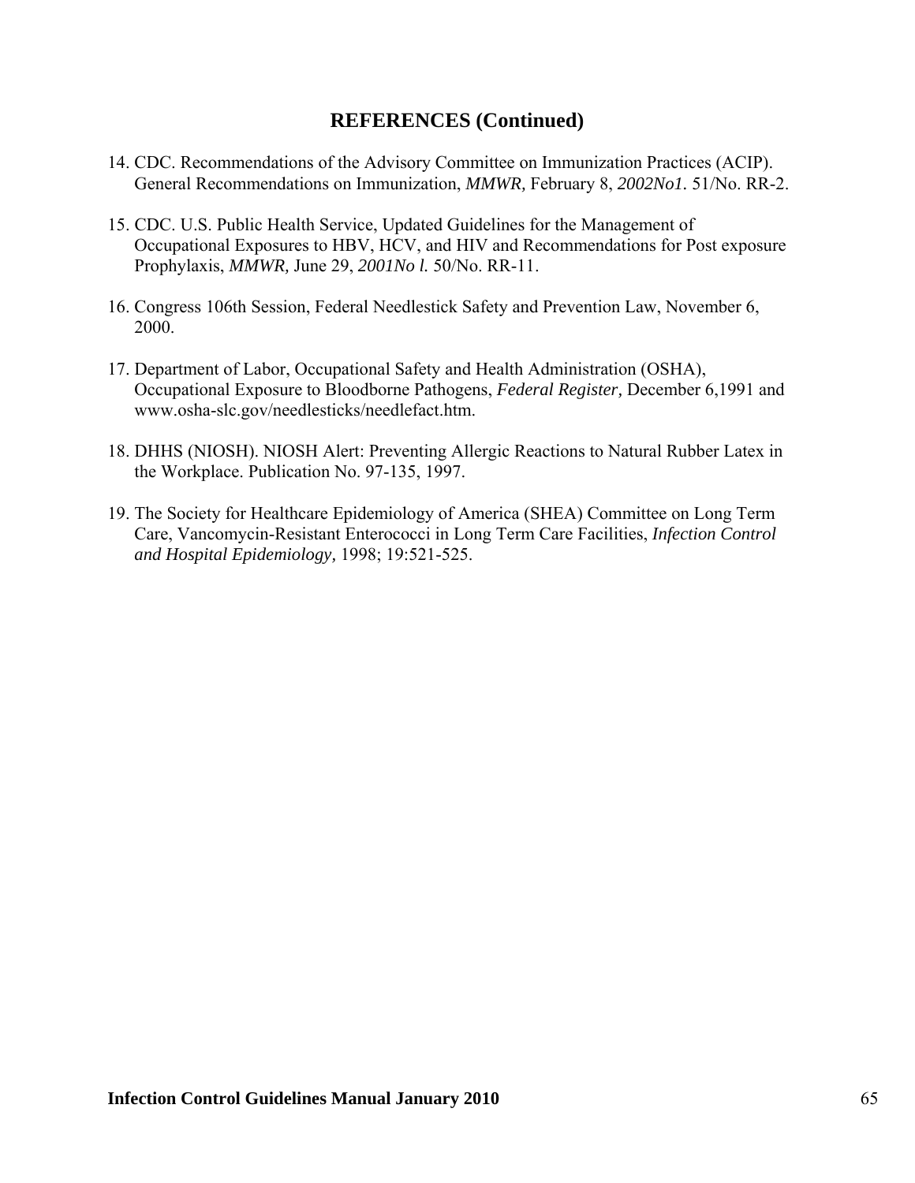## REFERENCES (Continued)

14. CDC. Recommendations of the Advisory Committee on Immunization Practices (ACIP). General Recommendations on Immunization, *MMWR,* February 8, *2002No1.* 51/No. RR-2.

15. CDC. U.S. Public Health Service, Updated Guidelines for the Management of Occupational Exposures to HBV, HCV, and HIV and Recommendations for Post exposure Prophylaxis, *MMWR,* June 29, *2001No l.* 50/No. RR-11.

16. Congress 106th Session, Federal Needlestick Safety and Prevention Law, November 6, 2000.

17. Department of Labor, Occupational Safety and Health Administration (OSHA), Occupational Exposure to Bloodborne Pathogens, *Federal Register,* December 6,1991 and www.osha-slc.gov/needlesticks/needlefact.htm.

18. DHHS (NIOSH). NIOSH Alert: Preventing Allergic Reactions to Natural Rubber Latex in the Workplace. Publication No. 97-135, 1997.

19. The Society for Healthcare Epidemiology of America (SHEA) Committee on Long Term Care, Vancomycin-Resistant Enterococci in Long Term Care Facilities, *Infection Control and Hospital Epidemiology,* 1998; 19:521-525.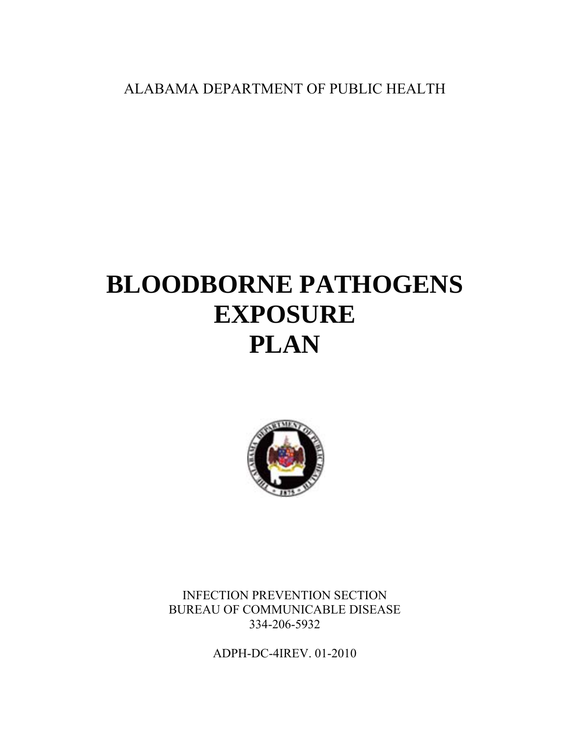ALABAMA DEPARTMENT OF PUBLIC HEALTH

# BLOODBORNE PATHOGENS EXPOSURE PLAN

INFECTION PREVENTION SECTION
BUREAU OF COMMUNICABLE DISEASE
334-206-5932

ADPH-DC-4IREV. 01-2010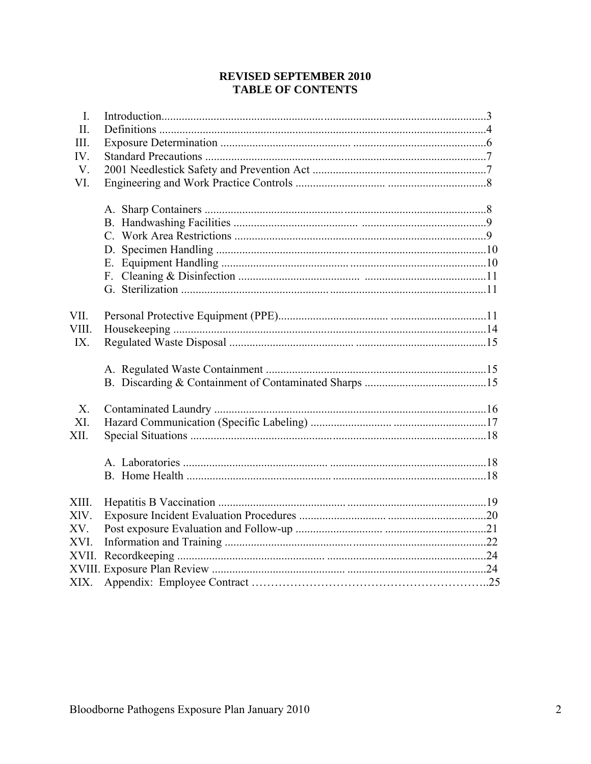**REVISED SEPTEMBER 2010**
**TABLE OF CONTENTS**

I. Introduction.....3
II. Definitions .....4
III. Exposure Determination .....6
IV. Standard Precautions .....7
V. 2001 Needlestick Safety and Prevention Act .....7
VI. Engineering and Work Practice Controls .....8

  A. Sharp Containers .....8
  B. Handwashing Facilities .....9
  C. Work Area Restrictions .....9
  D. Specimen Handling .....10
  E. Equipment Handling .....10
  F. Cleaning & Disinfection .....11
  G. Sterilization .....11

VII. Personal Protective Equipment (PPE).....11
VIII. Housekeeping .....14
IX. Regulated Waste Disposal .....15

  A. Regulated Waste Containment .....15
  B. Discarding & Containment of Contaminated Sharps .....15

X. Contaminated Laundry .....16
XI. Hazard Communication (Specific Labeling) .....17
XII. Special Situations .....18

  A. Laboratories .....18
  B. Home Health .....18

XIII. Hepatitis B Vaccination .....19
XIV. Exposure Incident Evaluation Procedures .....20
XV. Post exposure Evaluation and Follow-up .....21
XVI. Information and Training .....22
XVII. Recordkeeping .....24
XVIII. Exposure Plan Review .....24
XIX. Appendix: Employee Contract .....25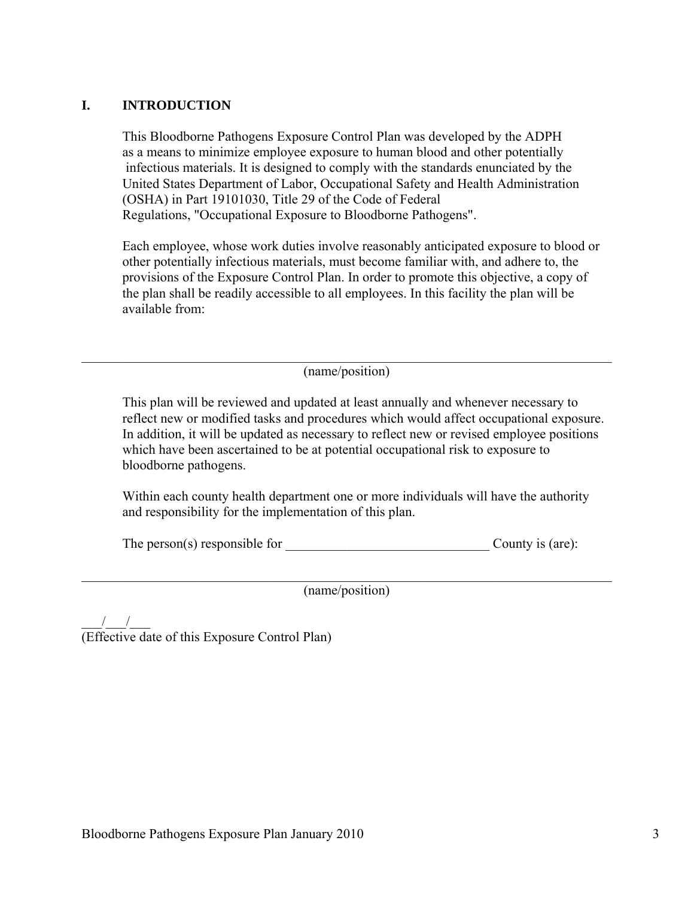## I. INTRODUCTION

This Bloodborne Pathogens Exposure Control Plan was developed by the ADPH as a means to minimize employee exposure to human blood and other potentially infectious materials. It is designed to comply with the standards enunciated by the United States Department of Labor, Occupational Safety and Health Administration (OSHA) in Part 19101030, Title 29 of the Code of Federal Regulations, "Occupational Exposure to Bloodborne Pathogens".

Each employee, whose work duties involve reasonably anticipated exposure to blood or other potentially infectious materials, must become familiar with, and adhere to, the provisions of the Exposure Control Plan. In order to promote this objective, a copy of the plan shall be readily accessible to all employees. In this facility the plan will be available from:

\_\_\_\_\_\_\_\_\_\_\_\_\_\_\_\_\_\_\_\_\_\_\_\_\_\_\_\_\_\_\_\_\_\_\_\_\_\_\_\_\_\_\_\_\_\_\_\_\_\_\_\_\_\_\_\_\_\_\_\_\_\_\_\_\_\_\_\_\_\_\_\_\_\_\_\_\_\_

(name/position)

This plan will be reviewed and updated at least annually and whenever necessary to reflect new or modified tasks and procedures which would affect occupational exposure. In addition, it will be updated as necessary to reflect new or revised employee positions which have been ascertained to be at potential occupational risk to exposure to bloodborne pathogens.

Within each county health department one or more individuals will have the authority and responsibility for the implementation of this plan.

The person(s) responsible for \_\_\_\_\_\_\_\_\_\_\_\_\_\_\_\_\_\_\_\_\_\_\_\_\_\_\_\_\_\_\_ County is (are):

\_\_\_\_\_\_\_\_\_\_\_\_\_\_\_\_\_\_\_\_\_\_\_\_\_\_\_\_\_\_\_\_\_\_\_\_\_\_\_\_\_\_\_\_\_\_\_\_\_\_\_\_\_\_\_\_\_\_\_\_\_\_\_\_\_\_\_\_\_\_\_\_\_\_\_\_\_\_

(name/position)

\_\_\_/\_\_\_/\_\_\_
(Effective date of this Exposure Control Plan)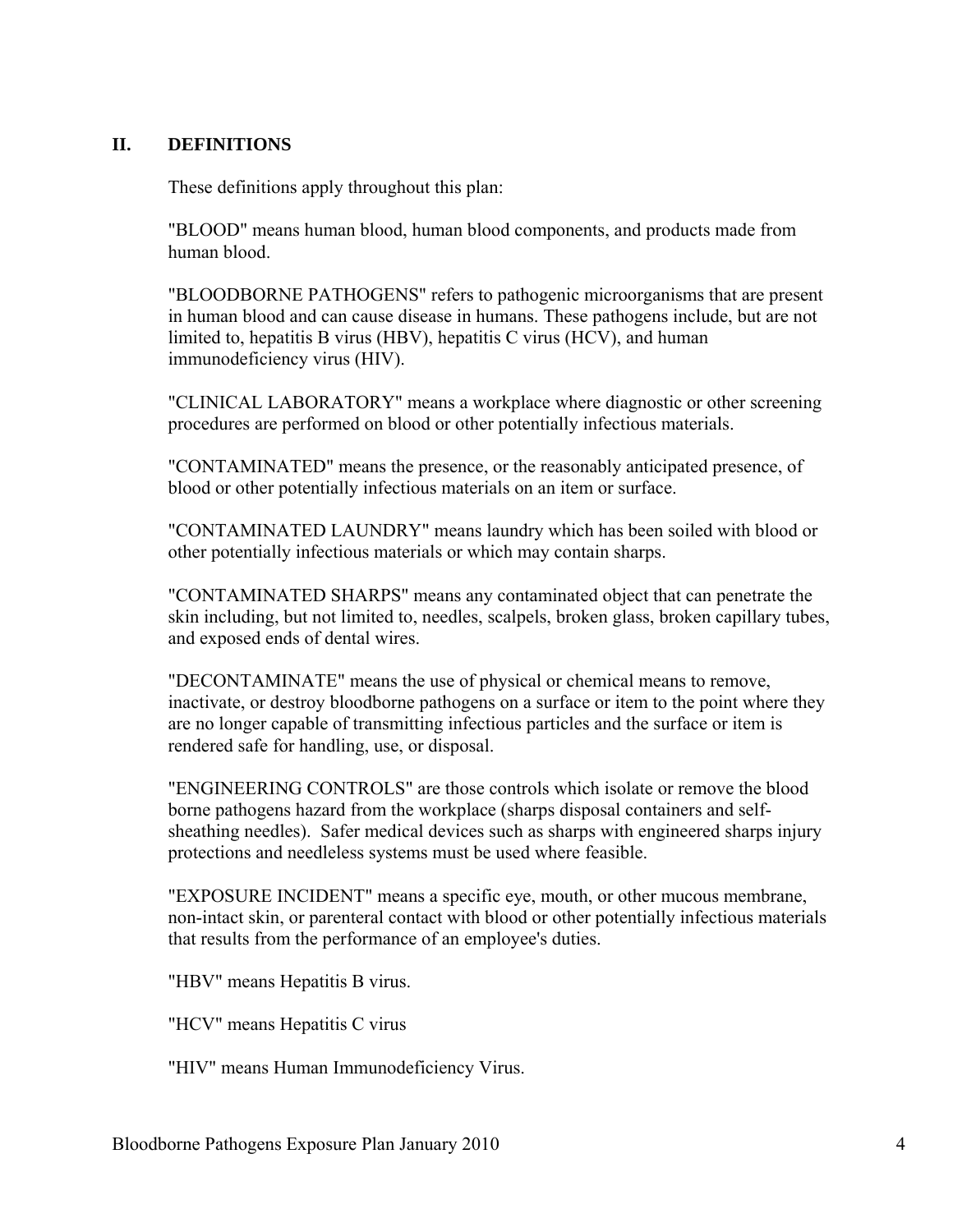## II. DEFINITIONS

These definitions apply throughout this plan:

"BLOOD" means human blood, human blood components, and products made from human blood.

"BLOODBORNE PATHOGENS" refers to pathogenic microorganisms that are present in human blood and can cause disease in humans. These pathogens include, but are not limited to, hepatitis B virus (HBV), hepatitis C virus (HCV), and human immunodeficiency virus (HIV).

"CLINICAL LABORATORY" means a workplace where diagnostic or other screening procedures are performed on blood or other potentially infectious materials.

"CONTAMINATED" means the presence, or the reasonably anticipated presence, of blood or other potentially infectious materials on an item or surface.

"CONTAMINATED LAUNDRY" means laundry which has been soiled with blood or other potentially infectious materials or which may contain sharps.

"CONTAMINATED SHARPS" means any contaminated object that can penetrate the skin including, but not limited to, needles, scalpels, broken glass, broken capillary tubes, and exposed ends of dental wires.

"DECONTAMINATE" means the use of physical or chemical means to remove, inactivate, or destroy bloodborne pathogens on a surface or item to the point where they are no longer capable of transmitting infectious particles and the surface or item is rendered safe for handling, use, or disposal.

"ENGINEERING CONTROLS" are those controls which isolate or remove the blood borne pathogens hazard from the workplace (sharps disposal containers and self-sheathing needles). Safer medical devices such as sharps with engineered sharps injury protections and needleless systems must be used where feasible.

"EXPOSURE INCIDENT" means a specific eye, mouth, or other mucous membrane, non-intact skin, or parenteral contact with blood or other potentially infectious materials that results from the performance of an employee's duties.

"HBV" means Hepatitis B virus.

"HCV" means Hepatitis C virus

"HIV" means Human Immunodeficiency Virus.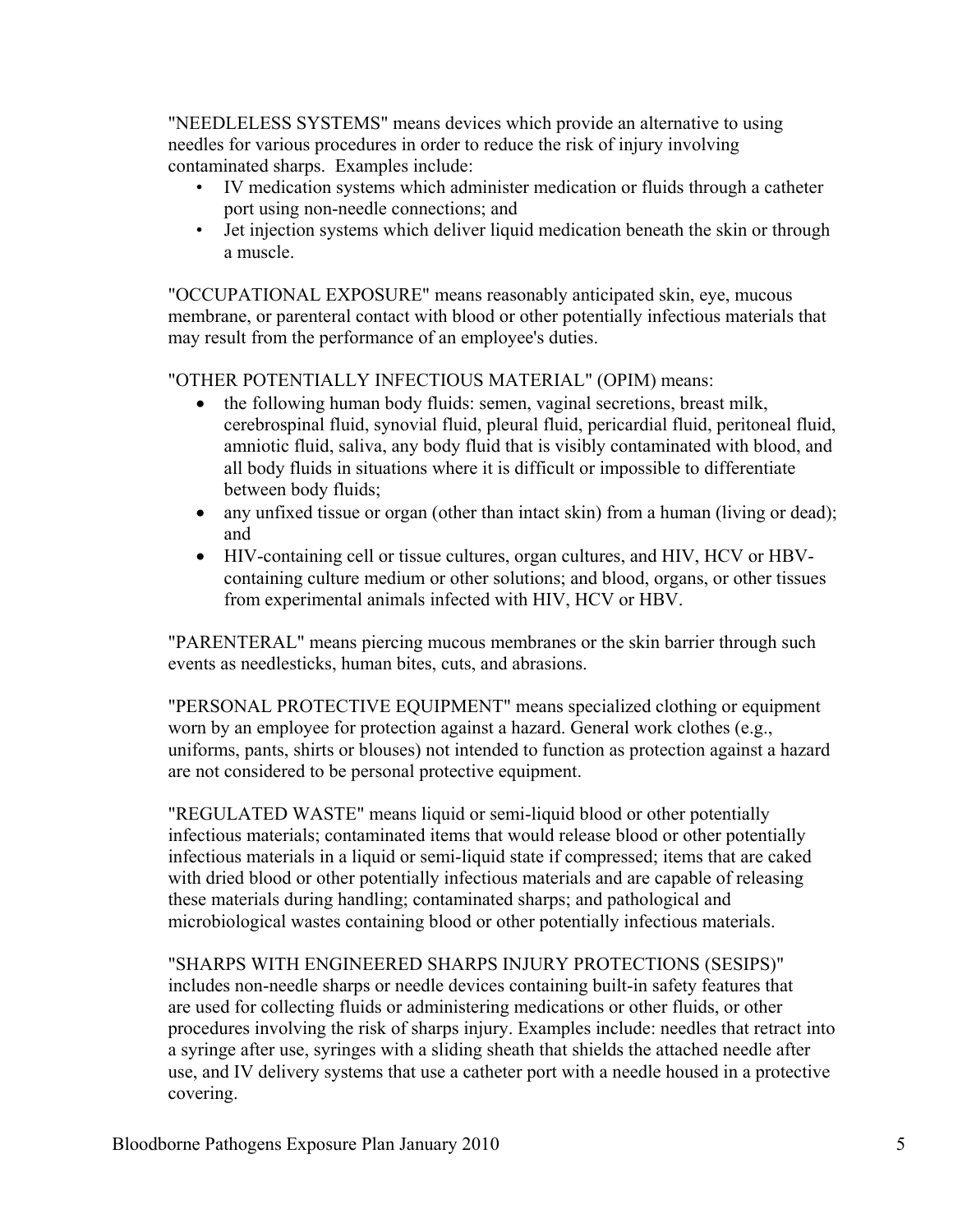"NEEDLELESS SYSTEMS" means devices which provide an alternative to using needles for various procedures in order to reduce the risk of injury involving contaminated sharps. Examples include:

- IV medication systems which administer medication or fluids through a catheter port using non-needle connections; and
- Jet injection systems which deliver liquid medication beneath the skin or through a muscle.

"OCCUPATIONAL EXPOSURE" means reasonably anticipated skin, eye, mucous membrane, or parenteral contact with blood or other potentially infectious materials that may result from the performance of an employee's duties.

"OTHER POTENTIALLY INFECTIOUS MATERIAL" (OPIM) means:

- the following human body fluids: semen, vaginal secretions, breast milk, cerebrospinal fluid, synovial fluid, pleural fluid, pericardial fluid, peritoneal fluid, amniotic fluid, saliva, any body fluid that is visibly contaminated with blood, and all body fluids in situations where it is difficult or impossible to differentiate between body fluids;
- any unfixed tissue or organ (other than intact skin) from a human (living or dead); and
- HIV-containing cell or tissue cultures, organ cultures, and HIV, HCV or HBV-containing culture medium or other solutions; and blood, organs, or other tissues from experimental animals infected with HIV, HCV or HBV.

"PARENTERAL" means piercing mucous membranes or the skin barrier through such events as needlesticks, human bites, cuts, and abrasions.

"PERSONAL PROTECTIVE EQUIPMENT" means specialized clothing or equipment worn by an employee for protection against a hazard. General work clothes (e.g., uniforms, pants, shirts or blouses) not intended to function as protection against a hazard are not considered to be personal protective equipment.

"REGULATED WASTE" means liquid or semi-liquid blood or other potentially infectious materials; contaminated items that would release blood or other potentially infectious materials in a liquid or semi-liquid state if compressed; items that are caked with dried blood or other potentially infectious materials and are capable of releasing these materials during handling; contaminated sharps; and pathological and microbiological wastes containing blood or other potentially infectious materials.

"SHARPS WITH ENGINEERED SHARPS INJURY PROTECTIONS (SESIPS)" includes non-needle sharps or needle devices containing built-in safety features that are used for collecting fluids or administering medications or other fluids, or other procedures involving the risk of sharps injury. Examples include: needles that retract into a syringe after use, syringes with a sliding sheath that shields the attached needle after use, and IV delivery systems that use a catheter port with a needle housed in a protective covering.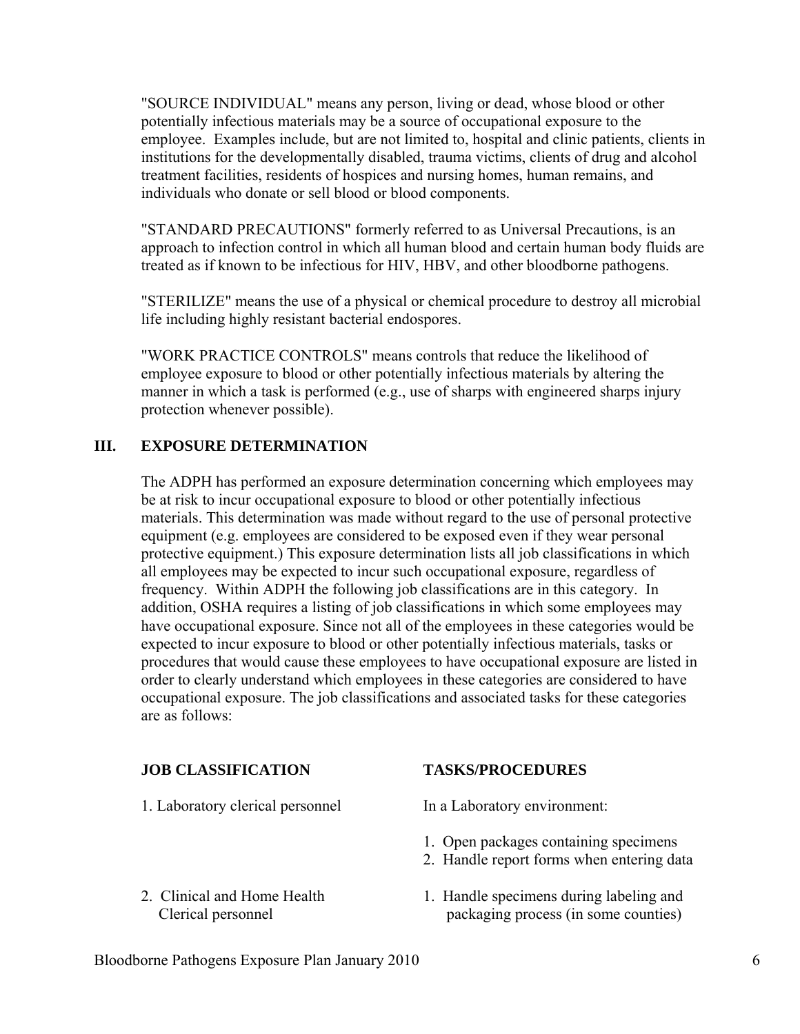"SOURCE INDIVIDUAL" means any person, living or dead, whose blood or other potentially infectious materials may be a source of occupational exposure to the employee. Examples include, but are not limited to, hospital and clinic patients, clients in institutions for the developmentally disabled, trauma victims, clients of drug and alcohol treatment facilities, residents of hospices and nursing homes, human remains, and individuals who donate or sell blood or blood components.

"STANDARD PRECAUTIONS" formerly referred to as Universal Precautions, is an approach to infection control in which all human blood and certain human body fluids are treated as if known to be infectious for HIV, HBV, and other bloodborne pathogens.

"STERILIZE" means the use of a physical or chemical procedure to destroy all microbial life including highly resistant bacterial endospores.

"WORK PRACTICE CONTROLS" means controls that reduce the likelihood of employee exposure to blood or other potentially infectious materials by altering the manner in which a task is performed (e.g., use of sharps with engineered sharps injury protection whenever possible).

## III. EXPOSURE DETERMINATION

The ADPH has performed an exposure determination concerning which employees may be at risk to incur occupational exposure to blood or other potentially infectious materials. This determination was made without regard to the use of personal protective equipment (e.g. employees are considered to be exposed even if they wear personal protective equipment.) This exposure determination lists all job classifications in which all employees may be expected to incur such occupational exposure, regardless of frequency. Within ADPH the following job classifications are in this category. In addition, OSHA requires a listing of job classifications in which some employees may have occupational exposure. Since not all of the employees in these categories would be expected to incur exposure to blood or other potentially infectious materials, tasks or procedures that would cause these employees to have occupational exposure are listed in order to clearly understand which employees in these categories are considered to have occupational exposure. The job classifications and associated tasks for these categories are as follows:

| JOB CLASSIFICATION | TASKS/PROCEDURES |
|---|---|
| 1. Laboratory clerical personnel | In a Laboratory environment:<br>1. Open packages containing specimens<br>2. Handle report forms when entering data |
| 2. Clinical and Home Health Clerical personnel | 1. Handle specimens during labeling and packaging process (in some counties) |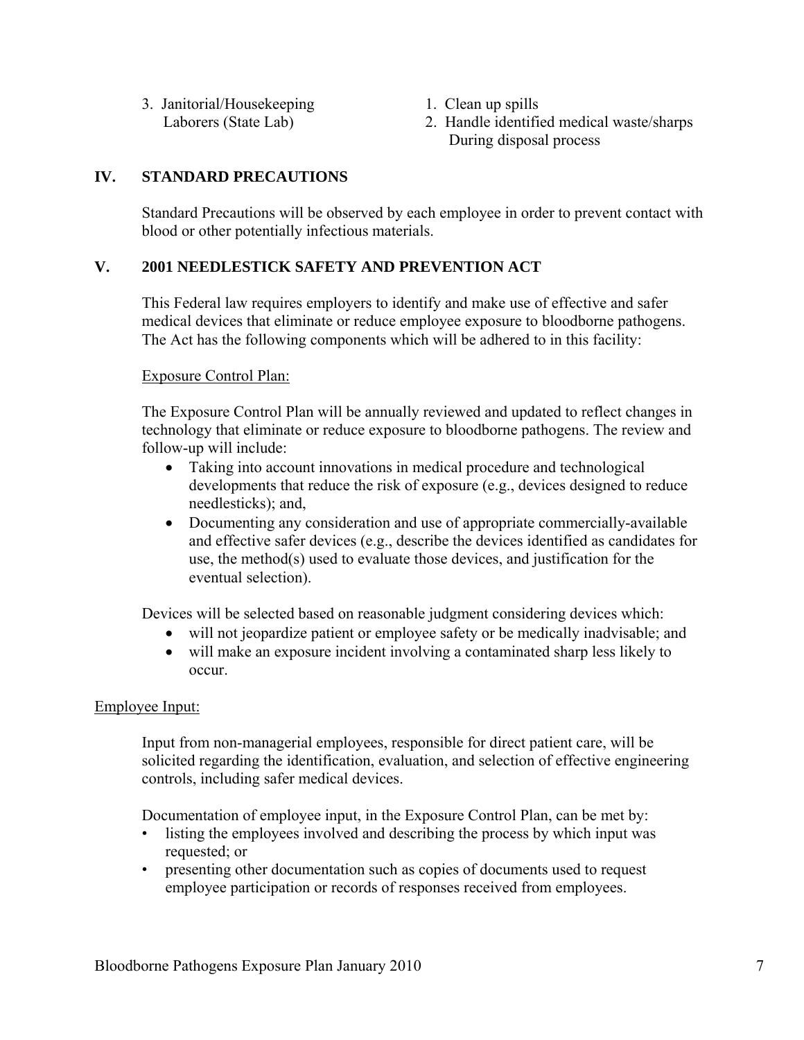| | |
|---|---|
| 3. Janitorial/Housekeeping Laborers (State Lab) | 1. Clean up spills<br>2. Handle identified medical waste/sharps During disposal process |

## IV. STANDARD PRECAUTIONS

Standard Precautions will be observed by each employee in order to prevent contact with blood or other potentially infectious materials.

## V. 2001 NEEDLESTICK SAFETY AND PREVENTION ACT

This Federal law requires employers to identify and make use of effective and safer medical devices that eliminate or reduce employee exposure to bloodborne pathogens. The Act has the following components which will be adhered to in this facility:

Exposure Control Plan:

The Exposure Control Plan will be annually reviewed and updated to reflect changes in technology that eliminate or reduce exposure to bloodborne pathogens. The review and follow-up will include:

- Taking into account innovations in medical procedure and technological developments that reduce the risk of exposure (e.g., devices designed to reduce needlesticks); and,
- Documenting any consideration and use of appropriate commercially-available and effective safer devices (e.g., describe the devices identified as candidates for use, the method(s) used to evaluate those devices, and justification for the eventual selection).

Devices will be selected based on reasonable judgment considering devices which:

- will not jeopardize patient or employee safety or be medically inadvisable; and
- will make an exposure incident involving a contaminated sharp less likely to occur.

Employee Input:

Input from non-managerial employees, responsible for direct patient care, will be solicited regarding the identification, evaluation, and selection of effective engineering controls, including safer medical devices.

Documentation of employee input, in the Exposure Control Plan, can be met by:

- listing the employees involved and describing the process by which input was requested; or
- presenting other documentation such as copies of documents used to request employee participation or records of responses received from employees.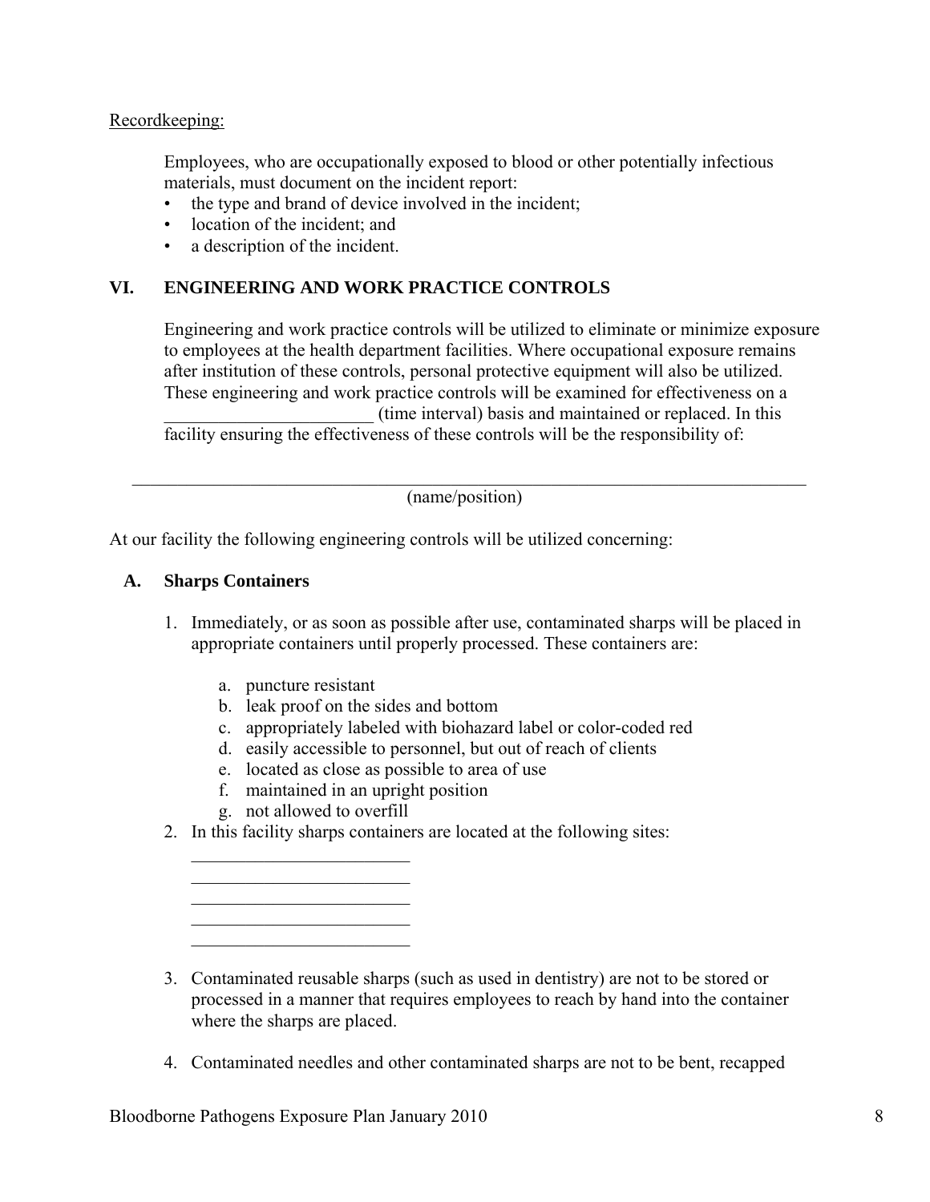Recordkeeping:

Employees, who are occupationally exposed to blood or other potentially infectious materials, must document on the incident report:

- the type and brand of device involved in the incident;
- location of the incident; and
- a description of the incident.

## VI. ENGINEERING AND WORK PRACTICE CONTROLS

Engineering and work practice controls will be utilized to eliminate or minimize exposure to employees at the health department facilities. Where occupational exposure remains after institution of these controls, personal protective equipment will also be utilized. These engineering and work practice controls will be examined for effectiveness on a _______________________ (time interval) basis and maintained or replaced. In this facility ensuring the effectiveness of these controls will be the responsibility of:

_____________________________________________________________________________
(name/position)

At our facility the following engineering controls will be utilized concerning:

### A. Sharps Containers

1. Immediately, or as soon as possible after use, contaminated sharps will be placed in appropriate containers until properly processed. These containers are:

   a. puncture resistant
   b. leak proof on the sides and bottom
   c. appropriately labeled with biohazard label or color-coded red
   d. easily accessible to personnel, but out of reach of clients
   e. located as close as possible to area of use
   f. maintained in an upright position
   g. not allowed to overfill

2. In this facility sharps containers are located at the following sites:

   ________________________
   ________________________
   ________________________
   ________________________
   ________________________

3. Contaminated reusable sharps (such as used in dentistry) are not to be stored or processed in a manner that requires employees to reach by hand into the container where the sharps are placed.

4. Contaminated needles and other contaminated sharps are not to be bent, recapped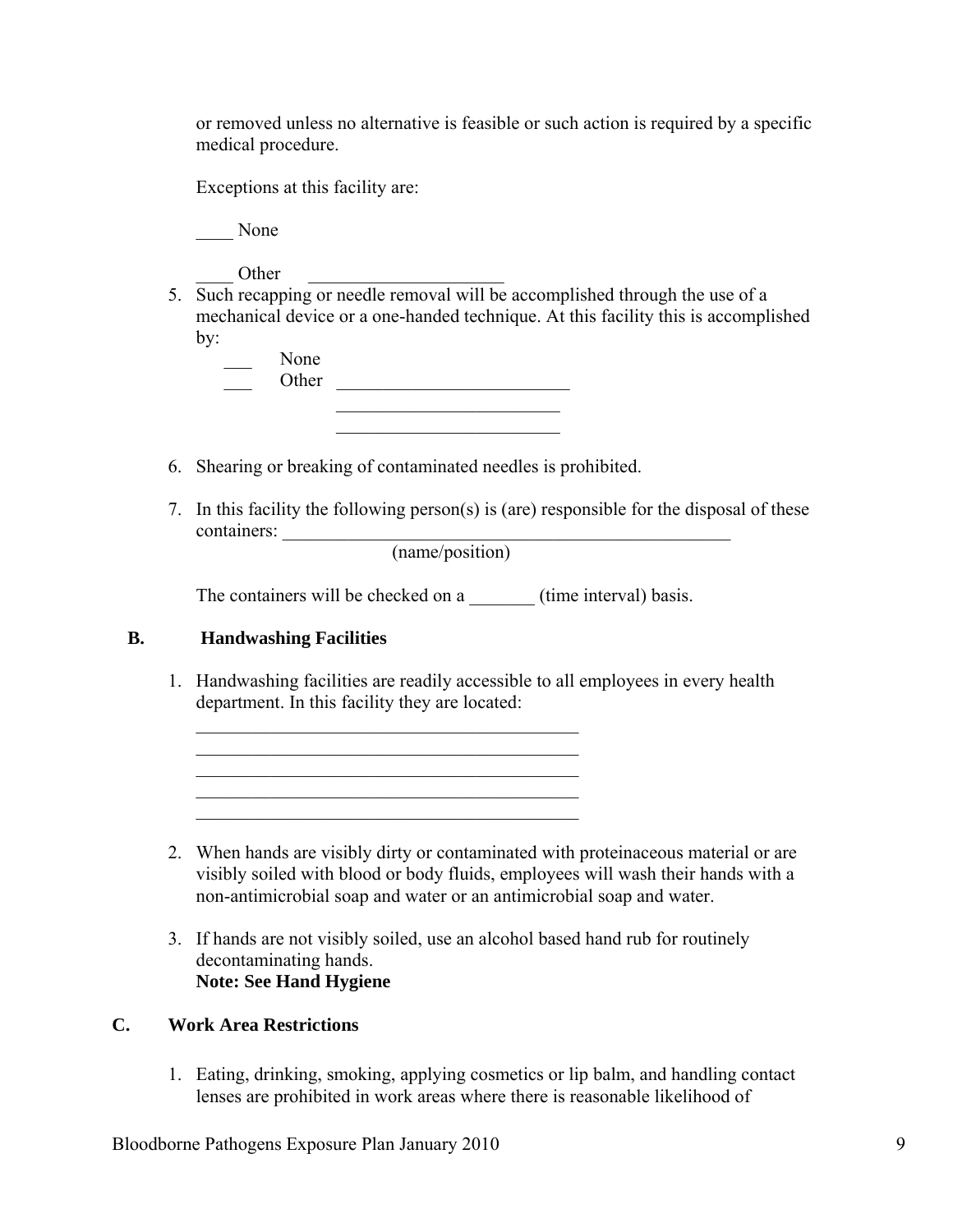or removed unless no alternative is feasible or such action is required by a specific medical procedure.

Exceptions at this facility are:

____ None

____ Other _____________________

5. Such recapping or needle removal will be accomplished through the use of a mechanical device or a one-handed technique. At this facility this is accomplished by:

   ___ None
   ___ Other _________________________
   _________________________
   _________________________

6. Shearing or breaking of contaminated needles is prohibited.

7. In this facility the following person(s) is (are) responsible for the disposal of these containers: ___________________________________________________
   (name/position)

   The containers will be checked on a _______ (time interval) basis.

## B. Handwashing Facilities

1. Handwashing facilities are readily accessible to all employees in every health department. In this facility they are located:

   ___________________________________________
   ___________________________________________
   ___________________________________________
   ___________________________________________
   ___________________________________________

2. When hands are visibly dirty or contaminated with proteinaceous material or are visibly soiled with blood or body fluids, employees will wash their hands with a non-antimicrobial soap and water or an antimicrobial soap and water.

3. If hands are not visibly soiled, use an alcohol based hand rub for routinely decontaminating hands.
   **Note: See Hand Hygiene**

## C. Work Area Restrictions

1. Eating, drinking, smoking, applying cosmetics or lip balm, and handling contact lenses are prohibited in work areas where there is reasonable likelihood of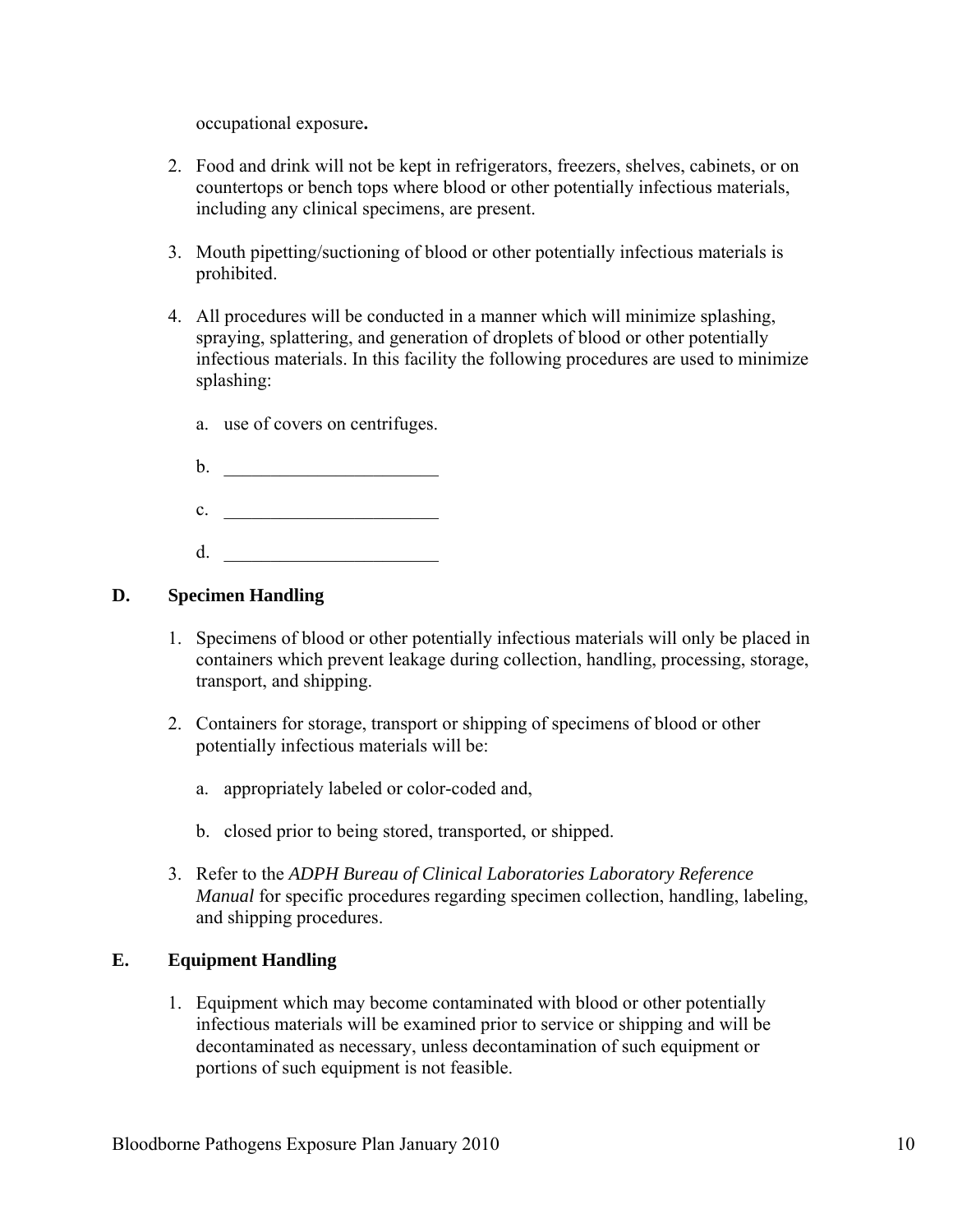occupational exposure**.**

2. Food and drink will not be kept in refrigerators, freezers, shelves, cabinets, or on countertops or bench tops where blood or other potentially infectious materials, including any clinical specimens, are present.

3. Mouth pipetting/suctioning of blood or other potentially infectious materials is prohibited.

4. All procedures will be conducted in a manner which will minimize splashing, spraying, splattering, and generation of droplets of blood or other potentially infectious materials. In this facility the following procedures are used to minimize splashing:

   a. use of covers on centrifuges.

   b. _______________________

   c. _______________________

   d. _______________________

## D. Specimen Handling

1. Specimens of blood or other potentially infectious materials will only be placed in containers which prevent leakage during collection, handling, processing, storage, transport, and shipping.

2. Containers for storage, transport or shipping of specimens of blood or other potentially infectious materials will be:

   a. appropriately labeled or color-coded and,

   b. closed prior to being stored, transported, or shipped.

3. Refer to the *ADPH Bureau of Clinical Laboratories Laboratory Reference Manual* for specific procedures regarding specimen collection, handling, labeling, and shipping procedures.

## E. Equipment Handling

1. Equipment which may become contaminated with blood or other potentially infectious materials will be examined prior to service or shipping and will be decontaminated as necessary, unless decontamination of such equipment or portions of such equipment is not feasible.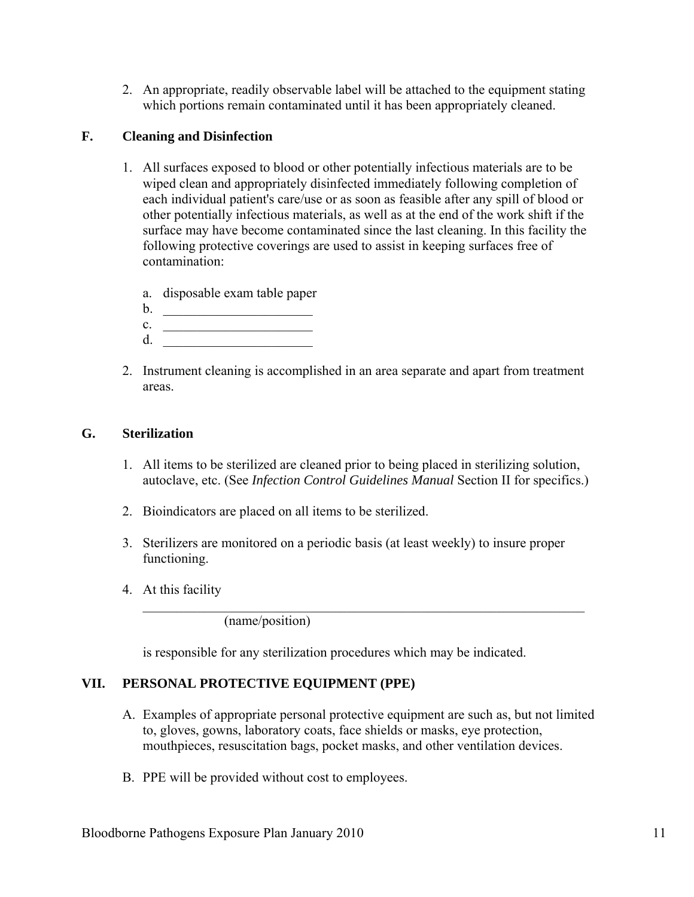2. An appropriate, readily observable label will be attached to the equipment stating which portions remain contaminated until it has been appropriately cleaned.

### F. Cleaning and Disinfection

1. All surfaces exposed to blood or other potentially infectious materials are to be wiped clean and appropriately disinfected immediately following completion of each individual patient's care/use or as soon as feasible after any spill of blood or other potentially infectious materials, as well as at the end of the work shift if the surface may have become contaminated since the last cleaning. In this facility the following protective coverings are used to assist in keeping surfaces free of contamination:

   a. disposable exam table paper
   b. ______________________
   c. ______________________
   d. ______________________

2. Instrument cleaning is accomplished in an area separate and apart from treatment areas.

### G. Sterilization

1. All items to be sterilized are cleaned prior to being placed in sterilizing solution, autoclave, etc. (See *Infection Control Guidelines Manual* Section II for specifics.)

2. Bioindicators are placed on all items to be sterilized.

3. Sterilizers are monitored on a periodic basis (at least weekly) to insure proper functioning.

4. At this facility

   ______________________________________________________________________
   (name/position)

   is responsible for any sterilization procedures which may be indicated.

## VII. PERSONAL PROTECTIVE EQUIPMENT (PPE)

A. Examples of appropriate personal protective equipment are such as, but not limited to, gloves, gowns, laboratory coats, face shields or masks, eye protection, mouthpieces, resuscitation bags, pocket masks, and other ventilation devices.

B. PPE will be provided without cost to employees.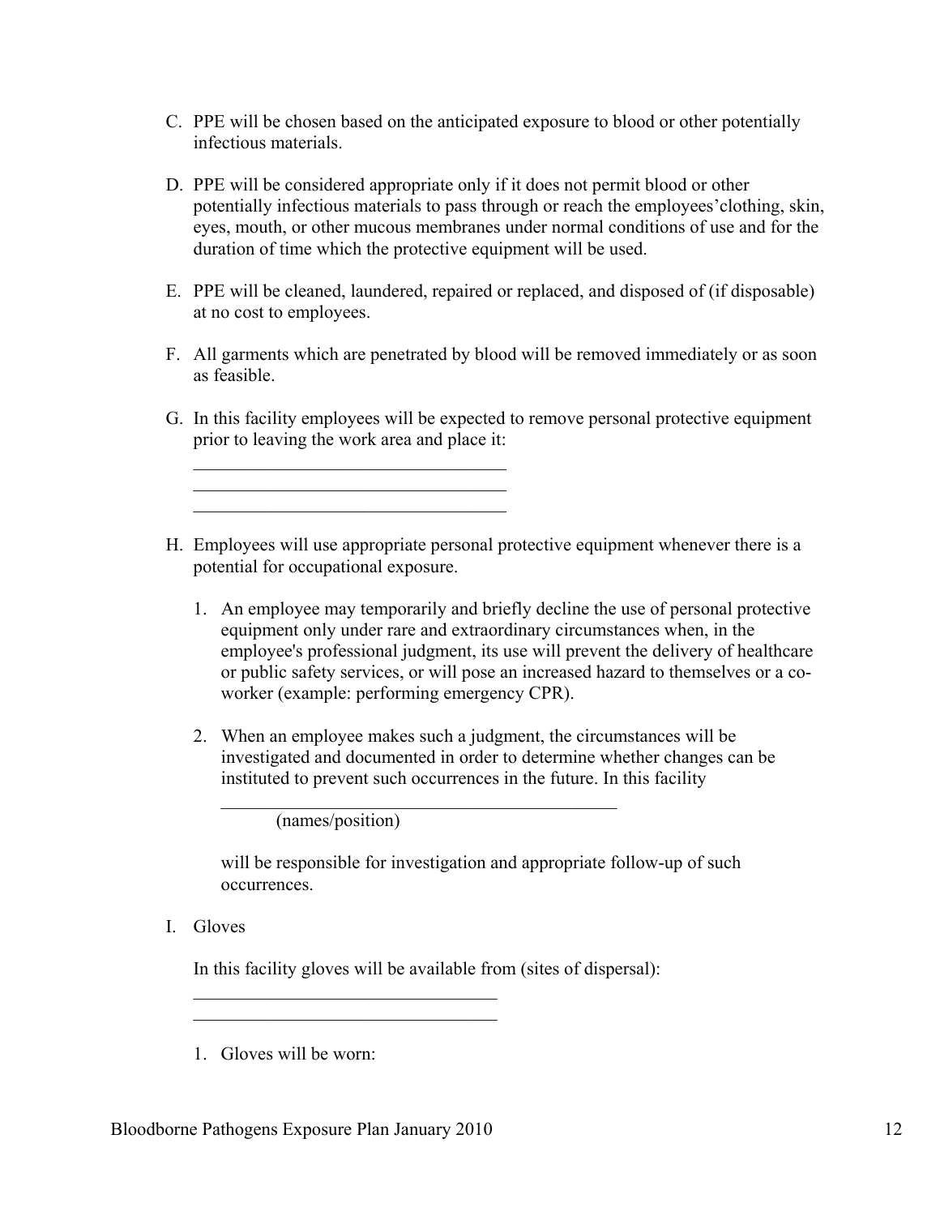C. PPE will be chosen based on the anticipated exposure to blood or other potentially infectious materials.

D. PPE will be considered appropriate only if it does not permit blood or other potentially infectious materials to pass through or reach the employees'clothing, skin, eyes, mouth, or other mucous membranes under normal conditions of use and for the duration of time which the protective equipment will be used.

E. PPE will be cleaned, laundered, repaired or replaced, and disposed of (if disposable) at no cost to employees.

F. All garments which are penetrated by blood will be removed immediately or as soon as feasible.

G. In this facility employees will be expected to remove personal protective equipment prior to leaving the work area and place it:

   ___________________________________
   ___________________________________
   ___________________________________

H. Employees will use appropriate personal protective equipment whenever there is a potential for occupational exposure.

   1. An employee may temporarily and briefly decline the use of personal protective equipment only under rare and extraordinary circumstances when, in the employee's professional judgment, its use will prevent the delivery of healthcare or public safety services, or will pose an increased hazard to themselves or a co-worker (example: performing emergency CPR).

   2. When an employee makes such a judgment, the circumstances will be investigated and documented in order to determine whether changes can be instituted to prevent such occurrences in the future. In this facility

      ____________________________________________
      (names/position)

      will be responsible for investigation and appropriate follow-up of such occurrences.

I. Gloves

   In this facility gloves will be available from (sites of dispersal):

   ________________________________
   ________________________________

   1. Gloves will be worn: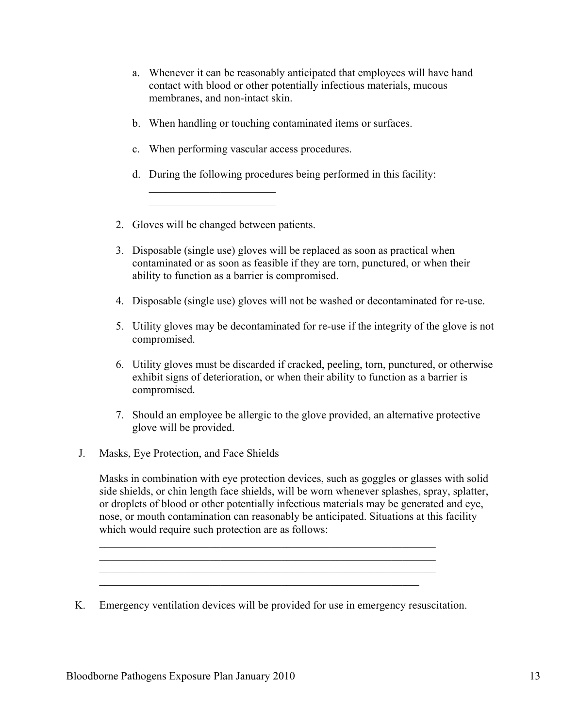a. Whenever it can be reasonably anticipated that employees will have hand contact with blood or other potentially infectious materials, mucous membranes, and non-intact skin.

   b. When handling or touching contaminated items or surfaces.

   c. When performing vascular access procedures.

   d. During the following procedures being performed in this facility:
      _______________________
      _______________________

2. Gloves will be changed between patients.

3. Disposable (single use) gloves will be replaced as soon as practical when contaminated or as soon as feasible if they are torn, punctured, or when their ability to function as a barrier is compromised.

4. Disposable (single use) gloves will not be washed or decontaminated for re-use.

5. Utility gloves may be decontaminated for re-use if the integrity of the glove is not compromised.

6. Utility gloves must be discarded if cracked, peeling, torn, punctured, or otherwise exhibit signs of deterioration, or when their ability to function as a barrier is compromised.

7. Should an employee be allergic to the glove provided, an alternative protective glove will be provided.

J. Masks, Eye Protection, and Face Shields

Masks in combination with eye protection devices, such as goggles or glasses with solid side shields, or chin length face shields, will be worn whenever splashes, spray, splatter, or droplets of blood or other potentially infectious materials may be generated and eye, nose, or mouth contamination can reasonably be anticipated. Situations at this facility which would require such protection are as follows:

_______________________________________________________________
_______________________________________________________________
_______________________________________________________________
___________________________________________________________

K. Emergency ventilation devices will be provided for use in emergency resuscitation.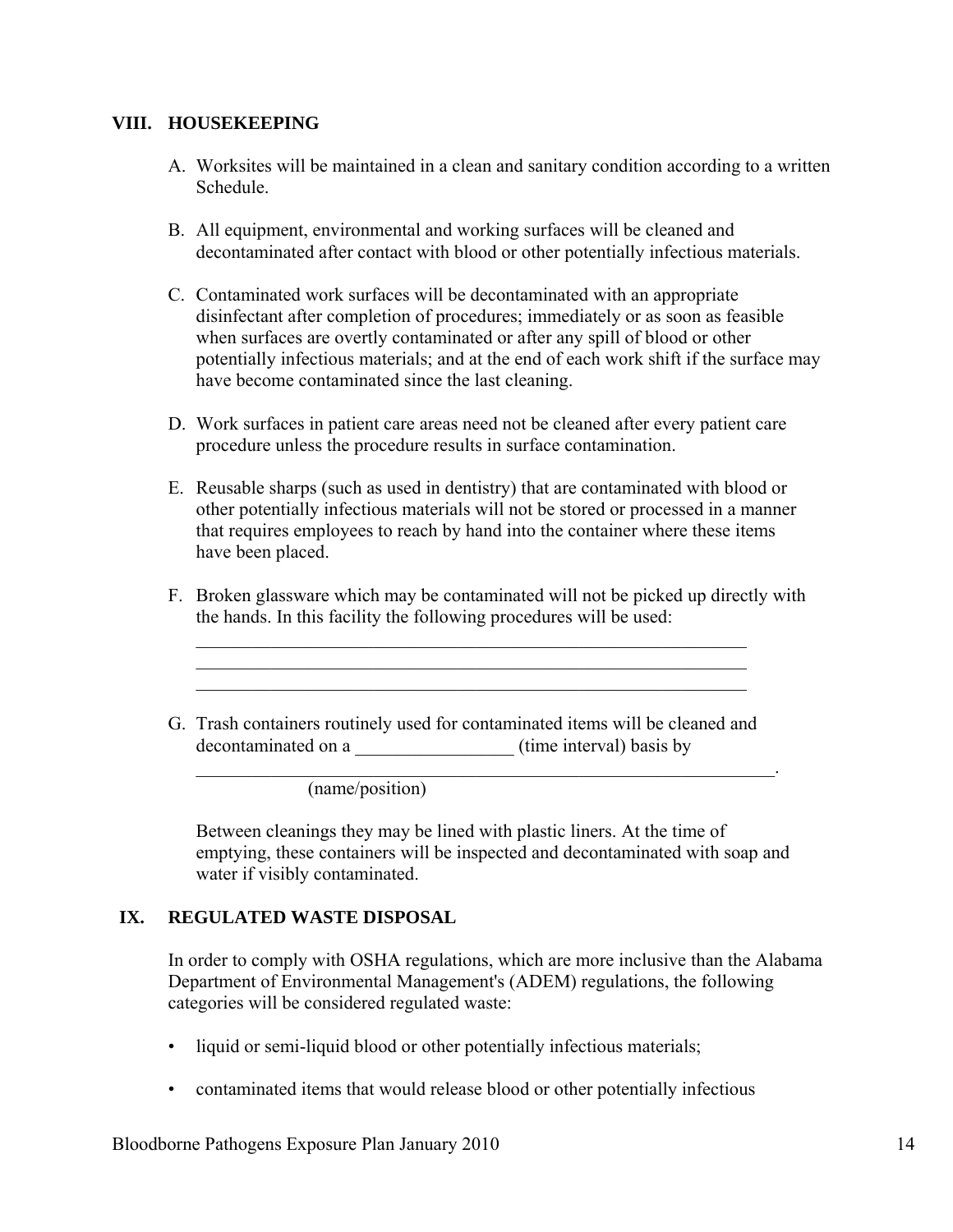## VIII. HOUSEKEEPING

A. Worksites will be maintained in a clean and sanitary condition according to a written Schedule.

B. All equipment, environmental and working surfaces will be cleaned and decontaminated after contact with blood or other potentially infectious materials.

C. Contaminated work surfaces will be decontaminated with an appropriate disinfectant after completion of procedures; immediately or as soon as feasible when surfaces are overtly contaminated or after any spill of blood or other potentially infectious materials; and at the end of each work shift if the surface may have become contaminated since the last cleaning.

D. Work surfaces in patient care areas need not be cleaned after every patient care procedure unless the procedure results in surface contamination.

E. Reusable sharps (such as used in dentistry) that are contaminated with blood or other potentially infectious materials will not be stored or processed in a manner that requires employees to reach by hand into the container where these items have been placed.

F. Broken glassware which may be contaminated will not be picked up directly with the hands. In this facility the following procedures will be used:
______________________________________________________________
______________________________________________________________
______________________________________________________________

G. Trash containers routinely used for contaminated items will be cleaned and decontaminated on a _________________ (time interval) basis by
_________________________________________________________________.
(name/position)

Between cleanings they may be lined with plastic liners. At the time of emptying, these containers will be inspected and decontaminated with soap and water if visibly contaminated.

## IX. REGULATED WASTE DISPOSAL

In order to comply with OSHA regulations, which are more inclusive than the Alabama Department of Environmental Management's (ADEM) regulations, the following categories will be considered regulated waste:

- liquid or semi-liquid blood or other potentially infectious materials;
- contaminated items that would release blood or other potentially infectious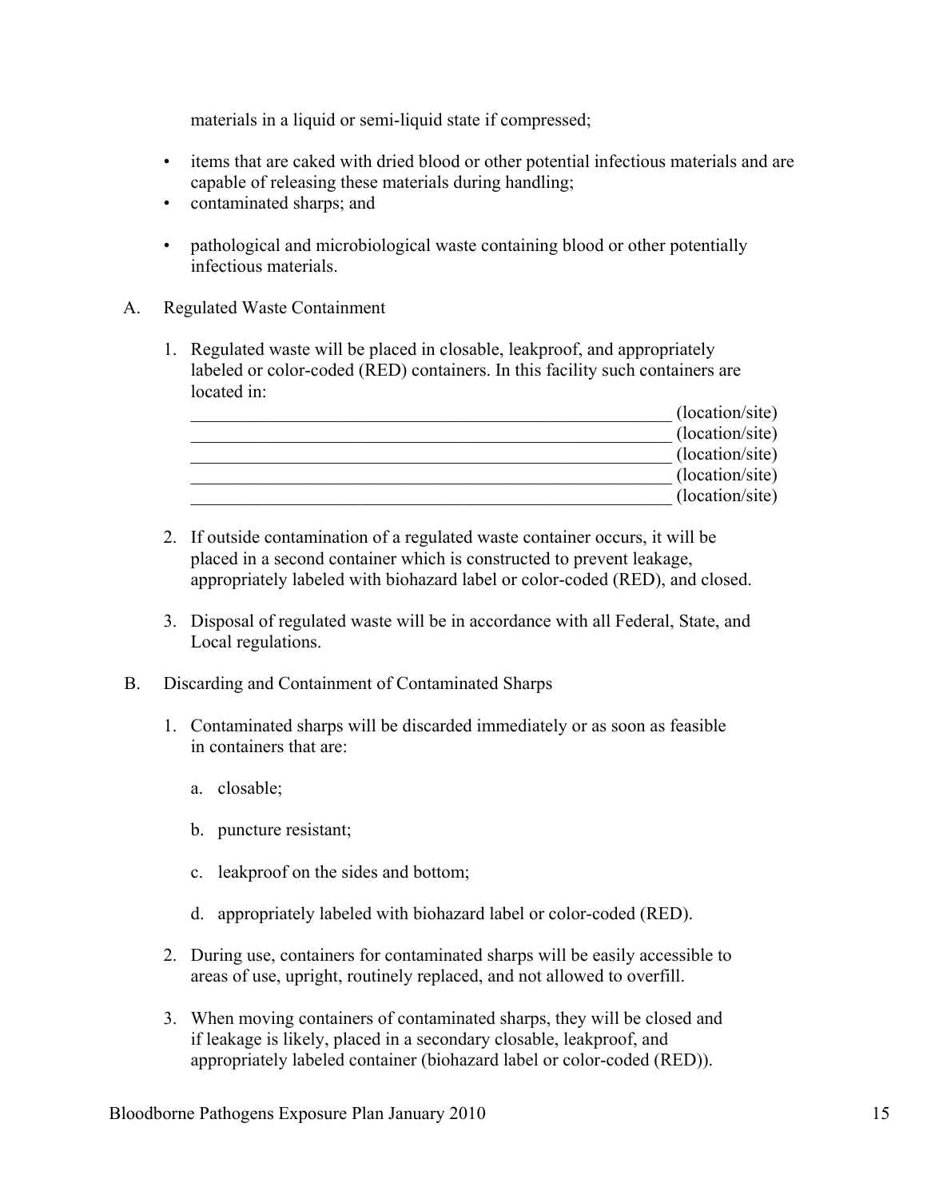materials in a liquid or semi-liquid state if compressed;

- items that are caked with dried blood or other potential infectious materials and are capable of releasing these materials during handling;
- contaminated sharps; and
- pathological and microbiological waste containing blood or other potentially infectious materials.

A. Regulated Waste Containment

1. Regulated waste will be placed in closable, leakproof, and appropriately labeled or color-coded (RED) containers. In this facility such containers are located in:

   ________________________________________________________ (location/site)
   ________________________________________________________ (location/site)
   ________________________________________________________ (location/site)
   ________________________________________________________ (location/site)
   ________________________________________________________ (location/site)

2. If outside contamination of a regulated waste container occurs, it will be placed in a second container which is constructed to prevent leakage, appropriately labeled with biohazard label or color-coded (RED), and closed.

3. Disposal of regulated waste will be in accordance with all Federal, State, and Local regulations.

B. Discarding and Containment of Contaminated Sharps

1. Contaminated sharps will be discarded immediately or as soon as feasible in containers that are:

   a. closable;

   b. puncture resistant;

   c. leakproof on the sides and bottom;

   d. appropriately labeled with biohazard label or color-coded (RED).

2. During use, containers for contaminated sharps will be easily accessible to areas of use, upright, routinely replaced, and not allowed to overfill.

3. When moving containers of contaminated sharps, they will be closed and if leakage is likely, placed in a secondary closable, leakproof, and appropriately labeled container (biohazard label or color-coded (RED)).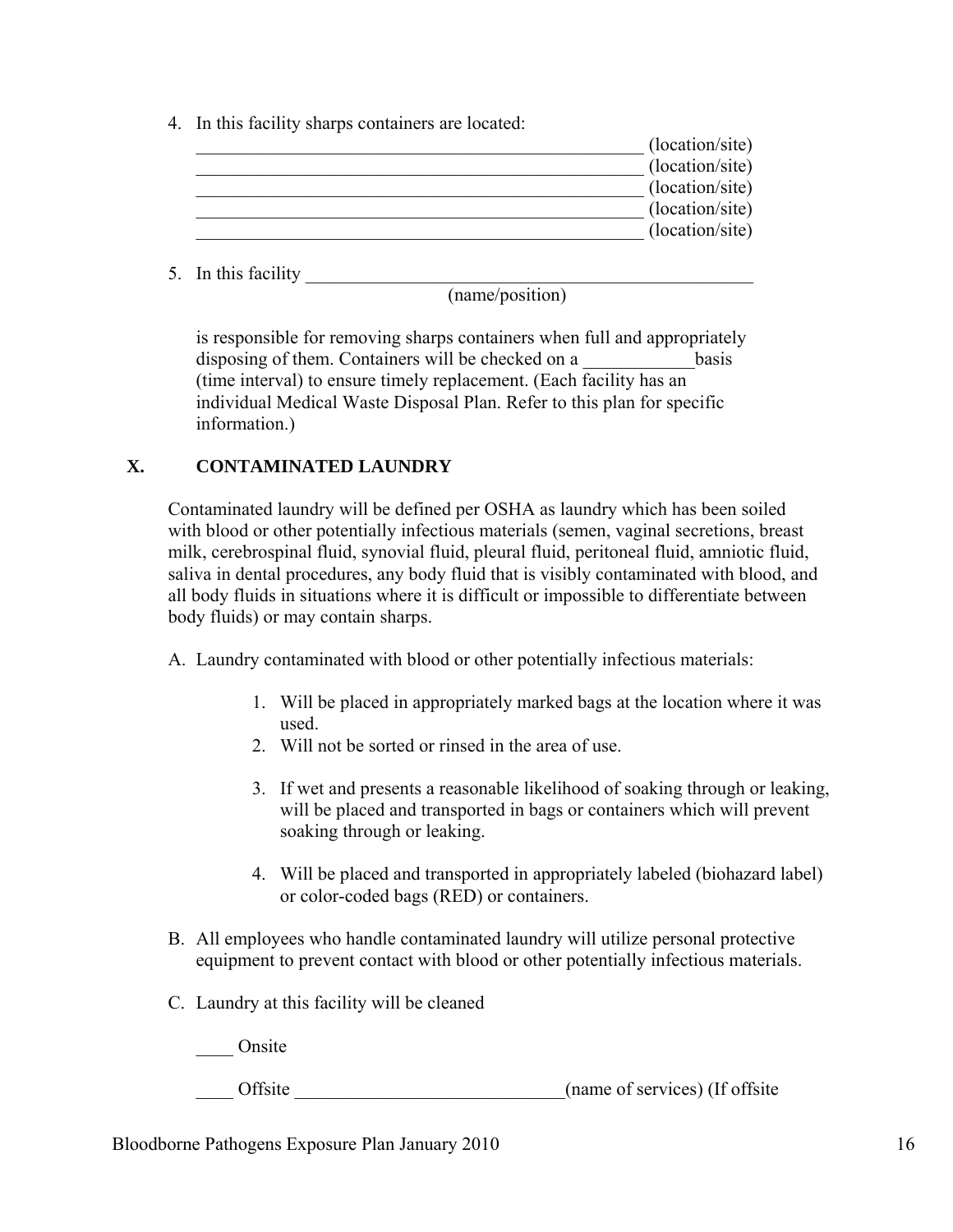4. In this facility sharps containers are located:

   ________________________________________________ (location/site)
   ________________________________________________ (location/site)
   ________________________________________________ (location/site)
   ________________________________________________ (location/site)
   ________________________________________________ (location/site)

5. In this facility ________________________________________________
   (name/position)

   is responsible for removing sharps containers when full and appropriately disposing of them. Containers will be checked on a ____________basis (time interval) to ensure timely replacement. (Each facility has an individual Medical Waste Disposal Plan. Refer to this plan for specific information.)

## X. CONTAMINATED LAUNDRY

Contaminated laundry will be defined per OSHA as laundry which has been soiled with blood or other potentially infectious materials (semen, vaginal secretions, breast milk, cerebrospinal fluid, synovial fluid, pleural fluid, peritoneal fluid, amniotic fluid, saliva in dental procedures, any body fluid that is visibly contaminated with blood, and all body fluids in situations where it is difficult or impossible to differentiate between body fluids) or may contain sharps.

A. Laundry contaminated with blood or other potentially infectious materials:

   1. Will be placed in appropriately marked bags at the location where it was used.
   2. Will not be sorted or rinsed in the area of use.
   3. If wet and presents a reasonable likelihood of soaking through or leaking, will be placed and transported in bags or containers which will prevent soaking through or leaking.
   4. Will be placed and transported in appropriately labeled (biohazard label) or color-coded bags (RED) or containers.

B. All employees who handle contaminated laundry will utilize personal protective equipment to prevent contact with blood or other potentially infectious materials.

C. Laundry at this facility will be cleaned

   ____ Onsite

   ____ Offsite _____________________________(name of services) (If offsite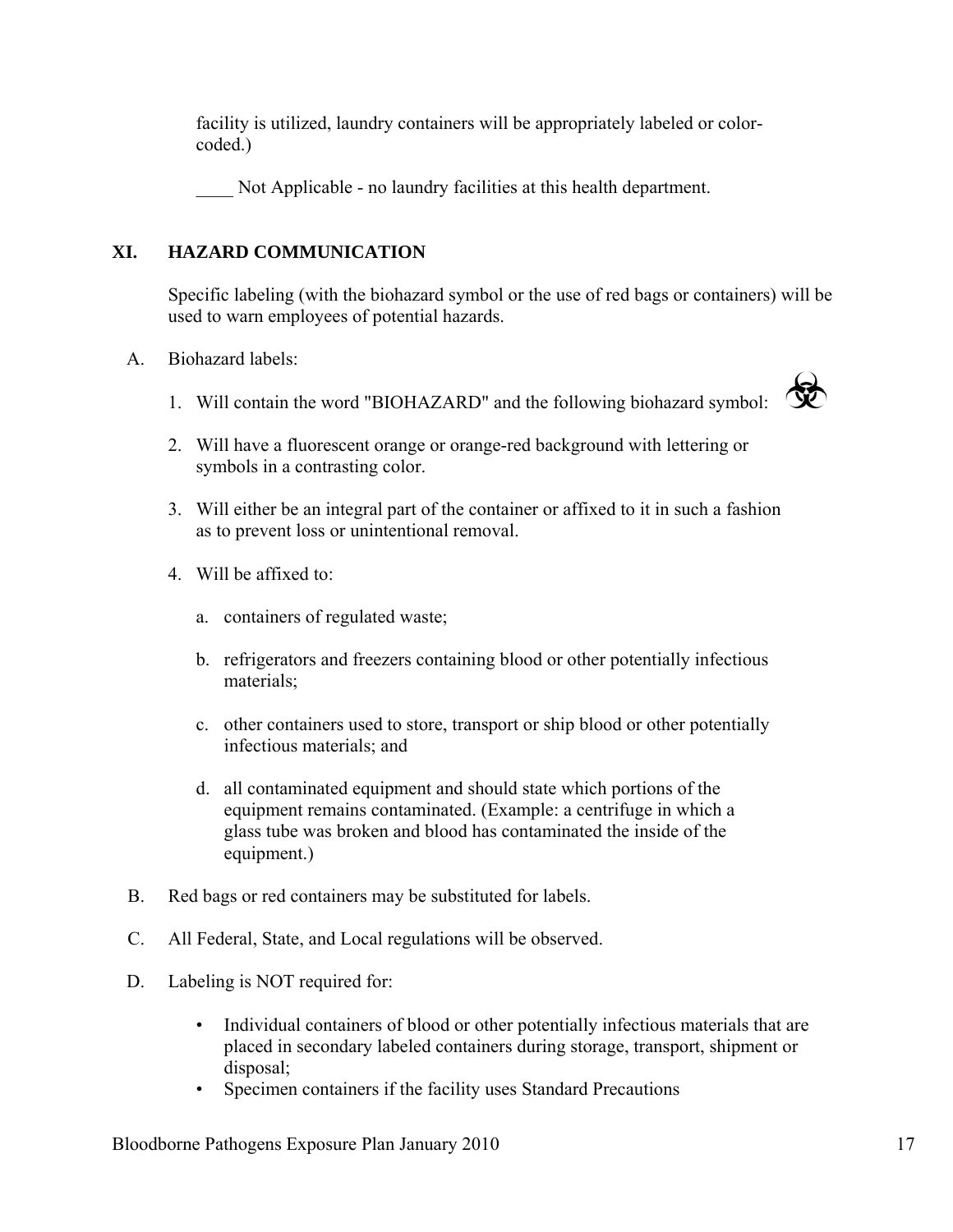facility is utilized, laundry containers will be appropriately labeled or color-coded.)

____ Not Applicable - no laundry facilities at this health department.

## XI. HAZARD COMMUNICATION

Specific labeling (with the biohazard symbol or the use of red bags or containers) will be used to warn employees of potential hazards.

A. Biohazard labels:

1. Will contain the word "BIOHAZARD" and the following biohazard symbol: ☣
2. Will have a fluorescent orange or orange-red background with lettering or symbols in a contrasting color.
3. Will either be an integral part of the container or affixed to it in such a fashion as to prevent loss or unintentional removal.
4. Will be affixed to:
   a. containers of regulated waste;
   b. refrigerators and freezers containing blood or other potentially infectious materials;
   c. other containers used to store, transport or ship blood or other potentially infectious materials; and
   d. all contaminated equipment and should state which portions of the equipment remains contaminated. (Example: a centrifuge in which a glass tube was broken and blood has contaminated the inside of the equipment.)

B. Red bags or red containers may be substituted for labels.

C. All Federal, State, and Local regulations will be observed.

D. Labeling is NOT required for:

- Individual containers of blood or other potentially infectious materials that are placed in secondary labeled containers during storage, transport, shipment or disposal;
- Specimen containers if the facility uses Standard Precautions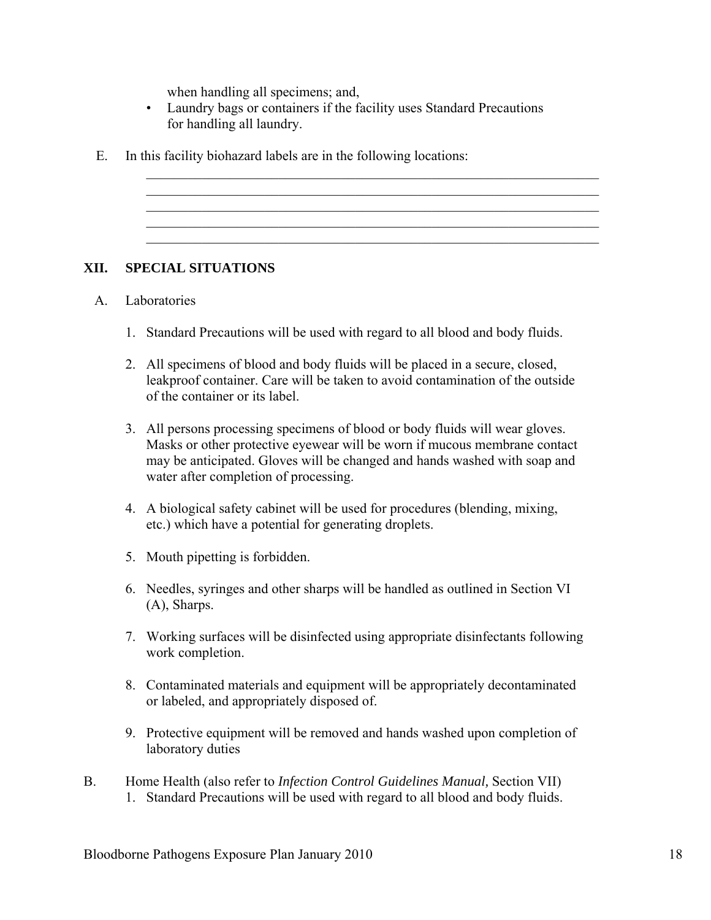when handling all specimens; and,

- Laundry bags or containers if the facility uses Standard Precautions for handling all laundry.

E. In this facility biohazard labels are in the following locations:

_____________________________________________________________________
_____________________________________________________________________
_____________________________________________________________________
_____________________________________________________________________
_____________________________________________________________________

## XII. SPECIAL SITUATIONS

A. Laboratories

1. Standard Precautions will be used with regard to all blood and body fluids.

2. All specimens of blood and body fluids will be placed in a secure, closed, leakproof container. Care will be taken to avoid contamination of the outside of the container or its label.

3. All persons processing specimens of blood or body fluids will wear gloves. Masks or other protective eyewear will be worn if mucous membrane contact may be anticipated. Gloves will be changed and hands washed with soap and water after completion of processing.

4. A biological safety cabinet will be used for procedures (blending, mixing, etc.) which have a potential for generating droplets.

5. Mouth pipetting is forbidden.

6. Needles, syringes and other sharps will be handled as outlined in Section VI (A), Sharps.

7. Working surfaces will be disinfected using appropriate disinfectants following work completion.

8. Contaminated materials and equipment will be appropriately decontaminated or labeled, and appropriately disposed of.

9. Protective equipment will be removed and hands washed upon completion of laboratory duties

B. Home Health (also refer to *Infection Control Guidelines Manual,* Section VII)

1. Standard Precautions will be used with regard to all blood and body fluids.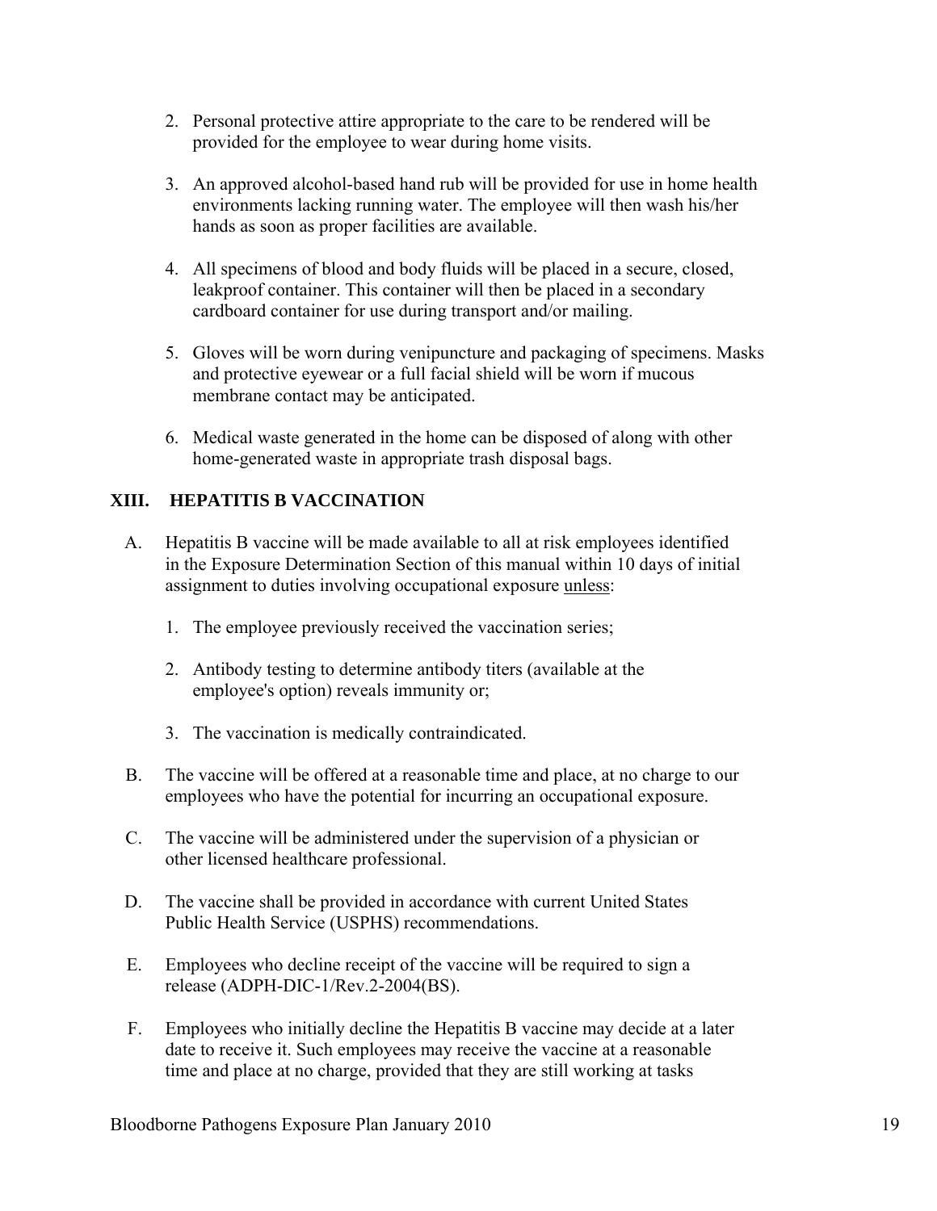2. Personal protective attire appropriate to the care to be rendered will be provided for the employee to wear during home visits.

3. An approved alcohol-based hand rub will be provided for use in home health environments lacking running water. The employee will then wash his/her hands as soon as proper facilities are available.

4. All specimens of blood and body fluids will be placed in a secure, closed, leakproof container. This container will then be placed in a secondary cardboard container for use during transport and/or mailing.

5. Gloves will be worn during venipuncture and packaging of specimens. Masks and protective eyewear or a full facial shield will be worn if mucous membrane contact may be anticipated.

6. Medical waste generated in the home can be disposed of along with other home-generated waste in appropriate trash disposal bags.

## XIII. HEPATITIS B VACCINATION

A. Hepatitis B vaccine will be made available to all at risk employees identified in the Exposure Determination Section of this manual within 10 days of initial assignment to duties involving occupational exposure unless:

   1. The employee previously received the vaccination series;

   2. Antibody testing to determine antibody titers (available at the employee's option) reveals immunity or;

   3. The vaccination is medically contraindicated.

B. The vaccine will be offered at a reasonable time and place, at no charge to our employees who have the potential for incurring an occupational exposure.

C. The vaccine will be administered under the supervision of a physician or other licensed healthcare professional.

D. The vaccine shall be provided in accordance with current United States Public Health Service (USPHS) recommendations.

E. Employees who decline receipt of the vaccine will be required to sign a release (ADPH-DIC-1/Rev.2-2004(BS).

F. Employees who initially decline the Hepatitis B vaccine may decide at a later date to receive it. Such employees may receive the vaccine at a reasonable time and place at no charge, provided that they are still working at tasks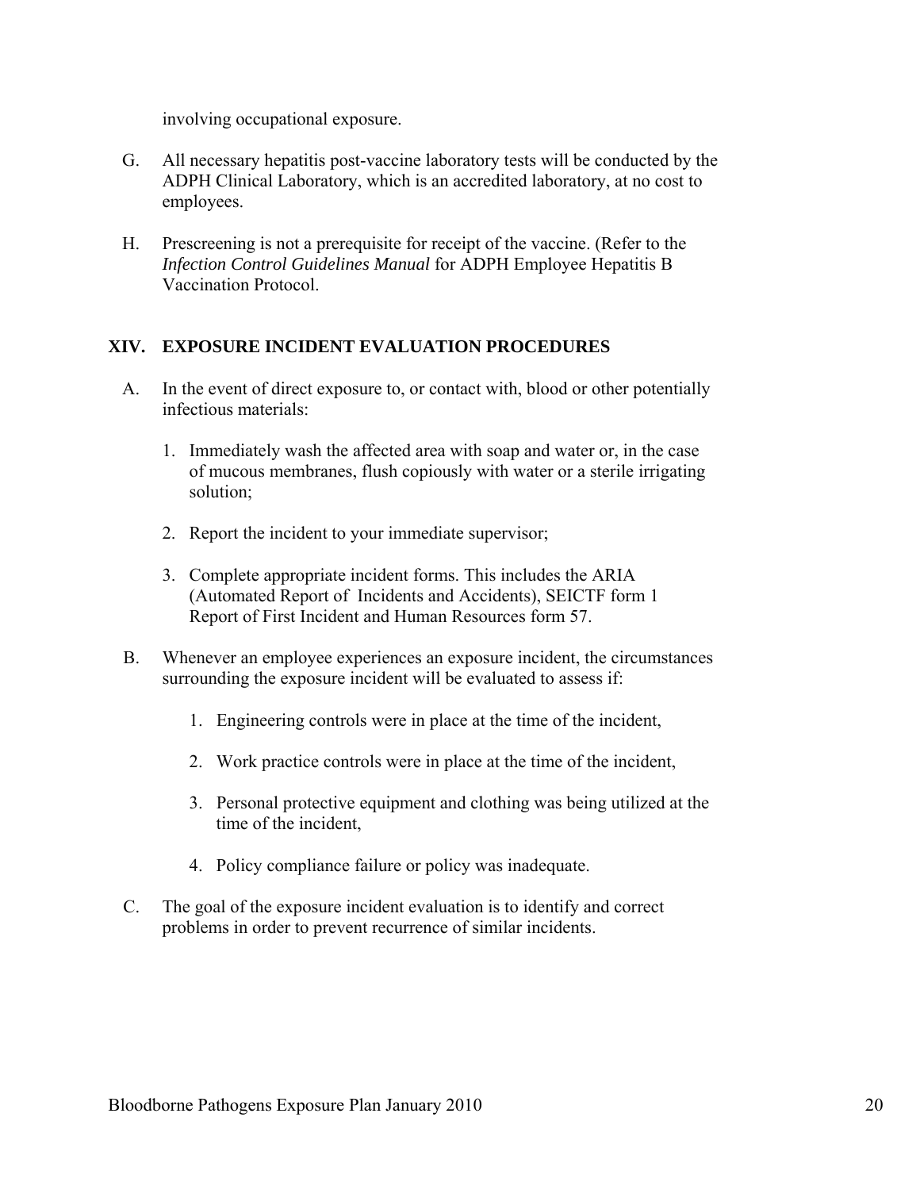involving occupational exposure.

G. All necessary hepatitis post-vaccine laboratory tests will be conducted by the ADPH Clinical Laboratory, which is an accredited laboratory, at no cost to employees.

H. Prescreening is not a prerequisite for receipt of the vaccine. (Refer to the *Infection Control Guidelines Manual* for ADPH Employee Hepatitis B Vaccination Protocol.

## XIV. EXPOSURE INCIDENT EVALUATION PROCEDURES

A. In the event of direct exposure to, or contact with, blood or other potentially infectious materials:

1. Immediately wash the affected area with soap and water or, in the case of mucous membranes, flush copiously with water or a sterile irrigating solution;
2. Report the incident to your immediate supervisor;
3. Complete appropriate incident forms. This includes the ARIA (Automated Report of Incidents and Accidents), SEICTF form 1 Report of First Incident and Human Resources form 57.

B. Whenever an employee experiences an exposure incident, the circumstances surrounding the exposure incident will be evaluated to assess if:

1. Engineering controls were in place at the time of the incident,
2. Work practice controls were in place at the time of the incident,
3. Personal protective equipment and clothing was being utilized at the time of the incident,
4. Policy compliance failure or policy was inadequate.

C. The goal of the exposure incident evaluation is to identify and correct problems in order to prevent recurrence of similar incidents.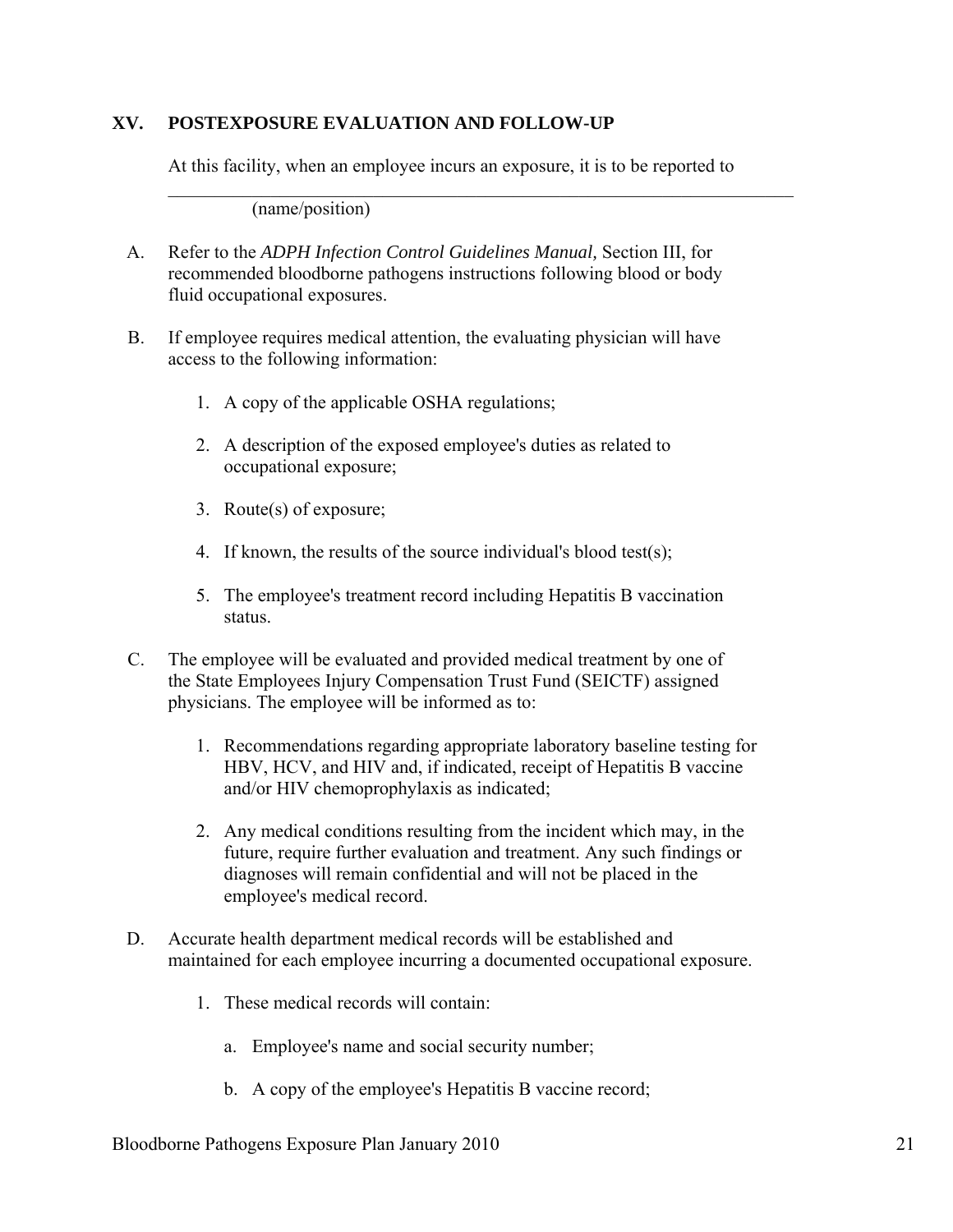## XV. POSTEXPOSURE EVALUATION AND FOLLOW-UP

At this facility, when an employee incurs an exposure, it is to be reported to

______________________________________________________________________
(name/position)

A. Refer to the *ADPH Infection Control Guidelines Manual,* Section III, for recommended bloodborne pathogens instructions following blood or body fluid occupational exposures.

B. If employee requires medical attention, the evaluating physician will have access to the following information:

   1. A copy of the applicable OSHA regulations;

   2. A description of the exposed employee's duties as related to occupational exposure;

   3. Route(s) of exposure;

   4. If known, the results of the source individual's blood test(s);

   5. The employee's treatment record including Hepatitis B vaccination status.

C. The employee will be evaluated and provided medical treatment by one of the State Employees Injury Compensation Trust Fund (SEICTF) assigned physicians. The employee will be informed as to:

   1. Recommendations regarding appropriate laboratory baseline testing for HBV, HCV, and HIV and, if indicated, receipt of Hepatitis B vaccine and/or HIV chemoprophylaxis as indicated;

   2. Any medical conditions resulting from the incident which may, in the future, require further evaluation and treatment. Any such findings or diagnoses will remain confidential and will not be placed in the employee's medical record.

D. Accurate health department medical records will be established and maintained for each employee incurring a documented occupational exposure.

   1. These medical records will contain:

      a. Employee's name and social security number;

      b. A copy of the employee's Hepatitis B vaccine record;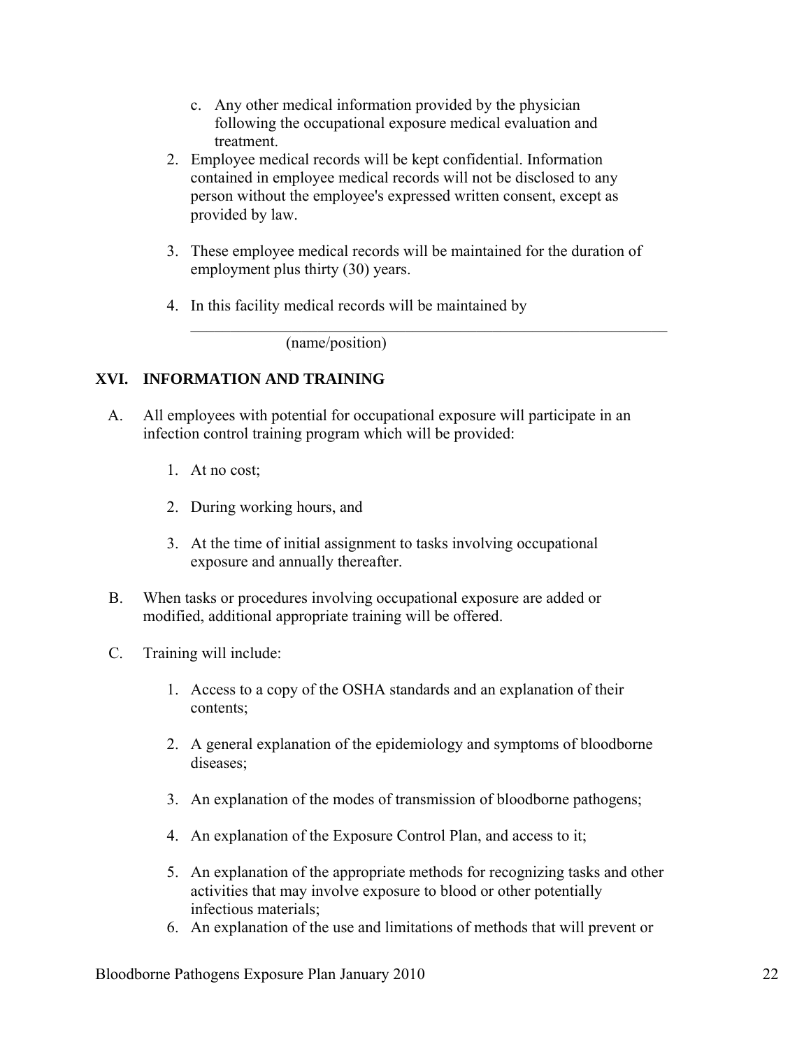c. Any other medical information provided by the physician following the occupational exposure medical evaluation and treatment.

2. Employee medical records will be kept confidential. Information contained in employee medical records will not be disclosed to any person without the employee's expressed written consent, except as provided by law.

3. These employee medical records will be maintained for the duration of employment plus thirty (30) years.

4. In this facility medical records will be maintained by

   ______________________________________________________________
   (name/position)

## XVI. INFORMATION AND TRAINING

A. All employees with potential for occupational exposure will participate in an infection control training program which will be provided:

   1. At no cost;

   2. During working hours, and

   3. At the time of initial assignment to tasks involving occupational exposure and annually thereafter.

B. When tasks or procedures involving occupational exposure are added or modified, additional appropriate training will be offered.

C. Training will include:

   1. Access to a copy of the OSHA standards and an explanation of their contents;

   2. A general explanation of the epidemiology and symptoms of bloodborne diseases;

   3. An explanation of the modes of transmission of bloodborne pathogens;

   4. An explanation of the Exposure Control Plan, and access to it;

   5. An explanation of the appropriate methods for recognizing tasks and other activities that may involve exposure to blood or other potentially infectious materials;

   6. An explanation of the use and limitations of methods that will prevent or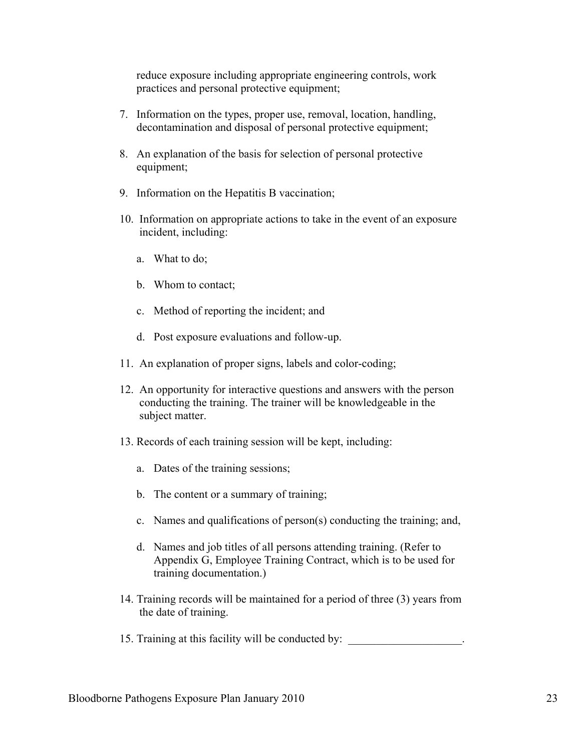reduce exposure including appropriate engineering controls, work practices and personal protective equipment;

7. Information on the types, proper use, removal, location, handling, decontamination and disposal of personal protective equipment;

8. An explanation of the basis for selection of personal protective equipment;

9. Information on the Hepatitis B vaccination;

10. Information on appropriate actions to take in the event of an exposure incident, including:

    a. What to do;

    b. Whom to contact;

    c. Method of reporting the incident; and

    d. Post exposure evaluations and follow-up.

11. An explanation of proper signs, labels and color-coding;

12. An opportunity for interactive questions and answers with the person conducting the training. The trainer will be knowledgeable in the subject matter.

13. Records of each training session will be kept, including:

    a. Dates of the training sessions;

    b. The content or a summary of training;

    c. Names and qualifications of person(s) conducting the training; and,

    d. Names and job titles of all persons attending training. (Refer to Appendix G, Employee Training Contract, which is to be used for training documentation.)

14. Training records will be maintained for a period of three (3) years from the date of training.

15. Training at this facility will be conducted by: ____________________.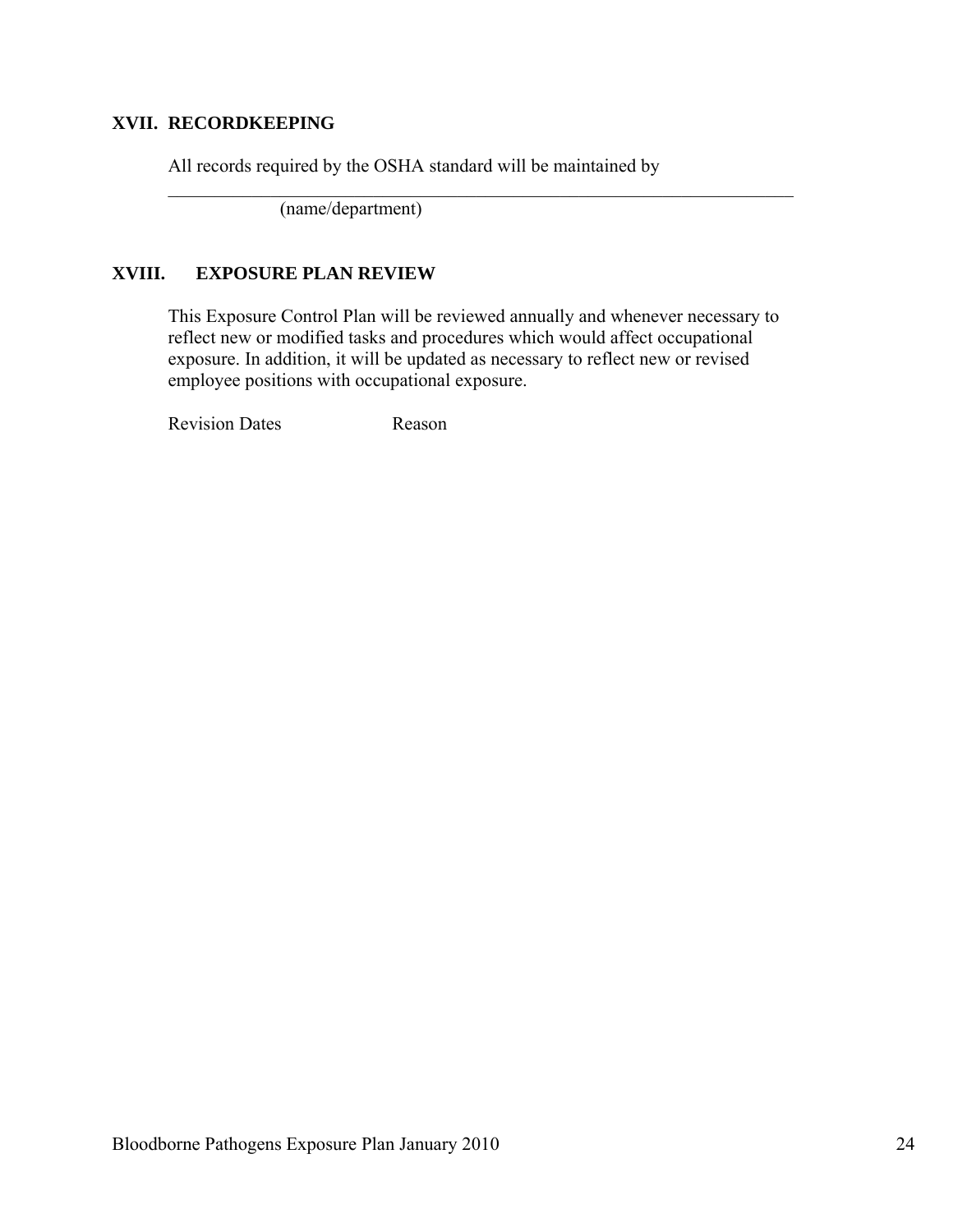## XVII. RECORDKEEPING

All records required by the OSHA standard will be maintained by

______________________________________________________________________
(name/department)

## XVIII. EXPOSURE PLAN REVIEW

This Exposure Control Plan will be reviewed annually and whenever necessary to reflect new or modified tasks and procedures which would affect occupational exposure. In addition, it will be updated as necessary to reflect new or revised employee positions with occupational exposure.

| Revision Dates | Reason |
| --- | --- |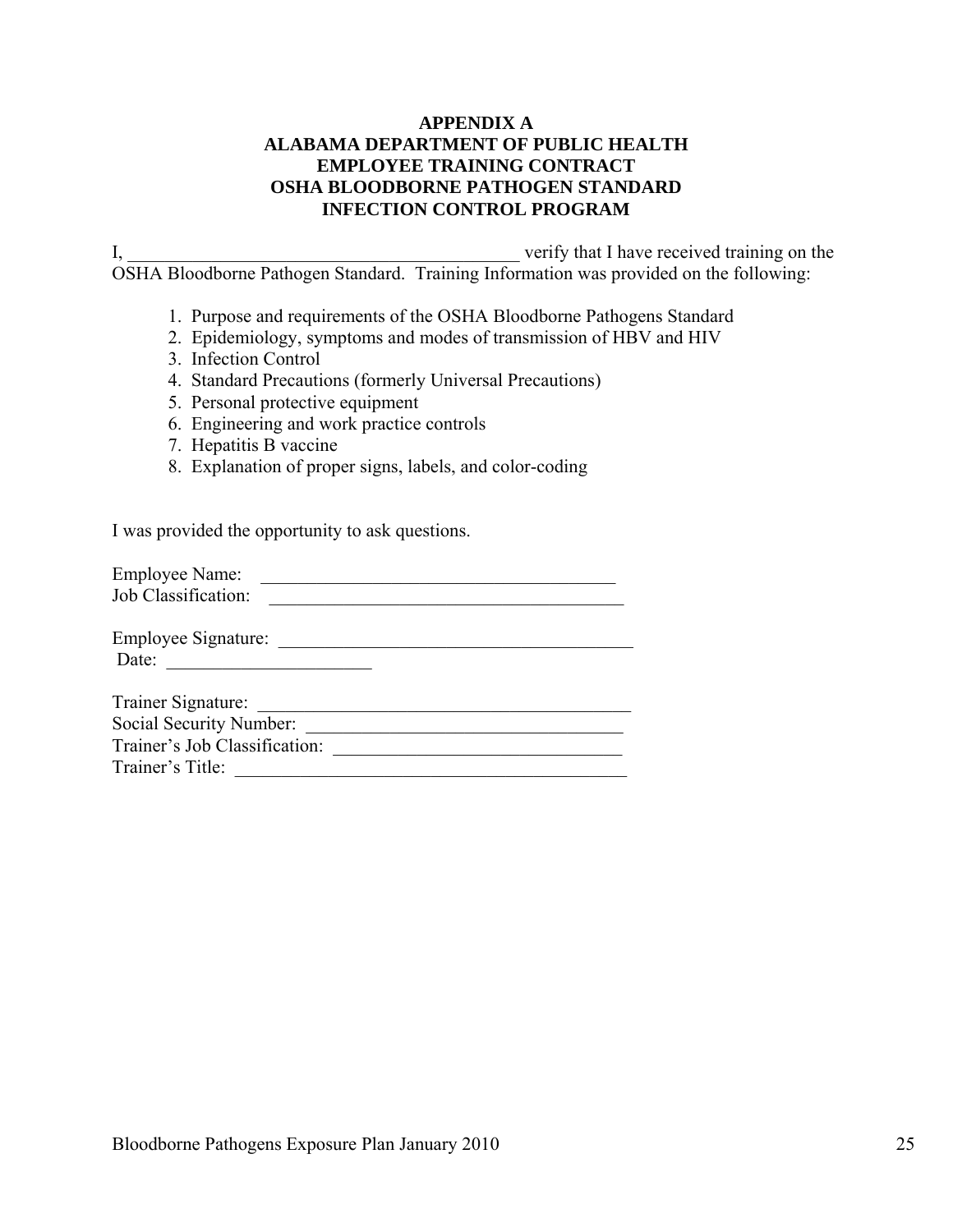**APPENDIX A**
**ALABAMA DEPARTMENT OF PUBLIC HEALTH**
**EMPLOYEE TRAINING CONTRACT**
**OSHA BLOODBORNE PATHOGEN STANDARD**
**INFECTION CONTROL PROGRAM**

I, ___________________________________________ verify that I have received training on the OSHA Bloodborne Pathogen Standard. Training Information was provided on the following:

1. Purpose and requirements of the OSHA Bloodborne Pathogens Standard
2. Epidemiology, symptoms and modes of transmission of HBV and HIV
3. Infection Control
4. Standard Precautions (formerly Universal Precautions)
5. Personal protective equipment
6. Engineering and work practice controls
7. Hepatitis B vaccine
8. Explanation of proper signs, labels, and color-coding

I was provided the opportunity to ask questions.

Employee Name: ______________________________________
Job Classification: ______________________________________

Employee Signature: ______________________________________
Date: ______________________

Trainer Signature: ______________________________________
Social Security Number: __________________________________
Trainer's Job Classification: ______________________________
Trainer's Title: __________________________________________